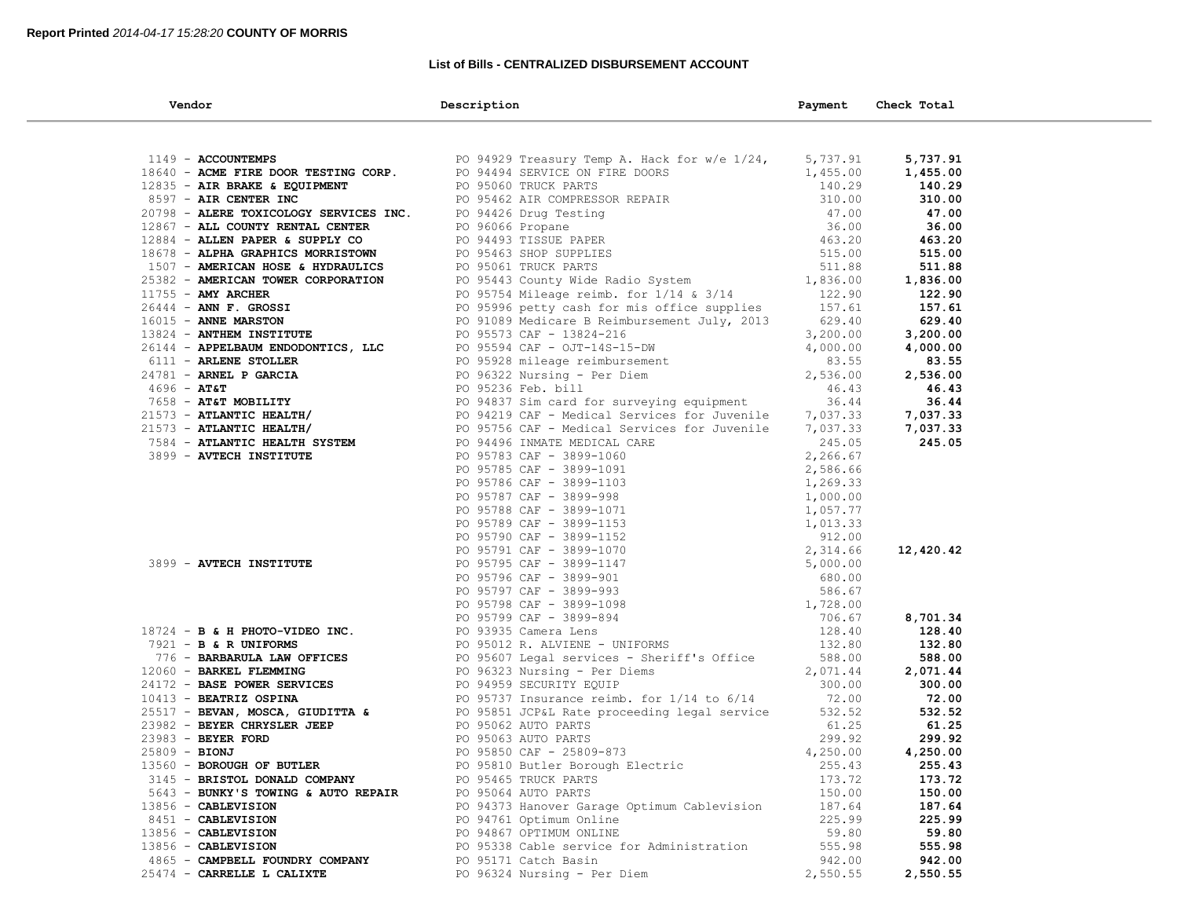**Report Printed** *2014-04-17 15:28:20* **COUNTY OF MORRIS**

## List of Bills - CENTRALIZED DISBURSEMENT ACCOUNT

| Vendor | Description | Payment | Check Total |
|---|---|---|---|
| 1149 - **ACCOUNTEMPS** | PO 94929 Treasury Temp A. Hack for w/e 1/24, | 5,737.91 | **5,737.91** |
| 18640 - **ACME FIRE DOOR TESTING CORP.** | PO 94494 SERVICE ON FIRE DOORS | 1,455.00 | **1,455.00** |
| 12835 - **AIR BRAKE & EQUIPMENT** | PO 95060 TRUCK PARTS | 140.29 | **140.29** |
| 8597 - **AIR CENTER INC** | PO 95462 AIR COMPRESSOR REPAIR | 310.00 | **310.00** |
| 20798 - **ALERE TOXICOLOGY SERVICES INC.** | PO 94426 Drug Testing | 47.00 | **47.00** |
| 12867 - **ALL COUNTY RENTAL CENTER** | PO 96066 Propane | 36.00 | **36.00** |
| 12884 - **ALLEN PAPER & SUPPLY CO** | PO 94493 TISSUE PAPER | 463.20 | **463.20** |
| 18678 - **ALPHA GRAPHICS MORRISTOWN** | PO 95463 SHOP SUPPLIES | 515.00 | **515.00** |
| 1507 - **AMERICAN HOSE & HYDRAULICS** | PO 95061 TRUCK PARTS | 511.88 | **511.88** |
| 25382 - **AMERICAN TOWER CORPORATION** | PO 95443 County Wide Radio System | 1,836.00 | **1,836.00** |
| 11755 - **AMY ARCHER** | PO 95754 Mileage reimb. for 1/14 & 3/14 | 122.90 | **122.90** |
| 26444 - **ANN F. GROSSI** | PO 95996 petty cash for mis office supplies | 157.61 | **157.61** |
| 16015 - **ANNE MARSTON** | PO 91089 Medicare B Reimbursement July, 2013 | 629.40 | **629.40** |
| 13824 - **ANTHEM INSTITUTE** | PO 95573 CAF - 13824-216 | 3,200.00 | **3,200.00** |
| 26144 - **APPELBAUM ENDODONTICS, LLC** | PO 95594 CAF - OJT-14S-15-DW | 4,000.00 | **4,000.00** |
| 6111 - **ARLENE STOLLER** | PO 95928 mileage reimbursement | 83.55 | **83.55** |
| 24781 - **ARNEL P GARCIA** | PO 96322 Nursing - Per Diem | 2,536.00 | **2,536.00** |
| 4696 - **AT&T** | PO 95236 Feb. bill | 46.43 | **46.43** |
| 7658 - **AT&T MOBILITY** | PO 94837 Sim card for surveying equipment | 36.44 | **36.44** |
| 21573 - **ATLANTIC HEALTH/** | PO 94219 CAF - Medical Services for Juvenile | 7,037.33 | **7,037.33** |
| 21573 - **ATLANTIC HEALTH/** | PO 95756 CAF - Medical Services for Juvenile | 7,037.33 | **7,037.33** |
| 7584 - **ATLANTIC HEALTH SYSTEM** | PO 94496 INMATE MEDICAL CARE | 245.05 | **245.05** |
| 3899 - **AVTECH INSTITUTE** | PO 95783 CAF - 3899-1060 | 2,266.67 | |
| | PO 95785 CAF - 3899-1091 | 2,586.66 | |
| | PO 95786 CAF - 3899-1103 | 1,269.33 | |
| | PO 95787 CAF - 3899-998 | 1,000.00 | |
| | PO 95788 CAF - 3899-1071 | 1,057.77 | |
| | PO 95789 CAF - 3899-1153 | 1,013.33 | |
| | PO 95790 CAF - 3899-1152 | 912.00 | |
| | PO 95791 CAF - 3899-1070 | 2,314.66 | **12,420.42** |
| 3899 - **AVTECH INSTITUTE** | PO 95795 CAF - 3899-1147 | 5,000.00 | |
| | PO 95796 CAF - 3899-901 | 680.00 | |
| | PO 95797 CAF - 3899-993 | 586.67 | |
| | PO 95798 CAF - 3899-1098 | 1,728.00 | |
| | PO 95799 CAF - 3899-894 | 706.67 | **8,701.34** |
| 18724 - **B & H PHOTO-VIDEO INC.** | PO 93935 Camera Lens | 128.40 | **128.40** |
| 7921 - **B & R UNIFORMS** | PO 95012 R. ALVIENE - UNIFORMS | 132.80 | **132.80** |
| 776 - **BARBARULA LAW OFFICES** | PO 95607 Legal services - Sheriff's Office | 588.00 | **588.00** |
| 12060 - **BARKEL FLEMMING** | PO 96323 Nursing - Per Diems | 2,071.44 | **2,071.44** |
| 24172 - **BASE POWER SERVICES** | PO 94959 SECURITY EQUIP | 300.00 | **300.00** |
| 10413 - **BEATRIZ OSPINA** | PO 95737 Insurance reimb. for 1/14 to 6/14 | 72.00 | **72.00** |
| 25517 - **BEVAN, MOSCA, GIUDITTA &** | PO 95851 JCP&L Rate proceeding legal service | 532.52 | **532.52** |
| 23982 - **BEYER CHRYSLER JEEP** | PO 95062 AUTO PARTS | 61.25 | **61.25** |
| 23983 - **BEYER FORD** | PO 95063 AUTO PARTS | 299.92 | **299.92** |
| 25809 - **BIONJ** | PO 95850 CAF - 25809-873 | 4,250.00 | **4,250.00** |
| 13560 - **BOROUGH OF BUTLER** | PO 95810 Butler Borough Electric | 255.43 | **255.43** |
| 3145 - **BRISTOL DONALD COMPANY** | PO 95465 TRUCK PARTS | 173.72 | **173.72** |
| 5643 - **BUNKY'S TOWING & AUTO REPAIR** | PO 95064 AUTO PARTS | 150.00 | **150.00** |
| 13856 - **CABLEVISION** | PO 94373 Hanover Garage Optimum Cablevision | 187.64 | **187.64** |
| 8451 - **CABLEVISION** | PO 94761 Optimum Online | 225.99 | **225.99** |
| 13856 - **CABLEVISION** | PO 94867 OPTIMUM ONLINE | 59.80 | **59.80** |
| 13856 - **CABLEVISION** | PO 95338 Cable service for Administration | 555.98 | **555.98** |
| 4865 - **CAMPBELL FOUNDRY COMPANY** | PO 95171 Catch Basin | 942.00 | **942.00** |
| 25474 - **CARRELLE L CALIXTE** | PO 96324 Nursing - Per Diem | 2,550.55 | **2,550.55** |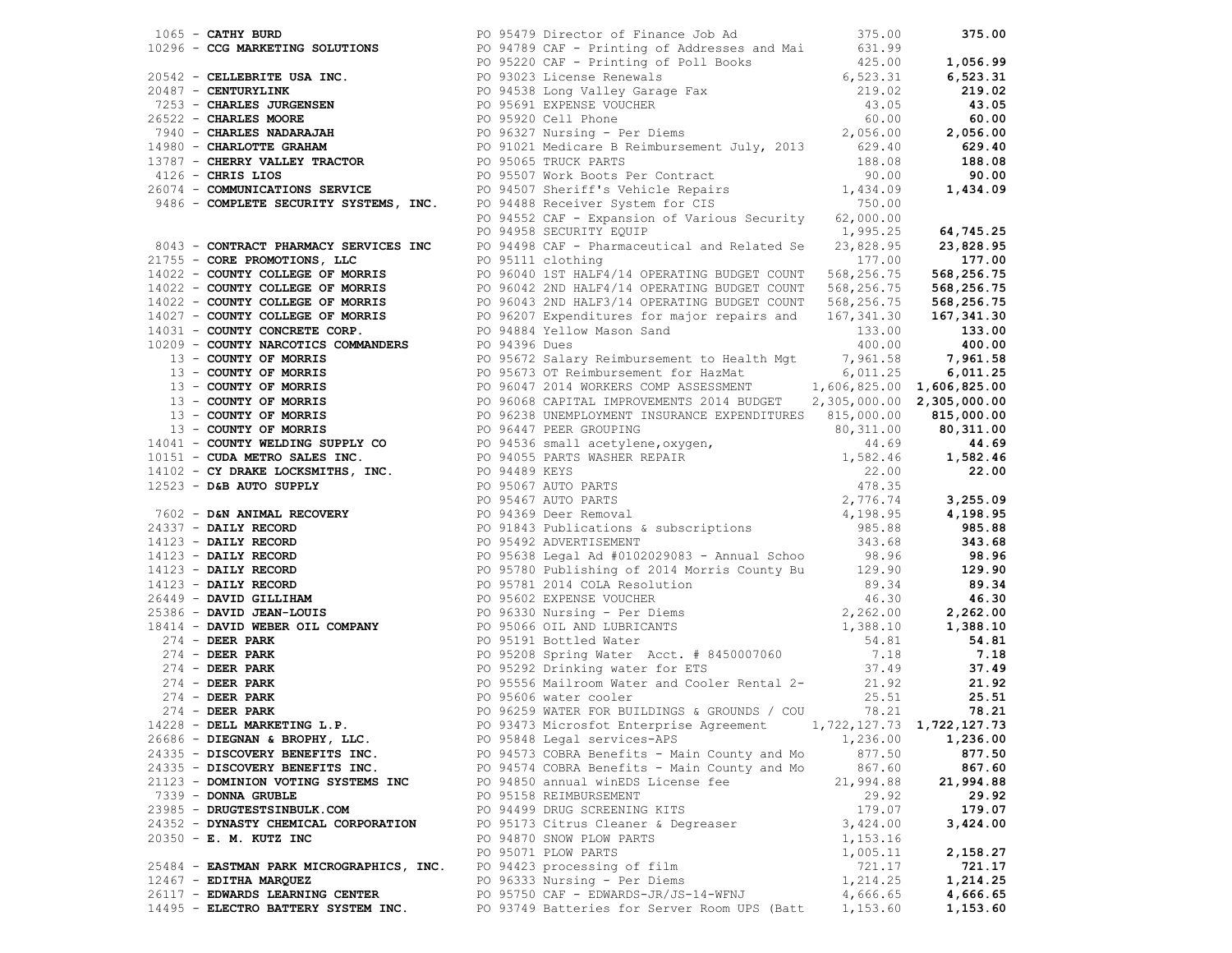| Vendor | PO / Description | Amount | Total |
|---|---|---|---|
| 1065 - **CATHY BURD** | PO 95479 Director of Finance Job Ad | 375.00 | **375.00** |
| 10296 - **CCG MARKETING SOLUTIONS** | PO 94789 CAF - Printing of Addresses and Mai | 631.99 | |
| | PO 95220 CAF - Printing of Poll Books | 425.00 | **1,056.99** |
| 20542 - **CELLEBRITE USA INC.** | PO 93023 License Renewals | 6,523.31 | **6,523.31** |
| 20487 - **CENTURYLINK** | PO 94538 Long Valley Garage Fax | 219.02 | **219.02** |
| 7253 - **CHARLES JURGENSEN** | PO 95691 EXPENSE VOUCHER | 43.05 | **43.05** |
| 26522 - **CHARLES MOORE** | PO 95920 Cell Phone | 60.00 | **60.00** |
| 7940 - **CHARLES NADARAJAH** | PO 96327 Nursing - Per Diems | 2,056.00 | **2,056.00** |
| 14980 - **CHARLOTTE GRAHAM** | PO 91021 Medicare B Reimbursement July, 2013 | 629.40 | **629.40** |
| 13787 - **CHERRY VALLEY TRACTOR** | PO 95065 TRUCK PARTS | 188.08 | **188.08** |
| 4126 - **CHRIS LIOS** | PO 95507 Work Boots Per Contract | 90.00 | **90.00** |
| 26074 - **COMMUNICATIONS SERVICE** | PO 94507 Sheriff's Vehicle Repairs | 1,434.09 | **1,434.09** |
| 9486 - **COMPLETE SECURITY SYSTEMS, INC.** | PO 94488 Receiver System for CIS | 750.00 | |
| | PO 94552 CAF - Expansion of Various Security | 62,000.00 | |
| | PO 94958 SECURITY EQUIP | 1,995.25 | **64,745.25** |
| 8043 - **CONTRACT PHARMACY SERVICES INC** | PO 94498 CAF - Pharmaceutical and Related Se | 23,828.95 | **23,828.95** |
| 21755 - **CORE PROMOTIONS, LLC** | PO 95111 clothing | 177.00 | **177.00** |
| 14022 - **COUNTY COLLEGE OF MORRIS** | PO 96040 1ST HALF4/14 OPERATING BUDGET COUNT | 568,256.75 | **568,256.75** |
| 14022 - **COUNTY COLLEGE OF MORRIS** | PO 96042 2ND HALF4/14 OPERATING BUDGET COUNT | 568,256.75 | **568,256.75** |
| 14022 - **COUNTY COLLEGE OF MORRIS** | PO 96043 2ND HALF3/14 OPERATING BUDGET COUNT | 568,256.75 | **568,256.75** |
| 14027 - **COUNTY COLLEGE OF MORRIS** | PO 96207 Expenditures for major repairs and | 167,341.30 | **167,341.30** |
| 14031 - **COUNTY CONCRETE CORP.** | PO 94884 Yellow Mason Sand | 133.00 | **133.00** |
| 10209 - **COUNTY NARCOTICS COMMANDERS** | PO 94396 Dues | 400.00 | **400.00** |
| 13 - **COUNTY OF MORRIS** | PO 95672 Salary Reimbursement to Health Mgt | 7,961.58 | **7,961.58** |
| 13 - **COUNTY OF MORRIS** | PO 95673 OT Reimbursement for HazMat | 6,011.25 | **6,011.25** |
| 13 - **COUNTY OF MORRIS** | PO 96047 2014 WORKERS COMP ASSESSMENT | 1,606,825.00 | **1,606,825.00** |
| 13 - **COUNTY OF MORRIS** | PO 96068 CAPITAL IMPROVEMENTS 2014 BUDGET | 2,305,000.00 | **2,305,000.00** |
| 13 - **COUNTY OF MORRIS** | PO 96238 UNEMPLOYMENT INSURANCE EXPENDITURES | 815,000.00 | **815,000.00** |
| 13 - **COUNTY OF MORRIS** | PO 96447 PEER GROUPING | 80,311.00 | **80,311.00** |
| 14041 - **COUNTY WELDING SUPPLY CO** | PO 94536 small acetylene,oxygen, | 44.69 | **44.69** |
| 10151 - **CUDA METRO SALES INC.** | PO 94055 PARTS WASHER REPAIR | 1,582.46 | **1,582.46** |
| 14102 - **CY DRAKE LOCKSMITHS, INC.** | PO 94489 KEYS | 22.00 | **22.00** |
| 12523 - **D&B AUTO SUPPLY** | PO 95067 AUTO PARTS | 478.35 | |
| | PO 95467 AUTO PARTS | 2,776.74 | **3,255.09** |
| 7602 - **D&N ANIMAL RECOVERY** | PO 94369 Deer Removal | 4,198.95 | **4,198.95** |
| 24337 - **DAILY RECORD** | PO 91843 Publications & subscriptions | 985.88 | **985.88** |
| 14123 - **DAILY RECORD** | PO 95492 ADVERTISEMENT | 343.68 | **343.68** |
| 14123 - **DAILY RECORD** | PO 95638 Legal Ad #0102029083 - Annual Schoo | 98.96 | **98.96** |
| 14123 - **DAILY RECORD** | PO 95780 Publishing of 2014 Morris County Bu | 129.90 | **129.90** |
| 14123 - **DAILY RECORD** | PO 95781 2014 COLA Resolution | 89.34 | **89.34** |
| 26449 - **DAVID GILLIHAM** | PO 95602 EXPENSE VOUCHER | 46.30 | **46.30** |
| 25386 - **DAVID JEAN-LOUIS** | PO 96330 Nursing - Per Diems | 2,262.00 | **2,262.00** |
| 18414 - **DAVID WEBER OIL COMPANY** | PO 95066 OIL AND LUBRICANTS | 1,388.10 | **1,388.10** |
| 274 - **DEER PARK** | PO 95191 Bottled Water | 54.81 | **54.81** |
| 274 - **DEER PARK** | PO 95208 Spring Water Acct. # 8450007060 | 7.18 | **7.18** |
| 274 - **DEER PARK** | PO 95292 Drinking water for ETS | 37.49 | **37.49** |
| 274 - **DEER PARK** | PO 95556 Mailroom Water and Cooler Rental 2- | 21.92 | **21.92** |
| 274 - **DEER PARK** | PO 95606 water cooler | 25.51 | **25.51** |
| 274 - **DEER PARK** | PO 96259 WATER FOR BUILDINGS & GROUNDS / COU | 78.21 | **78.21** |
| 14228 - **DELL MARKETING L.P.** | PO 93473 Microsfot Enterprise Agreement | 1,722,127.73 | **1,722,127.73** |
| 26686 - **DIEGNAN & BROPHY, LLC.** | PO 95848 Legal services-APS | 1,236.00 | **1,236.00** |
| 24335 - **DISCOVERY BENEFITS INC.** | PO 94573 COBRA Benefits - Main County and Mo | 877.50 | **877.50** |
| 24335 - **DISCOVERY BENEFITS INC.** | PO 94574 COBRA Benefits - Main County and Mo | 867.60 | **867.60** |
| 21123 - **DOMINION VOTING SYSTEMS INC** | PO 94850 annual winEDS License fee | 21,994.88 | **21,994.88** |
| 7339 - **DONNA GRUBLE** | PO 95158 REIMBURSEMENT | 29.92 | **29.92** |
| 23985 - **DRUGTESTSINBULK.COM** | PO 94499 DRUG SCREENING KITS | 179.07 | **179.07** |
| 24352 - **DYNASTY CHEMICAL CORPORATION** | PO 95173 Citrus Cleaner & Degreaser | 3,424.00 | **3,424.00** |
| 20350 - **E. M. KUTZ INC** | PO 94870 SNOW PLOW PARTS | 1,153.16 | |
| | PO 95071 PLOW PARTS | 1,005.11 | **2,158.27** |
| 25484 - **EASTMAN PARK MICROGRAPHICS, INC.** | PO 94423 processing of film | 721.17 | **721.17** |
| 12467 - **EDITHA MARQUEZ** | PO 96333 Nursing - Per Diems | 1,214.25 | **1,214.25** |
| 26117 - **EDWARDS LEARNING CENTER** | PO 95750 CAF - EDWARDS-JR/JS-14-WFNJ | 4,666.65 | **4,666.65** |
| 14495 - **ELECTRO BATTERY SYSTEM INC.** | PO 93749 Batteries for Server Room UPS (Batt | 1,153.60 | **1,153.60** |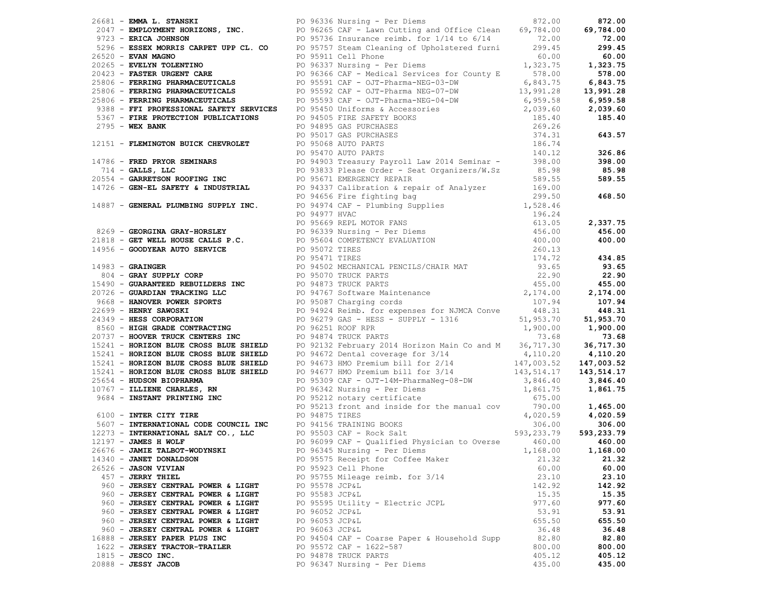| Vendor | PO / Description | Amount | Total |
|---|---|---|---|
| 26681 - **EMMA L. STANSKI** | PO 96336 Nursing - Per Diems | 872.00 | **872.00** |
| 2047 - **EMPLOYMENT HORIZONS, INC.** | PO 96265 CAF - Lawn Cutting and Office Clean | 69,784.00 | **69,784.00** |
| 9723 - **ERICA JOHNSON** | PO 95736 Insurance reimb. for 1/14 to 6/14 | 72.00 | **72.00** |
| 5296 - **ESSEX MORRIS CARPET UPP CL. CO** | PO 95757 Steam Cleaning of Upholstered furni | 299.45 | **299.45** |
| 26520 - **EVAN MAGNO** | PO 95911 Cell Phone | 60.00 | **60.00** |
| 20265 - **EVELYN TOLENTINO** | PO 96337 Nursing - Per Diems | 1,323.75 | **1,323.75** |
| 20423 - **FASTER URGENT CARE** | PO 96366 CAF - Medical Services for County E | 578.00 | **578.00** |
| 25806 - **FERRING PHARMACEUTICALS** | PO 95591 CAF - OJT-Pharma-NEG-03-DW | 6,843.75 | **6,843.75** |
| 25806 - **FERRING PHARMACEUTICALS** | PO 95592 CAF - OJT-Pharma NEG-07-DW | 13,991.28 | **13,991.28** |
| 25806 - **FERRING PHARMACEUTICALS** | PO 95593 CAF - OJT-Pharma-NEG-04-DW | 6,959.58 | **6,959.58** |
| 9388 - **FFI PROFESSIONAL SAFETY SERVICES** | PO 95450 Uniforms & Accessories | 2,039.60 | **2,039.60** |
| 5367 - **FIRE PROTECTION PUBLICATIONS** | PO 94505 FIRE SAFETY BOOKS | 185.40 | **185.40** |
| 2795 - **WEX BANK** | PO 94895 GAS PURCHASES | 269.26 | |
| | PO 95017 GAS PURCHASES | 374.31 | **643.57** |
| 12151 - **FLEMINGTON BUICK CHEVROLET** | PO 95068 AUTO PARTS | 186.74 | |
| | PO 95470 AUTO PARTS | 140.12 | **326.86** |
| 14786 - **FRED PRYOR SEMINARS** | PO 94903 Treasury Payroll Law 2014 Seminar - | 398.00 | **398.00** |
| 714 - **GALLS, LLC** | PO 93833 Please Order - Seat Organizers/W.Sz | 85.98 | **85.98** |
| 20554 - **GARRETSON ROOFING INC** | PO 95671 EMERGENCY REPAIR | 589.55 | **589.55** |
| 14726 - **GEN-EL SAFETY & INDUSTRIAL** | PO 94337 Calibration & repair of Analyzer | 169.00 | |
| | PO 94656 Fire fighting bag | 299.50 | **468.50** |
| 14887 - **GENERAL PLUMBING SUPPLY INC.** | PO 94974 CAF - Plumbing Supplies | 1,528.46 | |
| | PO 94977 HVAC | 196.24 | |
| | PO 95669 REPL MOTOR FANS | 613.05 | **2,337.75** |
| 8269 - **GEORGINA GRAY-HORSLEY** | PO 96339 Nursing - Per Diems | 456.00 | **456.00** |
| 21818 - **GET WELL HOUSE CALLS P.C.** | PO 95604 COMPETENCY EVALUATION | 400.00 | **400.00** |
| 14956 - **GOODYEAR AUTO SERVICE** | PO 95072 TIRES | 260.13 | |
| | PO 95471 TIRES | 174.72 | **434.85** |
| 14983 - **GRAINGER** | PO 94502 MECHANICAL PENCILS/CHAIR MAT | 93.65 | **93.65** |
| 804 - **GRAY SUPPLY CORP** | PO 95070 TRUCK PARTS | 22.90 | **22.90** |
| 15490 - **GUARANTEED REBUILDERS INC** | PO 94873 TRUCK PARTS | 455.00 | **455.00** |
| 20726 - **GUARDIAN TRACKING LLC** | PO 94767 Software Maintenance | 2,174.00 | **2,174.00** |
| 9668 - **HANOVER POWER SPORTS** | PO 95087 Charging cords | 107.94 | **107.94** |
| 22699 - **HENRY SAWOSKI** | PO 94924 Reimb. for expenses for NJMCA Conve | 448.31 | **448.31** |
| 24349 - **HESS CORPORATION** | PO 96279 GAS - HESS - SUPPLY - 1316 | 51,953.70 | **51,953.70** |
| 8560 - **HIGH GRADE CONTRACTING** | PO 96251 ROOF RPR | 1,900.00 | **1,900.00** |
| 20737 - **HOOVER TRUCK CENTERS INC** | PO 94874 TRUCK PARTS | 73.68 | **73.68** |
| 15241 - **HORIZON BLUE CROSS BLUE SHIELD** | PO 92132 February 2014 Horizon Main Co and M | 36,717.30 | **36,717.30** |
| 15241 - **HORIZON BLUE CROSS BLUE SHIELD** | PO 94672 Dental coverage for 3/14 | 4,110.20 | **4,110.20** |
| 15241 - **HORIZON BLUE CROSS BLUE SHIELD** | PO 94673 HMO Premium bill for 2/14 | 147,003.52 | **147,003.52** |
| 15241 - **HORIZON BLUE CROSS BLUE SHIELD** | PO 94677 HMO Premium bill for 3/14 | 143,514.17 | **143,514.17** |
| 25654 - **HUDSON BIOPHARMA** | PO 95309 CAF - OJT-14M-PharmaNeg-08-DW | 3,846.40 | **3,846.40** |
| 10767 - **ILLIENE CHARLES, RN** | PO 96342 Nursing - Per Diems | 1,861.75 | **1,861.75** |
| 9684 - **INSTANT PRINTING INC** | PO 95212 notary certificate | 675.00 | |
| | PO 95213 front and inside for the manual cov | 790.00 | **1,465.00** |
| 6100 - **INTER CITY TIRE** | PO 94875 TIRES | 4,020.59 | **4,020.59** |
| 5607 - **INTERNATIONAL CODE COUNCIL INC** | PO 94156 TRAINING BOOKS | 306.00 | **306.00** |
| 12273 - **INTERNATIONAL SALT CO., LLC** | PO 95503 CAF - Rock Salt | 593,233.79 | **593,233.79** |
| 12197 - **JAMES H WOLF** | PO 96099 CAF - Qualified Physician to Overse | 460.00 | **460.00** |
| 26676 - **JAMIE TALBOT-WODYNSKI** | PO 96345 Nursing - Per Diems | 1,168.00 | **1,168.00** |
| 14340 - **JANET DONALDSON** | PO 95575 Receipt for Coffee Maker | 21.32 | **21.32** |
| 26526 - **JASON VIVIAN** | PO 95923 Cell Phone | 60.00 | **60.00** |
| 457 - **JERRY THIEL** | PO 95755 Mileage reimb. for 3/14 | 23.10 | **23.10** |
| 960 - **JERSEY CENTRAL POWER & LIGHT** | PO 95578 JCP&L | 142.92 | **142.92** |
| 960 - **JERSEY CENTRAL POWER & LIGHT** | PO 95583 JCP&L | 15.35 | **15.35** |
| 960 - **JERSEY CENTRAL POWER & LIGHT** | PO 95595 Utility - Electric JCPL | 977.60 | **977.60** |
| 960 - **JERSEY CENTRAL POWER & LIGHT** | PO 96052 JCP&L | 53.91 | **53.91** |
| 960 - **JERSEY CENTRAL POWER & LIGHT** | PO 96053 JCP&L | 655.50 | **655.50** |
| 960 - **JERSEY CENTRAL POWER & LIGHT** | PO 96063 JCP&L | 36.48 | **36.48** |
| 16888 - **JERSEY PAPER PLUS INC** | PO 94504 CAF - Coarse Paper & Household Supp | 82.80 | **82.80** |
| 1622 - **JERSEY TRACTOR-TRAILER** | PO 95572 CAF - 1622-587 | 800.00 | **800.00** |
| 1815 - **JESCO INC.** | PO 94878 TRUCK PARTS | 405.12 | **405.12** |
| 20888 - **JESSY JACOB** | PO 96347 Nursing - Per Diems | 435.00 | **435.00** |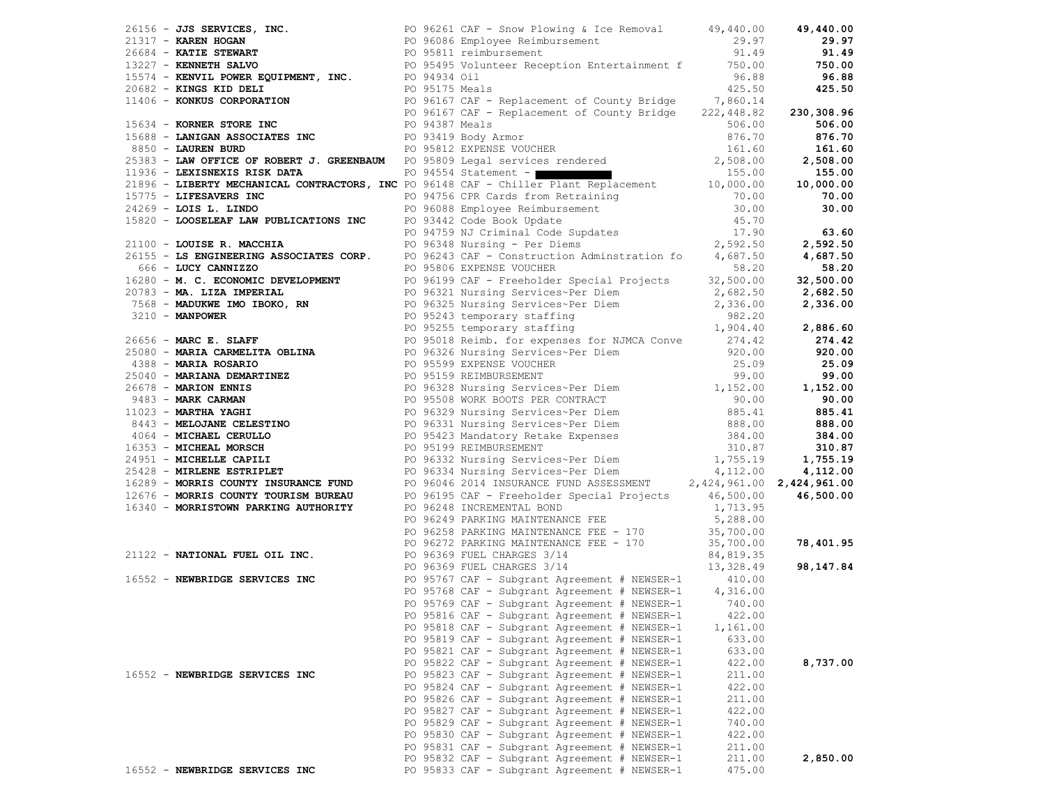| Vendor | PO / Description | Amount | Total |
|---|---|---|---|
| 26156 - **JJS SERVICES, INC.** | PO 96261 CAF - Snow Plowing & Ice Removal | 49,440.00 | **49,440.00** |
| 21317 - **KAREN HOGAN** | PO 96086 Employee Reimbursement | 29.97 | **29.97** |
| 26684 - **KATIE STEWART** | PO 95811 reimbursement | 91.49 | **91.49** |
| 13227 - **KENNETH SALVO** | PO 95495 Volunteer Reception Entertainment f | 750.00 | **750.00** |
| 15574 - **KENVIL POWER EQUIPMENT, INC.** | PO 94934 Oil | 96.88 | **96.88** |
| 20682 - **KINGS KID DELI** | PO 95175 Meals | 425.50 | **425.50** |
| 11406 - **KONKUS CORPORATION** | PO 96167 CAF - Replacement of County Bridge | 7,860.14 | |
| | PO 96167 CAF - Replacement of County Bridge | 222,448.82 | **230,308.96** |
| 15634 - **KORNER STORE INC** | PO 94387 Meals | 506.00 | **506.00** |
| 15688 - **LANIGAN ASSOCIATES INC** | PO 93419 Body Armor | 876.70 | **876.70** |
| 8850 - **LAUREN BURD** | PO 95812 EXPENSE VOUCHER | 161.60 | **161.60** |
| 25383 - **LAW OFFICE OF ROBERT J. GREENBAUM** | PO 95809 Legal services rendered | 2,508.00 | **2,508.00** |
| 11936 - **LEXISNEXIS RISK DATA** | PO 94554 Statement - | 155.00 | **155.00** |
| 21896 - **LIBERTY MECHANICAL CONTRACTORS, INC** | PO 96148 CAF - Chiller Plant Replacement | 10,000.00 | **10,000.00** |
| 15775 - **LIFESAVERS INC** | PO 94756 CPR Cards from Retraining | 70.00 | **70.00** |
| 24269 - **LOIS L. LINDO** | PO 96088 Employee Reimbursement | 30.00 | **30.00** |
| 15820 - **LOOSELEAF LAW PUBLICATIONS INC** | PO 93442 Code Book Update | 45.70 | |
| | PO 94759 NJ Criminal Code Supdates | 17.90 | **63.60** |
| 21100 - **LOUISE R. MACCHIA** | PO 96348 Nursing - Per Diems | 2,592.50 | **2,592.50** |
| 26155 - **LS ENGINEERING ASSOCIATES CORP.** | PO 96243 CAF - Construction Adminstration fo | 4,687.50 | **4,687.50** |
| 666 - **LUCY CANNIZZO** | PO 95806 EXPENSE VOUCHER | 58.20 | **58.20** |
| 16280 - **M. C. ECONOMIC DEVELOPMENT** | PO 96199 CAF - Freeholder Special Projects | 32,500.00 | **32,500.00** |
| 20783 - **MA. LIZA IMPERIAL** | PO 96321 Nursing Services~Per Diem | 2,682.50 | **2,682.50** |
| 7568 - **MADUKWE IMO IBOKO, RN** | PO 96325 Nursing Services~Per Diem | 2,336.00 | **2,336.00** |
| 3210 - **MANPOWER** | PO 95243 temporary staffing | 982.20 | |
| | PO 95255 temporary staffing | 1,904.40 | **2,886.60** |
| 26656 - **MARC E. SLAFF** | PO 95018 Reimb. for expenses for NJMCA Conve | 274.42 | **274.42** |
| 25080 - **MARIA CARMELITA OBLINA** | PO 96326 Nursing Services~Per Diem | 920.00 | **920.00** |
| 4388 - **MARIA ROSARIO** | PO 95599 EXPENSE VOUCHER | 25.09 | **25.09** |
| 25040 - **MARIANA DEMARTINEZ** | PO 95159 REIMBURSEMENT | 99.00 | **99.00** |
| 26678 - **MARION ENNIS** | PO 96328 Nursing Services~Per Diem | 1,152.00 | **1,152.00** |
| 9483 - **MARK CARMAN** | PO 95508 WORK BOOTS PER CONTRACT | 90.00 | **90.00** |
| 11023 - **MARTHA YAGHI** | PO 96329 Nursing Services~Per Diem | 885.41 | **885.41** |
| 8443 - **MELOJANE CELESTINO** | PO 96331 Nursing Services~Per Diem | 888.00 | **888.00** |
| 4064 - **MICHAEL CERULLO** | PO 95423 Mandatory Retake Expenses | 384.00 | **384.00** |
| 16353 - **MICHEAL MORSCH** | PO 95199 REIMBURSEMENT | 310.87 | **310.87** |
| 24951 - **MICHELLE CAPILI** | PO 96332 Nursing Services~Per Diem | 1,755.19 | **1,755.19** |
| 25428 - **MIRLENE ESTRIPLET** | PO 96334 Nursing Services~Per Diem | 4,112.00 | **4,112.00** |
| 16289 - **MORRIS COUNTY INSURANCE FUND** | PO 96046 2014 INSURANCE FUND ASSESSMENT | 2,424,961.00 | **2,424,961.00** |
| 12676 - **MORRIS COUNTY TOURISM BUREAU** | PO 96195 CAF - Freeholder Special Projects | 46,500.00 | **46,500.00** |
| 16340 - **MORRISTOWN PARKING AUTHORITY** | PO 96248 INCREMENTAL BOND | 1,713.95 | |
| | PO 96249 PARKING MAINTENANCE FEE | 5,288.00 | |
| | PO 96258 PARKING MAINTENANCE FEE - 170 | 35,700.00 | |
| | PO 96272 PARKING MAINTENANCE FEE - 170 | 35,700.00 | **78,401.95** |
| 21122 - **NATIONAL FUEL OIL INC.** | PO 96369 FUEL CHARGES 3/14 | 84,819.35 | |
| | PO 96369 FUEL CHARGES 3/14 | 13,328.49 | **98,147.84** |
| 16552 - **NEWBRIDGE SERVICES INC** | PO 95767 CAF - Subgrant Agreement # NEWSER-1 | 410.00 | |
| | PO 95768 CAF - Subgrant Agreement # NEWSER-1 | 4,316.00 | |
| | PO 95769 CAF - Subgrant Agreement # NEWSER-1 | 740.00 | |
| | PO 95816 CAF - Subgrant Agreement # NEWSER-1 | 422.00 | |
| | PO 95818 CAF - Subgrant Agreement # NEWSER-1 | 1,161.00 | |
| | PO 95819 CAF - Subgrant Agreement # NEWSER-1 | 633.00 | |
| | PO 95821 CAF - Subgrant Agreement # NEWSER-1 | 633.00 | |
| | PO 95822 CAF - Subgrant Agreement # NEWSER-1 | 422.00 | **8,737.00** |
| 16552 - **NEWBRIDGE SERVICES INC** | PO 95823 CAF - Subgrant Agreement # NEWSER-1 | 211.00 | |
| | PO 95824 CAF - Subgrant Agreement # NEWSER-1 | 422.00 | |
| | PO 95826 CAF - Subgrant Agreement # NEWSER-1 | 211.00 | |
| | PO 95827 CAF - Subgrant Agreement # NEWSER-1 | 422.00 | |
| | PO 95829 CAF - Subgrant Agreement # NEWSER-1 | 740.00 | |
| | PO 95830 CAF - Subgrant Agreement # NEWSER-1 | 422.00 | |
| | PO 95831 CAF - Subgrant Agreement # NEWSER-1 | 211.00 | |
| | PO 95832 CAF - Subgrant Agreement # NEWSER-1 | 211.00 | **2,850.00** |
| 16552 - **NEWBRIDGE SERVICES INC** | PO 95833 CAF - Subgrant Agreement # NEWSER-1 | 475.00 | |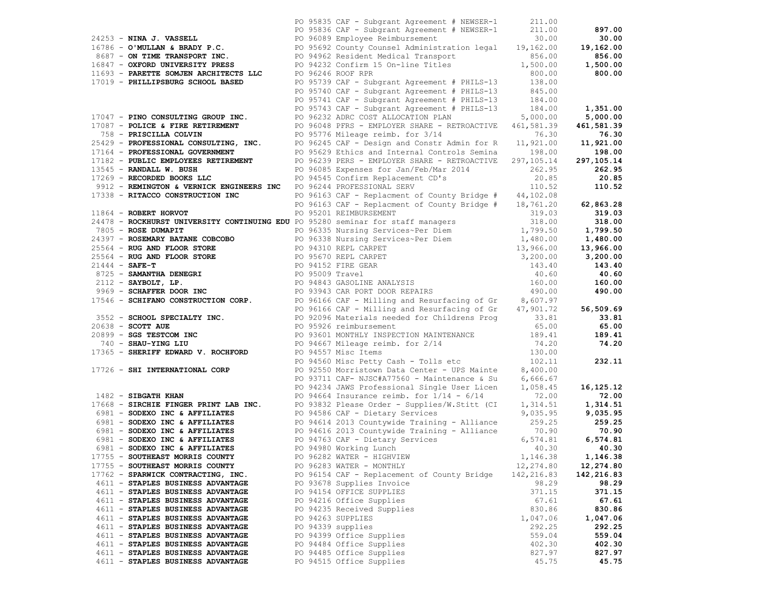| Vendor | Description | Amount | Total |
|---|---|---|---|
| | PO 95835 CAF - Subgrant Agreement # NEWSER-1 | 211.00 | |
| | PO 95836 CAF - Subgrant Agreement # NEWSER-1 | 211.00 | **897.00** |
| 24253 - **NINA J. VASSELL** | PO 96089 Employee Reimbursement | 30.00 | **30.00** |
| 16786 - **O'MULLAN & BRADY P.C.** | PO 95692 County Counsel Administration legal | 19,162.00 | **19,162.00** |
| 8687 - **ON TIME TRANSPORT INC.** | PO 94962 Resident Medical Transport | 856.00 | **856.00** |
| 16847 - **OXFORD UNIVERSITY PRESS** | PO 94232 Confirm 15 On-line Titles | 1,500.00 | **1,500.00** |
| 11693 - **PARETTE SOMJEN ARCHITECTS LLC** | PO 96246 ROOF RPR | 800.00 | **800.00** |
| 17019 - **PHILLIPSBURG SCHOOL BASED** | PO 95739 CAF - Subgrant Agreement # PHILS-13 | 138.00 | |
| | PO 95740 CAF - Subgrant Agreement # PHILS-13 | 845.00 | |
| | PO 95741 CAF - Subgrant Agreement # PHILS-13 | 184.00 | |
| | PO 95743 CAF - Subgrant Agreement # PHILS-13 | 184.00 | **1,351.00** |
| 17047 - **PINO CONSULTING GROUP INC.** | PO 96232 ADRC COST ALLOCATION PLAN | 5,000.00 | **5,000.00** |
| 17087 - **POLICE & FIRE RETIREMENT** | PO 96048 PFRS - EMPLOYER SHARE - RETROACTIVE | 461,581.39 | **461,581.39** |
| 758 - **PRISCILLA COLVIN** | PO 95776 Mileage reimb. for 3/14 | 76.30 | **76.30** |
| 25429 - **PROFESSIONAL CONSULTING, INC.** | PO 96245 CAF - Design and Constr Admin for R | 11,921.00 | **11,921.00** |
| 17164 - **PROFESSIONAL GOVERNMENT** | PO 95629 Ethics and Internal Controls Semina | 198.00 | **198.00** |
| 17182 - **PUBLIC EMPLOYEES RETIREMENT** | PO 96239 PERS - EMPLOYER SHARE - RETROACTIVE | 297,105.14 | **297,105.14** |
| 13545 - **RANDALL W. BUSH** | PO 96085 Expenses for Jan/Feb/Mar 2014 | 262.95 | **262.95** |
| 17269 - **RECORDED BOOKS LLC** | PO 94545 Confirm Replacement CD's | 20.85 | **20.85** |
| 9912 - **REMINGTON & VERNICK ENGINEERS INC** | PO 96244 PROFESSIONAL SERV | 110.52 | **110.52** |
| 17338 - **RITACCO CONSTRUCTION INC** | PO 96163 CAF - Replacment of County Bridge # | 44,102.08 | |
| | PO 96163 CAF - Replacment of County Bridge # | 18,761.20 | **62,863.28** |
| 11864 - **ROBERT HORVOT** | PO 95201 REIMBURSEMENT | 319.03 | **319.03** |
| 24478 - **ROCKHURST UNIVERSITY CONTINUING EDU** | PO 95280 seminar for staff managers | 318.00 | **318.00** |
| 7805 - **ROSE DUMAPIT** | PO 96335 Nursing Services~Per Diem | 1,799.50 | **1,799.50** |
| 24397 - **ROSEMARY BATANE COBCOBO** | PO 96338 Nursing Services~Per Diem | 1,480.00 | **1,480.00** |
| 25564 - **RUG AND FLOOR STORE** | PO 94310 REPL CARPET | 13,966.00 | **13,966.00** |
| 25564 - **RUG AND FLOOR STORE** | PO 95670 REPL CARPET | 3,200.00 | **3,200.00** |
| 21444 - **SAFE-T** | PO 94152 FIRE GEAR | 143.40 | **143.40** |
| 8725 - **SAMANTHA DENEGRI** | PO 95009 Travel | 40.60 | **40.60** |
| 2112 - **SAYBOLT, LP.** | PO 94843 GASOLINE ANALYSIS | 160.00 | **160.00** |
| 9969 - **SCHAFFER DOOR INC** | PO 93943 CAR PORT DOOR REPAIRS | 490.00 | **490.00** |
| 17546 - **SCHIFANO CONSTRUCTION CORP.** | PO 96166 CAF - Milling and Resurfacing of Gr | 8,607.97 | |
| | PO 96166 CAF - Milling and Resurfacing of Gr | 47,901.72 | **56,509.69** |
| 3552 - **SCHOOL SPECIALTY INC.** | PO 92096 Materials needed for Childrens Prog | 33.81 | **33.81** |
| 20638 - **SCOTT AUE** | PO 95926 reimbursement | 65.00 | **65.00** |
| 20899 - **SGS TESTCOM INC** | PO 93601 MONTHLY INSPECTION MAINTENANCE | 189.41 | **189.41** |
| 740 - **SHAU-YING LIU** | PO 94667 Mileage reimb. for 2/14 | 74.20 | **74.20** |
| 17365 - **SHERIFF EDWARD V. ROCHFORD** | PO 94557 Misc Items | 130.00 | |
| | PO 94560 Misc Petty Cash - Tolls etc | 102.11 | **232.11** |
| 17726 - **SHI INTERNATIONAL CORP** | PO 92550 Morristown Data Center - UPS Mainte | 8,400.00 | |
| | PO 93711 CAF- NJSC#A77560 - Maintenance & Su | 6,666.67 | |
| | PO 94234 JAWS Professional Single User Licen | 1,058.45 | **16,125.12** |
| 1482 - **SIBGATH KHAN** | PO 94664 Insurance reimb. for 1/14 - 6/14 | 72.00 | **72.00** |
| 17668 - **SIRCHIE FINGER PRINT LAB INC.** | PO 93832 Please Order - Supplies/W.Stitt (CI | 1,314.51 | **1,314.51** |
| 6981 - **SODEXO INC & AFFILIATES** | PO 94586 CAF - Dietary Services | 9,035.95 | **9,035.95** |
| 6981 - **SODEXO INC & AFFILIATES** | PO 94614 2013 Countywide Training - Alliance | 259.25 | **259.25** |
| 6981 - **SODEXO INC & AFFILIATES** | PO 94616 2013 Countywide Training - Alliance | 70.90 | **70.90** |
| 6981 - **SODEXO INC & AFFILIATES** | PO 94763 CAF - Dietary Services | 6,574.81 | **6,574.81** |
| 6981 - **SODEXO INC & AFFILIATES** | PO 94980 Working Lunch | 40.30 | **40.30** |
| 17755 - **SOUTHEAST MORRIS COUNTY** | PO 96282 WATER - HIGHVIEW | 1,146.38 | **1,146.38** |
| 17755 - **SOUTHEAST MORRIS COUNTY** | PO 96283 WATER - MONTHLY | 12,274.80 | **12,274.80** |
| 17762 - **SPARWICK CONTRACTING, INC.** | PO 96154 CAF - Replacement of County Bridge | 142,216.83 | **142,216.83** |
| 4611 - **STAPLES BUSINESS ADVANTAGE** | PO 93678 Supplies Invoice | 98.29 | **98.29** |
| 4611 - **STAPLES BUSINESS ADVANTAGE** | PO 94154 OFFICE SUPPLIES | 371.15 | **371.15** |
| 4611 - **STAPLES BUSINESS ADVANTAGE** | PO 94216 Office Supplies | 67.61 | **67.61** |
| 4611 - **STAPLES BUSINESS ADVANTAGE** | PO 94235 Received Supplies | 830.86 | **830.86** |
| 4611 - **STAPLES BUSINESS ADVANTAGE** | PO 94263 SUPPLIES | 1,047.06 | **1,047.06** |
| 4611 - **STAPLES BUSINESS ADVANTAGE** | PO 94339 supplies | 292.25 | **292.25** |
| 4611 - **STAPLES BUSINESS ADVANTAGE** | PO 94399 Office Supplies | 559.04 | **559.04** |
| 4611 - **STAPLES BUSINESS ADVANTAGE** | PO 94484 Office Supplies | 402.30 | **402.30** |
| 4611 - **STAPLES BUSINESS ADVANTAGE** | PO 94485 Office Supplies | 827.97 | **827.97** |
| 4611 - **STAPLES BUSINESS ADVANTAGE** | PO 94515 Office Supplies | 45.75 | **45.75** |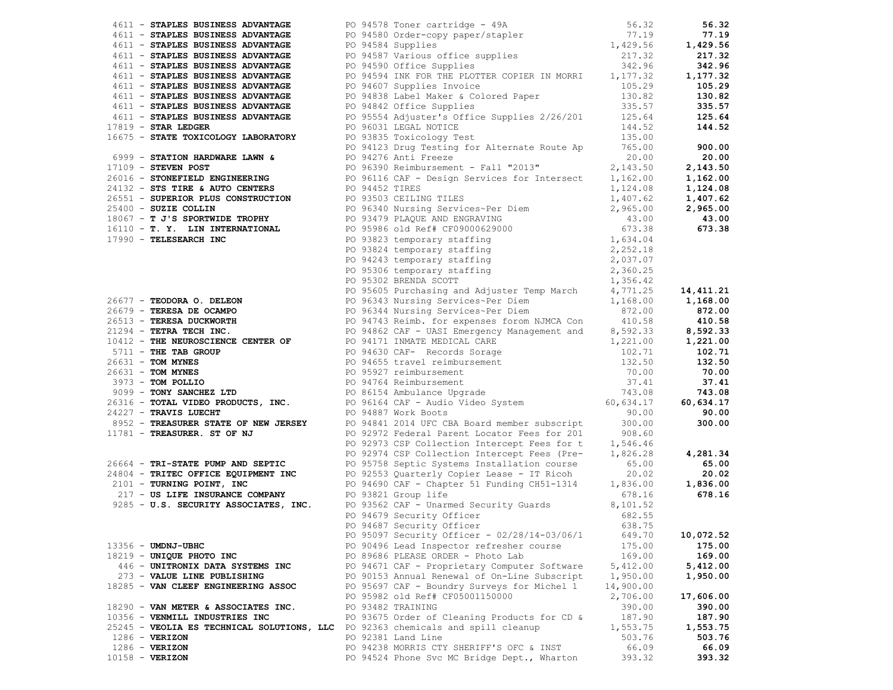| Vendor | PO / Description | Amount | Total |
|---|---|---|---|
| 4611 - **STAPLES BUSINESS ADVANTAGE** | PO 94578 Toner cartridge - 49A | 56.32 | **56.32** |
| 4611 - **STAPLES BUSINESS ADVANTAGE** | PO 94580 Order-copy paper/stapler | 77.19 | **77.19** |
| 4611 - **STAPLES BUSINESS ADVANTAGE** | PO 94584 Supplies | 1,429.56 | **1,429.56** |
| 4611 - **STAPLES BUSINESS ADVANTAGE** | PO 94587 Various office supplies | 217.32 | **217.32** |
| 4611 - **STAPLES BUSINESS ADVANTAGE** | PO 94590 Office Supplies | 342.96 | **342.96** |
| 4611 - **STAPLES BUSINESS ADVANTAGE** | PO 94594 INK FOR THE PLOTTER COPIER IN MORRI | 1,177.32 | **1,177.32** |
| 4611 - **STAPLES BUSINESS ADVANTAGE** | PO 94607 Supplies Invoice | 105.29 | **105.29** |
| 4611 - **STAPLES BUSINESS ADVANTAGE** | PO 94838 Label Maker & Colored Paper | 130.82 | **130.82** |
| 4611 - **STAPLES BUSINESS ADVANTAGE** | PO 94842 Office Supplies | 335.57 | **335.57** |
| 4611 - **STAPLES BUSINESS ADVANTAGE** | PO 95554 Adjuster's Office Supplies 2/26/201 | 125.64 | **125.64** |
| 17819 - **STAR LEDGER** | PO 96031 LEGAL NOTICE | 144.52 | **144.52** |
| 16675 - **STATE TOXICOLOGY LABORATORY** | PO 93835 Toxicology Test | 135.00 | |
| | PO 94123 Drug Testing for Alternate Route Ap | 765.00 | **900.00** |
| 6999 - **STATION HARDWARE LAWN &** | PO 94276 Anti Freeze | 20.00 | **20.00** |
| 17109 - **STEVEN POST** | PO 96390 Reimbursement - Fall "2013" | 2,143.50 | **2,143.50** |
| 26016 - **STONEFIELD ENGINEERING** | PO 96116 CAF - Design Services for Intersect | 1,162.00 | **1,162.00** |
| 24132 - **STS TIRE & AUTO CENTERS** | PO 94452 TIRES | 1,124.08 | **1,124.08** |
| 26551 - **SUPERIOR PLUS CONSTRUCTION** | PO 93503 CEILING TILES | 1,407.62 | **1,407.62** |
| 25400 - **SUZIE COLLIN** | PO 96340 Nursing Services~Per Diem | 2,965.00 | **2,965.00** |
| 18067 - **T J'S SPORTWIDE TROPHY** | PO 93479 PLAQUE AND ENGRAVING | 43.00 | **43.00** |
| 16110 - **T. Y. LIN INTERNATIONAL** | PO 95986 old Ref# CF09000629000 | 673.38 | **673.38** |
| 17990 - **TELESEARCH INC** | PO 93823 temporary staffing | 1,634.04 | |
| | PO 93824 temporary staffing | 2,252.18 | |
| | PO 94243 temporary staffing | 2,037.07 | |
| | PO 95306 temporary staffing | 2,360.25 | |
| | PO 95302 BRENDA SCOTT | 1,356.42 | |
| | PO 95605 Purchasing and Adjuster Temp March | 4,771.25 | **14,411.21** |
| 26677 - **TEODORA O. DELEON** | PO 96343 Nursing Services~Per Diem | 1,168.00 | **1,168.00** |
| 26679 - **TERESA DE OCAMPO** | PO 96344 Nursing Services~Per Diem | 872.00 | **872.00** |
| 26513 - **TERESA DUCKWORTH** | PO 94743 Reimb. for expenses forom NJMCA Con | 410.58 | **410.58** |
| 21294 - **TETRA TECH INC.** | PO 94862 CAF - UASI Emergency Management and | 8,592.33 | **8,592.33** |
| 10412 - **THE NEUROSCIENCE CENTER OF** | PO 94171 INMATE MEDICAL CARE | 1,221.00 | **1,221.00** |
| 5711 - **THE TAB GROUP** | PO 94630 CAF- Records Sorage | 102.71 | **102.71** |
| 26631 - **TOM MYNES** | PO 94655 travel reimbursement | 132.50 | **132.50** |
| 26631 - **TOM MYNES** | PO 95927 reimbursement | 70.00 | **70.00** |
| 3973 - **TOM POLLIO** | PO 94764 Reimbursement | 37.41 | **37.41** |
| 9099 - **TONY SANCHEZ LTD** | PO 86154 Ambulance Upgrade | 743.08 | **743.08** |
| 26316 - **TOTAL VIDEO PRODUCTS, INC.** | PO 96164 CAF - Audio Video System | 60,634.17 | **60,634.17** |
| 24227 - **TRAVIS LUECHT** | PO 94887 Work Boots | 90.00 | **90.00** |
| 8952 - **TREASURER STATE OF NEW JERSEY** | PO 94841 2014 UFC CBA Board member subscript | 300.00 | **300.00** |
| 11781 - **TREASURER. ST OF NJ** | PO 92972 Federal Parent Locator Fees for 201 | 908.60 | |
| | PO 92973 CSP Collection Intercept Fees for t | 1,546.46 | |
| | PO 92974 CSP Collection Intercept Fees (Pre- | 1,826.28 | **4,281.34** |
| 26664 - **TRI-STATE PUMP AND SEPTIC** | PO 95758 Septic Systems Installation course | 65.00 | **65.00** |
| 24804 - **TRITEC OFFICE EQUIPMENT INC** | PO 92553 Quarterly Copier Lease - IT Ricoh | 20.02 | **20.02** |
| 2101 - **TURNING POINT, INC** | PO 94690 CAF - Chapter 51 Funding CH51-1314 | 1,836.00 | **1,836.00** |
| 217 - **US LIFE INSURANCE COMPANY** | PO 93821 Group life | 678.16 | **678.16** |
| 9285 - **U.S. SECURITY ASSOCIATES, INC.** | PO 93562 CAF - Unarmed Security Guards | 8,101.52 | |
| | PO 94679 Security Officer | 682.55 | |
| | PO 94687 Security Officer | 638.75 | |
| | PO 95097 Security Officer - 02/28/14-03/06/1 | 649.70 | **10,072.52** |
| 13356 - **UMDNJ-UBHC** | PO 90496 Lead Inspector refresher course | 175.00 | **175.00** |
| 18219 - **UNIQUE PHOTO INC** | PO 89686 PLEASE ORDER - Photo Lab | 169.00 | **169.00** |
| 446 - **UNITRONIX DATA SYSTEMS INC** | PO 94671 CAF - Proprietary Computer Software | 5,412.00 | **5,412.00** |
| 273 - **VALUE LINE PUBLISHING** | PO 90153 Annual Renewal of On-Line Subscript | 1,950.00 | **1,950.00** |
| 18285 - **VAN CLEEF ENGINEERING ASSOC** | PO 95697 CAF - Boundry Surveys for Michel 1 | 14,900.00 | |
| | PO 95982 old Ref# CF05001150000 | 2,706.00 | **17,606.00** |
| 18290 - **VAN METER & ASSOCIATES INC.** | PO 93482 TRAINING | 390.00 | **390.00** |
| 10356 - **VENMILL INDUSTRIES INC** | PO 93675 Order of Cleaning Products for CD & | 187.90 | **187.90** |
| 25245 - **VEOLIA ES TECHNICAL SOLUTIONS, LLC** | PO 92363 chemicals and spill cleanup | 1,553.75 | **1,553.75** |
| 1286 - **VERIZON** | PO 92381 Land Line | 503.76 | **503.76** |
| 1286 - **VERIZON** | PO 94238 MORRIS CTY SHERIFF'S OFC & INST | 66.09 | **66.09** |
| 10158 - **VERIZON** | PO 94524 Phone Svc MC Bridge Dept., Wharton | 393.32 | **393.32** |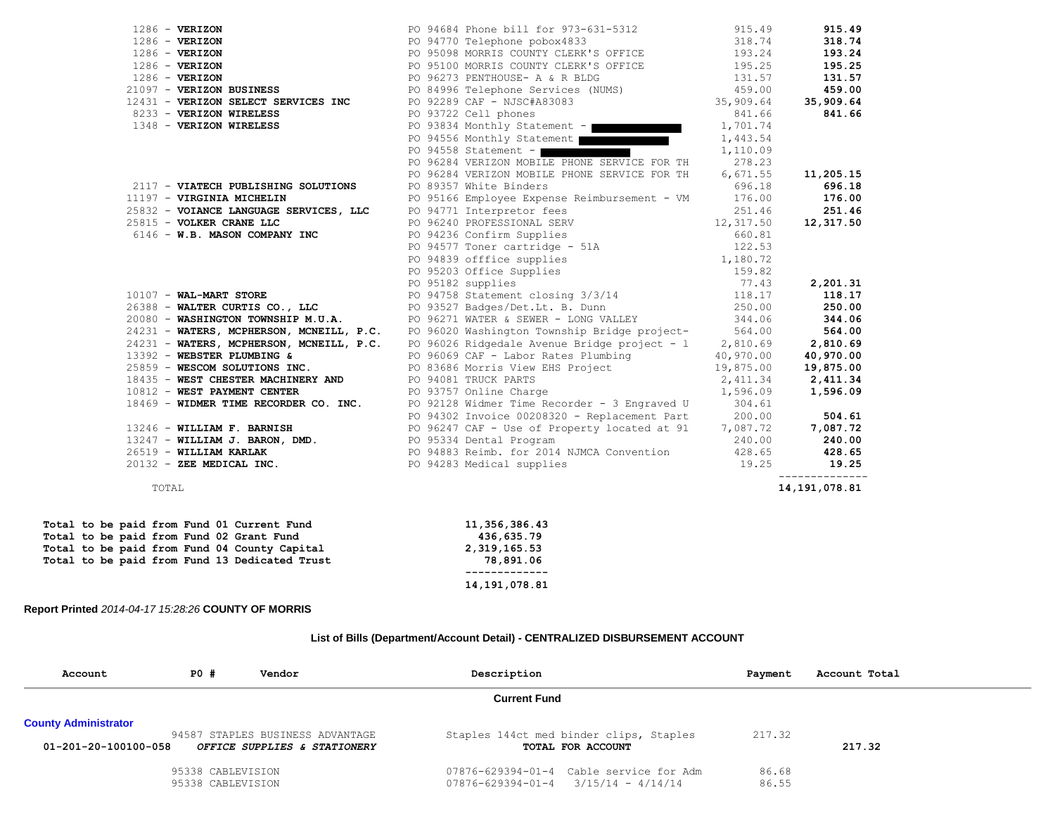| Vendor | Description | Payment | Total |
|---|---|---|---|
| 1286 - **VERIZON** | PO 94684 Phone bill for 973-631-5312 | 915.49 | **915.49** |
| 1286 - **VERIZON** | PO 94770 Telephone pobox4833 | 318.74 | **318.74** |
| 1286 - **VERIZON** | PO 95098 MORRIS COUNTY CLERK'S OFFICE | 193.24 | **193.24** |
| 1286 - **VERIZON** | PO 95100 MORRIS COUNTY CLERK'S OFFICE | 195.25 | **195.25** |
| 1286 - **VERIZON** | PO 96273 PENTHOUSE- A & R BLDG | 131.57 | **131.57** |
| 21097 - **VERIZON BUSINESS** | PO 84996 Telephone Services (NUMS) | 459.00 | **459.00** |
| 12431 - **VERIZON SELECT SERVICES INC** | PO 92289 CAF - NJSC#A83083 | 35,909.64 | **35,909.64** |
| 8233 - **VERIZON WIRELESS** | PO 93722 Cell phones | 841.66 | **841.66** |
| 1348 - **VERIZON WIRELESS** | PO 93834 Monthly Statement - | 1,701.74 | |
| | PO 94556 Monthly Statement | 1,443.54 | |
| | PO 94558 Statement - | 1,110.09 | |
| | PO 96284 VERIZON MOBILE PHONE SERVICE FOR TH | 278.23 | |
| | PO 96284 VERIZON MOBILE PHONE SERVICE FOR TH | 6,671.55 | **11,205.15** |
| 2117 - **VIATECH PUBLISHING SOLUTIONS** | PO 89357 White Binders | 696.18 | **696.18** |
| 11197 - **VIRGINIA MICHELIN** | PO 95166 Employee Expense Reimbursement - VM | 176.00 | **176.00** |
| 25832 - **VOIANCE LANGUAGE SERVICES, LLC** | PO 94771 Interpretor fees | 251.46 | **251.46** |
| 25815 - **VOLKER CRANE LLC** | PO 96240 PROFESSIONAL SERV | 12,317.50 | **12,317.50** |
| 6146 - **W.B. MASON COMPANY INC** | PO 94236 Confirm Supplies | 660.81 | |
| | PO 94577 Toner cartridge - 51A | 122.53 | |
| | PO 94839 offfice supplies | 1,180.72 | |
| | PO 95203 Office Supplies | 159.82 | |
| | PO 95182 supplies | 77.43 | **2,201.31** |
| 10107 - **WAL-MART STORE** | PO 94758 Statement closing 3/3/14 | 118.17 | **118.17** |
| 26388 - **WALTER CURTIS CO., LLC** | PO 93527 Badges/Det.Lt. B. Dunn | 250.00 | **250.00** |
| 20080 - **WASHINGTON TOWNSHIP M.U.A.** | PO 96271 WATER & SEWER - LONG VALLEY | 344.06 | **344.06** |
| 24231 - **WATERS, MCPHERSON, MCNEILL, P.C.** | PO 96020 Washington Township Bridge project- | 564.00 | **564.00** |
| 24231 - **WATERS, MCPHERSON, MCNEILL, P.C.** | PO 96026 Ridgedale Avenue Bridge project - l | 2,810.69 | **2,810.69** |
| 13392 - **WEBSTER PLUMBING &** | PO 96069 CAF - Labor Rates Plumbing | 40,970.00 | **40,970.00** |
| 25859 - **WESCOM SOLUTIONS INC.** | PO 83686 Morris View EHS Project | 19,875.00 | **19,875.00** |
| 18435 - **WEST CHESTER MACHINERY AND** | PO 94081 TRUCK PARTS | 2,411.34 | **2,411.34** |
| 10812 - **WEST PAYMENT CENTER** | PO 93757 Online Charge | 1,596.09 | **1,596.09** |
| 18469 - **WIDMER TIME RECORDER CO. INC.** | PO 92128 Widmer Time Recorder - 3 Engraved U | 304.61 | |
| | PO 94302 Invoice 00208320 - Replacement Part | 200.00 | **504.61** |
| 13246 - **WILLIAM F. BARNISH** | PO 96247 CAF - Use of Property located at 91 | 7,087.72 | **7,087.72** |
| 13247 - **WILLIAM J. BARON, DMD.** | PO 95334 Dental Program | 240.00 | **240.00** |
| 26519 - **WILLIAM KARLAK** | PO 94883 Reimb. for 2014 NJMCA Convention | 428.65 | **428.65** |
| 20132 - **ZEE MEDICAL INC.** | PO 94283 Medical supplies | 19.25 | **19.25** |
| TOTAL | | | **14,191,078.81** |

| | |
|---|---|
| **Total to be paid from Fund 01 Current Fund** | **11,356,386.43** |
| **Total to be paid from Fund 02 Grant Fund** | **436,635.79** |
| **Total to be paid from Fund 04 County Capital** | **2,319,165.53** |
| **Total to be paid from Fund 13 Dedicated Trust** | **78,891.06** |
| | **14,191,078.81** |

**Report Printed** *2014-04-17 15:28:26* **COUNTY OF MORRIS**

## List of Bills (Department/Account Detail) - CENTRALIZED DISBURSEMENT ACCOUNT

| Account | PO # Vendor | Description | Payment | Account Total |
|---|---|---|---|---|
| | | **Current Fund** | | |
| **County Administrator** | | | | |
| | 94587 STAPLES BUSINESS ADVANTAGE | Staples 144ct med binder clips, Staples | 217.32 | |
| 01-201-20-100100-058 | *OFFICE SUPPLIES & STATIONERY* | **TOTAL FOR ACCOUNT** | | **217.32** |
| | 95338 CABLEVISION | 07876-629394-01-4 Cable service for Adm | 86.68 | |
| | 95338 CABLEVISION | 07876-629394-01-4 3/15/14 - 4/14/14 | 86.55 | |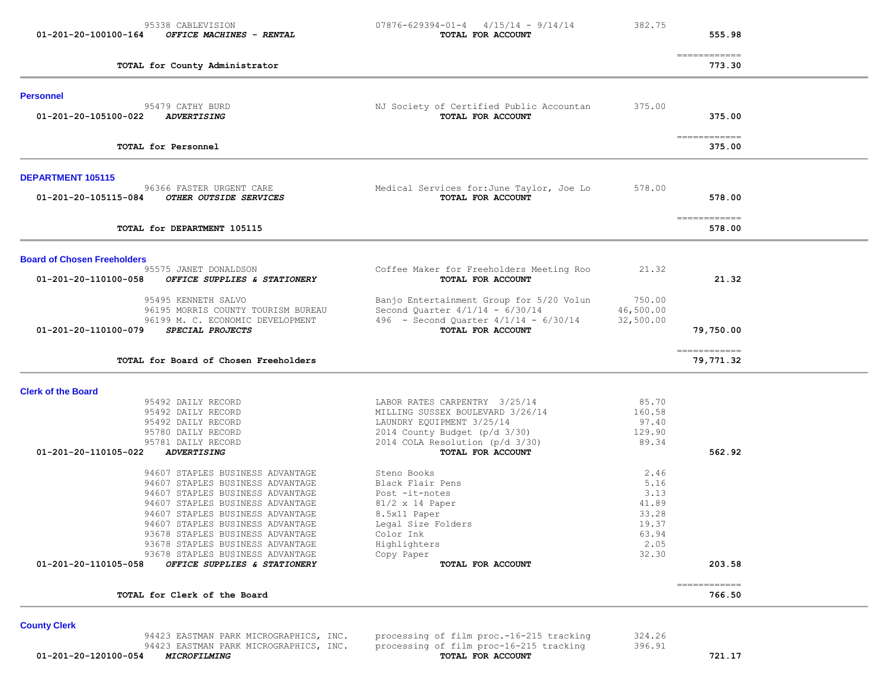| Account | Vendor / Account Name | Description | Amount | Total |
|---|---|---|---|---|
| | 95338 CABLEVISION | 07876-629394-01-4 4/15/14 - 9/14/14 | 382.75 | |
| 01-201-20-100100-164 | ***OFFICE MACHINES - RENTAL*** | **TOTAL FOR ACCOUNT** | | **555.98** |
| | **TOTAL for County Administrator** | | | **773.30** |

## Personnel

| Account | Vendor / Account Name | Description | Amount | Total |
|---|---|---|---|---|
| | 95479 CATHY BURD | NJ Society of Certified Public Accountan | 375.00 | |
| 01-201-20-105100-022 | ***ADVERTISING*** | **TOTAL FOR ACCOUNT** | | **375.00** |
| | **TOTAL for Personnel** | | | **375.00** |

## DEPARTMENT 105115

| Account | Vendor / Account Name | Description | Amount | Total |
|---|---|---|---|---|
| | 96366 FASTER URGENT CARE | Medical Services for:June Taylor, Joe Lo | 578.00 | |
| 01-201-20-105115-084 | ***OTHER OUTSIDE SERVICES*** | **TOTAL FOR ACCOUNT** | | **578.00** |
| | **TOTAL for DEPARTMENT 105115** | | | **578.00** |

## Board of Chosen Freeholders

| Account | Vendor / Account Name | Description | Amount | Total |
|---|---|---|---|---|
| | 95575 JANET DONALDSON | Coffee Maker for Freeholders Meeting Roo | 21.32 | |
| 01-201-20-110100-058 | ***OFFICE SUPPLIES & STATIONERY*** | **TOTAL FOR ACCOUNT** | | **21.32** |
| | 95495 KENNETH SALVO | Banjo Entertainment Group for 5/20 Volun | 750.00 | |
| | 96195 MORRIS COUNTY TOURISM BUREAU | Second Quarter 4/1/14 - 6/30/14 | 46,500.00 | |
| | 96199 M. C. ECONOMIC DEVELOPMENT | 496 - Second Quarter 4/1/14 - 6/30/14 | 32,500.00 | |
| 01-201-20-110100-079 | ***SPECIAL PROJECTS*** | **TOTAL FOR ACCOUNT** | | **79,750.00** |
| | **TOTAL for Board of Chosen Freeholders** | | | **79,771.32** |

## Clerk of the Board

| Account | Vendor / Account Name | Description | Amount | Total |
|---|---|---|---|---|
| | 95492 DAILY RECORD | LABOR RATES CARPENTRY 3/25/14 | 85.70 | |
| | 95492 DAILY RECORD | MILLING SUSSEX BOULEVARD 3/26/14 | 160.58 | |
| | 95492 DAILY RECORD | LAUNDRY EQUIPMENT 3/25/14 | 97.40 | |
| | 95780 DAILY RECORD | 2014 County Budget (p/d 3/30) | 129.90 | |
| | 95781 DAILY RECORD | 2014 COLA Resolution (p/d 3/30) | 89.34 | |
| 01-201-20-110105-022 | ***ADVERTISING*** | **TOTAL FOR ACCOUNT** | | **562.92** |
| | 94607 STAPLES BUSINESS ADVANTAGE | Steno Books | 2.46 | |
| | 94607 STAPLES BUSINESS ADVANTAGE | Black Flair Pens | 5.16 | |
| | 94607 STAPLES BUSINESS ADVANTAGE | Post -it-notes | 3.13 | |
| | 94607 STAPLES BUSINESS ADVANTAGE | 81/2 x 14 Paper | 41.89 | |
| | 94607 STAPLES BUSINESS ADVANTAGE | 8.5x11 Paper | 33.28 | |
| | 94607 STAPLES BUSINESS ADVANTAGE | Legal Size Folders | 19.37 | |
| | 93678 STAPLES BUSINESS ADVANTAGE | Color Ink | 63.94 | |
| | 93678 STAPLES BUSINESS ADVANTAGE | Highlighters | 2.05 | |
| | 93678 STAPLES BUSINESS ADVANTAGE | Copy Paper | 32.30 | |
| 01-201-20-110105-058 | ***OFFICE SUPPLIES & STATIONERY*** | **TOTAL FOR ACCOUNT** | | **203.58** |
| | **TOTAL for Clerk of the Board** | | | **766.50** |

## County Clerk

| Account | Vendor / Account Name | Description | Amount | Total |
|---|---|---|---|---|
| | 94423 EASTMAN PARK MICROGRAPHICS, INC. | processing of film proc.-16-215 tracking | 324.26 | |
| | 94423 EASTMAN PARK MICROGRAPHICS, INC. | processing of film proc-16-215 tracking | 396.91 | |
| 01-201-20-120100-054 | ***MICROFILMING*** | **TOTAL FOR ACCOUNT** | | **721.17** |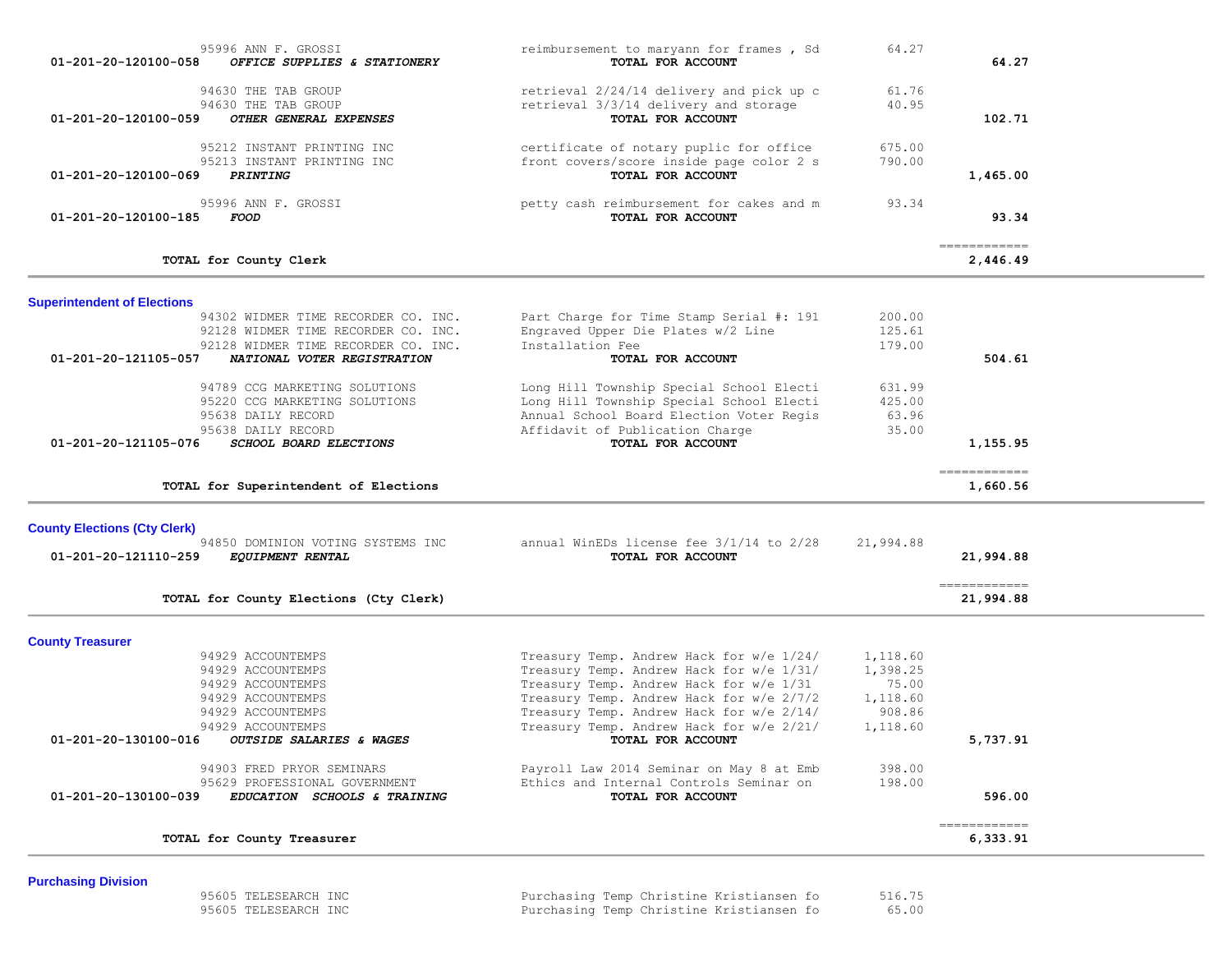| Account | Vendor | Description | Amount | Total |
|---|---|---|---|---|
| | 95996 ANN F. GROSSI | reimbursement to maryann for frames , Sd | 64.27 | |
| 01-201-20-120100-058 | ***OFFICE SUPPLIES & STATIONERY*** | **TOTAL FOR ACCOUNT** | | **64.27** |
| | 94630 THE TAB GROUP | retrieval 2/24/14 delivery and pick up c | 61.76 | |
| | 94630 THE TAB GROUP | retrieval 3/3/14 delivery and storage | 40.95 | |
| 01-201-20-120100-059 | ***OTHER GENERAL EXPENSES*** | **TOTAL FOR ACCOUNT** | | **102.71** |
| | 95212 INSTANT PRINTING INC | certificate of notary puplic for office | 675.00 | |
| | 95213 INSTANT PRINTING INC | front covers/score inside page color 2 s | 790.00 | |
| 01-201-20-120100-069 | ***PRINTING*** | **TOTAL FOR ACCOUNT** | | **1,465.00** |
| | 95996 ANN F. GROSSI | petty cash reimbursement for cakes and m | 93.34 | |
| 01-201-20-120100-185 | ***FOOD*** | **TOTAL FOR ACCOUNT** | | **93.34** |
| | | | | ============ |
| | **TOTAL for County Clerk** | | | **2,446.49** |

## Superintendent of Elections

| Account | Vendor | Description | Amount | Total |
|---|---|---|---|---|
| | 94302 WIDMER TIME RECORDER CO. INC. | Part Charge for Time Stamp Serial #: 191 | 200.00 | |
| | 92128 WIDMER TIME RECORDER CO. INC. | Engraved Upper Die Plates w/2 Line | 125.61 | |
| | 92128 WIDMER TIME RECORDER CO. INC. | Installation Fee | 179.00 | |
| 01-201-20-121105-057 | ***NATIONAL VOTER REGISTRATION*** | **TOTAL FOR ACCOUNT** | | **504.61** |
| | 94789 CCG MARKETING SOLUTIONS | Long Hill Township Special School Electi | 631.99 | |
| | 95220 CCG MARKETING SOLUTIONS | Long Hill Township Special School Electi | 425.00 | |
| | 95638 DAILY RECORD | Annual School Board Election Voter Regis | 63.96 | |
| | 95638 DAILY RECORD | Affidavit of Publication Charge | 35.00 | |
| 01-201-20-121105-076 | ***SCHOOL BOARD ELECTIONS*** | **TOTAL FOR ACCOUNT** | | **1,155.95** |
| | | | | ============ |
| | **TOTAL for Superintendent of Elections** | | | **1,660.56** |

## County Elections (Cty Clerk)

| Account | Vendor | Description | Amount | Total |
|---|---|---|---|---|
| | 94850 DOMINION VOTING SYSTEMS INC | annual WinEDs license fee 3/1/14 to 2/28 | 21,994.88 | |
| 01-201-20-121110-259 | ***EQUIPMENT RENTAL*** | **TOTAL FOR ACCOUNT** | | **21,994.88** |
| | | | | ============ |
| | **TOTAL for County Elections (Cty Clerk)** | | | **21,994.88** |

## County Treasurer

| Account | Vendor | Description | Amount | Total |
|---|---|---|---|---|
| | 94929 ACCOUNTEMPS | Treasury Temp. Andrew Hack for w/e 1/24/ | 1,118.60 | |
| | 94929 ACCOUNTEMPS | Treasury Temp. Andrew Hack for w/e 1/31/ | 1,398.25 | |
| | 94929 ACCOUNTEMPS | Treasury Temp. Andrew Hack for w/e 1/31 | 75.00 | |
| | 94929 ACCOUNTEMPS | Treasury Temp. Andrew Hack for w/e 2/7/2 | 1,118.60 | |
| | 94929 ACCOUNTEMPS | Treasury Temp. Andrew Hack for w/e 2/14/ | 908.86 | |
| | 94929 ACCOUNTEMPS | Treasury Temp. Andrew Hack for w/e 2/21/ | 1,118.60 | |
| 01-201-20-130100-016 | ***OUTSIDE SALARIES & WAGES*** | **TOTAL FOR ACCOUNT** | | **5,737.91** |
| | 94903 FRED PRYOR SEMINARS | Payroll Law 2014 Seminar on May 8 at Emb | 398.00 | |
| | 95629 PROFESSIONAL GOVERNMENT | Ethics and Internal Controls Seminar on | 198.00 | |
| 01-201-20-130100-039 | ***EDUCATION SCHOOLS & TRAINING*** | **TOTAL FOR ACCOUNT** | | **596.00** |
| | | | | ============ |
| | **TOTAL for County Treasurer** | | | **6,333.91** |

## Purchasing Division

| Account | Vendor | Description | Amount | Total |
|---|---|---|---|---|
| | 95605 TELESEARCH INC | Purchasing Temp Christine Kristiansen fo | 516.75 | |
| | 95605 TELESEARCH INC | Purchasing Temp Christine Kristiansen fo | 65.00 | |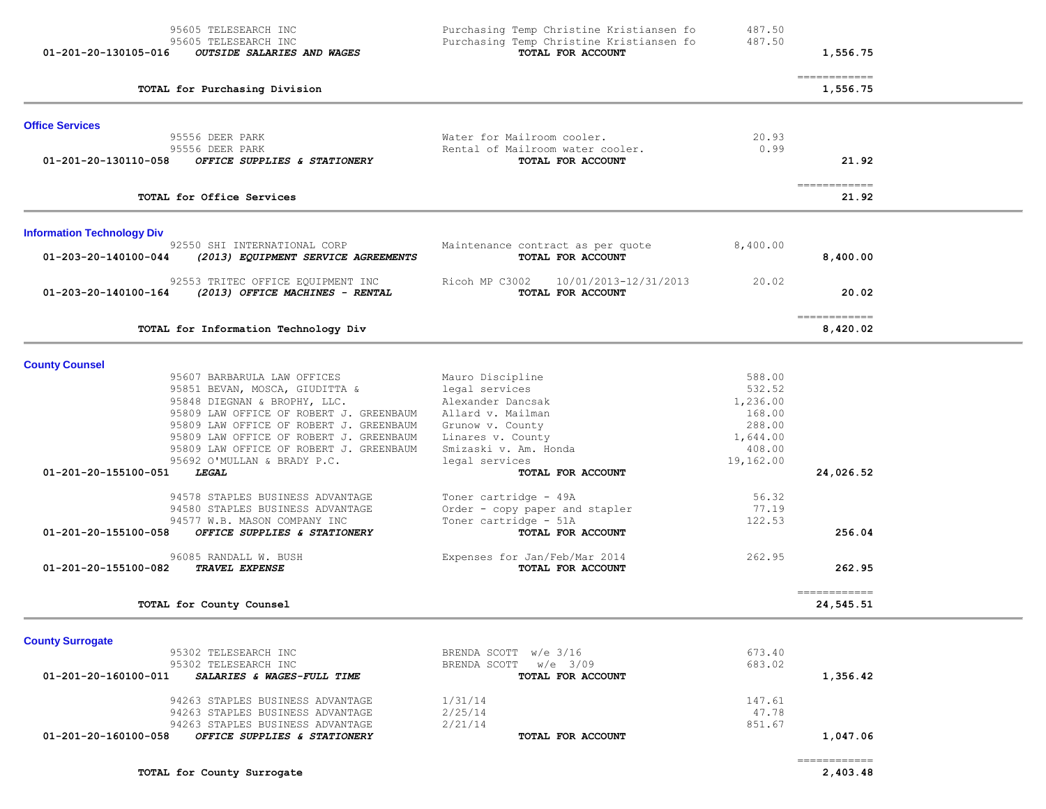| Account | Vendor / Account Description | Description | Amount | Total |
|---|---|---|---|---|
| | 95605 TELESEARCH INC | Purchasing Temp Christine Kristiansen fo | 487.50 | |
| | 95605 TELESEARCH INC | Purchasing Temp Christine Kristiansen fo | 487.50 | |
| 01-201-20-130105-016 | ***OUTSIDE SALARIES AND WAGES*** | **TOTAL FOR ACCOUNT** | | **1,556.75** |
| | **TOTAL for Purchasing Division** | | | **1,556.75** |

## Office Services

| Account | Vendor / Account Description | Description | Amount | Total |
|---|---|---|---|---|
| | 95556 DEER PARK | Water for Mailroom cooler. | 20.93 | |
| | 95556 DEER PARK | Rental of Mailroom water cooler. | 0.99 | |
| 01-201-20-130110-058 | ***OFFICE SUPPLIES & STATIONERY*** | **TOTAL FOR ACCOUNT** | | **21.92** |
| | **TOTAL for Office Services** | | | **21.92** |

## Information Technology Div

| Account | Vendor / Account Description | Description | Amount | Total |
|---|---|---|---|---|
| | 92550 SHI INTERNATIONAL CORP | Maintenance contract as per quote | 8,400.00 | |
| 01-203-20-140100-044 | ***(2013) EQUIPMENT SERVICE AGREEMENTS*** | **TOTAL FOR ACCOUNT** | | **8,400.00** |
| | 92553 TRITEC OFFICE EQUIPMENT INC | Ricoh MP C3002 10/01/2013-12/31/2013 | 20.02 | |
| 01-203-20-140100-164 | ***(2013) OFFICE MACHINES - RENTAL*** | **TOTAL FOR ACCOUNT** | | **20.02** |
| | **TOTAL for Information Technology Div** | | | **8,420.02** |

## County Counsel

| Account | Vendor / Account Description | Description | Amount | Total |
|---|---|---|---|---|
| | 95607 BARBARULA LAW OFFICES | Mauro Discipline | 588.00 | |
| | 95851 BEVAN, MOSCA, GIUDITTA & | legal services | 532.52 | |
| | 95848 DIEGNAN & BROPHY, LLC. | Alexander Dancsak | 1,236.00 | |
| | 95809 LAW OFFICE OF ROBERT J. GREENBAUM | Allard v. Mailman | 168.00 | |
| | 95809 LAW OFFICE OF ROBERT J. GREENBAUM | Grunow v. County | 288.00 | |
| | 95809 LAW OFFICE OF ROBERT J. GREENBAUM | Linares v. County | 1,644.00 | |
| | 95809 LAW OFFICE OF ROBERT J. GREENBAUM | Smizaski v. Am. Honda | 408.00 | |
| | 95692 O'MULLAN & BRADY P.C. | legal services | 19,162.00 | |
| 01-201-20-155100-051 | ***LEGAL*** | **TOTAL FOR ACCOUNT** | | **24,026.52** |
| | 94578 STAPLES BUSINESS ADVANTAGE | Toner cartridge - 49A | 56.32 | |
| | 94580 STAPLES BUSINESS ADVANTAGE | Order - copy paper and stapler | 77.19 | |
| | 94577 W.B. MASON COMPANY INC | Toner cartridge - 51A | 122.53 | |
| 01-201-20-155100-058 | ***OFFICE SUPPLIES & STATIONERY*** | **TOTAL FOR ACCOUNT** | | **256.04** |
| | 96085 RANDALL W. BUSH | Expenses for Jan/Feb/Mar 2014 | 262.95 | |
| 01-201-20-155100-082 | ***TRAVEL EXPENSE*** | **TOTAL FOR ACCOUNT** | | **262.95** |
| | **TOTAL for County Counsel** | | | **24,545.51** |

## County Surrogate

| Account | Vendor / Account Description | Description | Amount | Total |
|---|---|---|---|---|
| | 95302 TELESEARCH INC | BRENDA SCOTT w/e 3/16 | 673.40 | |
| | 95302 TELESEARCH INC | BRENDA SCOTT w/e 3/09 | 683.02 | |
| 01-201-20-160100-011 | ***SALARIES & WAGES-FULL TIME*** | **TOTAL FOR ACCOUNT** | | **1,356.42** |
| | 94263 STAPLES BUSINESS ADVANTAGE | 1/31/14 | 147.61 | |
| | 94263 STAPLES BUSINESS ADVANTAGE | 2/25/14 | 47.78 | |
| | 94263 STAPLES BUSINESS ADVANTAGE | 2/21/14 | 851.67 | |
| 01-201-20-160100-058 | ***OFFICE SUPPLIES & STATIONERY*** | **TOTAL FOR ACCOUNT** | | **1,047.06** |
| | **TOTAL for County Surrogate** | | | **2,403.48** |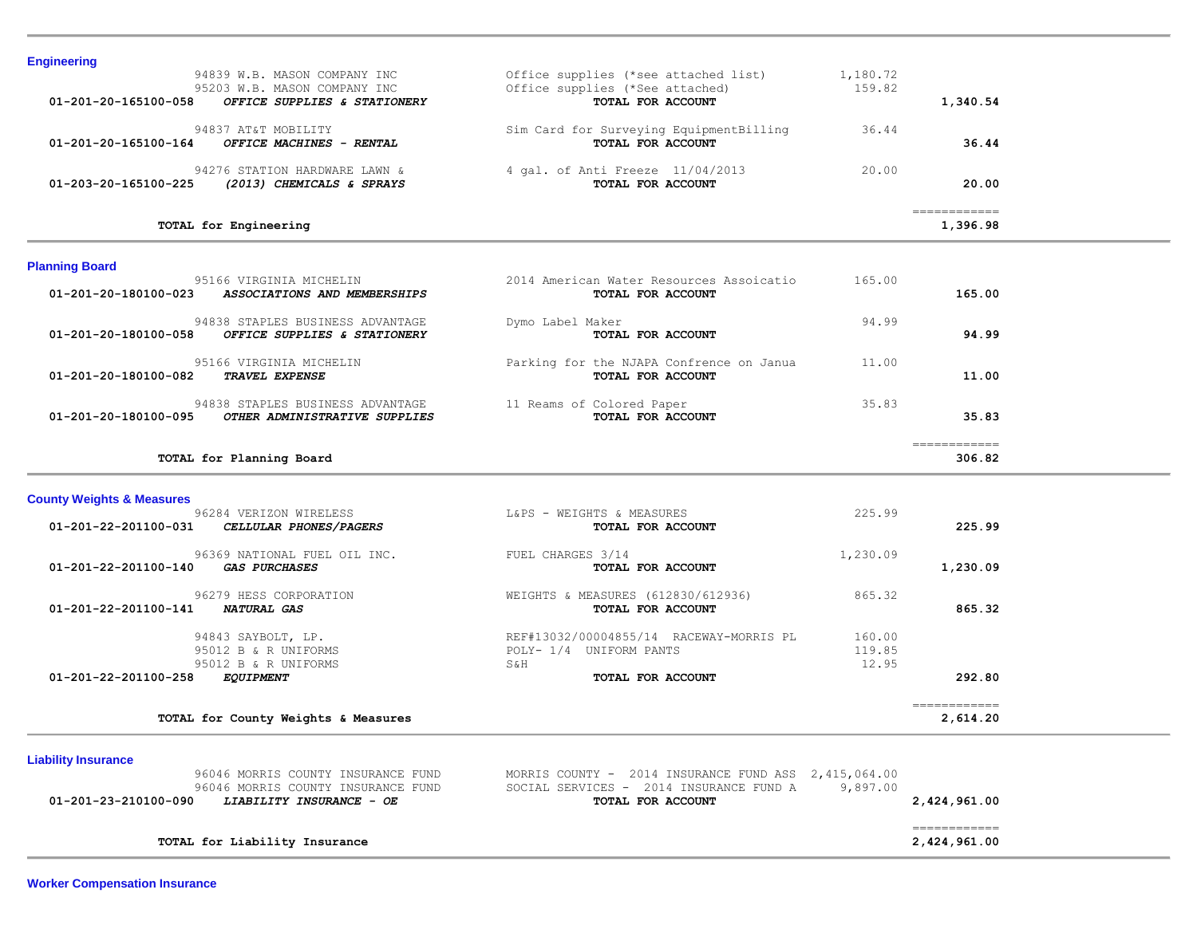## Engineering

| Account | Vendor / Account Description | Description | Amount | Total |
|---|---|---|---|---|
| | 94839 W.B. MASON COMPANY INC | Office supplies (*see attached list) | 1,180.72 | |
| | 95203 W.B. MASON COMPANY INC | Office supplies (*See attached) | 159.82 | |
| 01-201-20-165100-058 | ***OFFICE SUPPLIES & STATIONERY*** | **TOTAL FOR ACCOUNT** | | **1,340.54** |
| | 94837 AT&T MOBILITY | Sim Card for Surveying EquipmentBilling | 36.44 | |
| 01-201-20-165100-164 | ***OFFICE MACHINES - RENTAL*** | **TOTAL FOR ACCOUNT** | | **36.44** |
| | 94276 STATION HARDWARE LAWN & | 4 gal. of Anti Freeze 11/04/2013 | 20.00 | |
| 01-203-20-165100-225 | ***(2013) CHEMICALS & SPRAYS*** | **TOTAL FOR ACCOUNT** | | **20.00** |
| | **TOTAL for Engineering** | | | **1,396.98** |

## Planning Board

| Account | Vendor / Account Description | Description | Amount | Total |
|---|---|---|---|---|
| | 95166 VIRGINIA MICHELIN | 2014 American Water Resources Assoicatio | 165.00 | |
| 01-201-20-180100-023 | ***ASSOCIATIONS AND MEMBERSHIPS*** | **TOTAL FOR ACCOUNT** | | **165.00** |
| | 94838 STAPLES BUSINESS ADVANTAGE | Dymo Label Maker | 94.99 | |
| 01-201-20-180100-058 | ***OFFICE SUPPLIES & STATIONERY*** | **TOTAL FOR ACCOUNT** | | **94.99** |
| | 95166 VIRGINIA MICHELIN | Parking for the NJAPA Confrence on Janua | 11.00 | |
| 01-201-20-180100-082 | ***TRAVEL EXPENSE*** | **TOTAL FOR ACCOUNT** | | **11.00** |
| | 94838 STAPLES BUSINESS ADVANTAGE | 11 Reams of Colored Paper | 35.83 | |
| 01-201-20-180100-095 | ***OTHER ADMINISTRATIVE SUPPLIES*** | **TOTAL FOR ACCOUNT** | | **35.83** |
| | **TOTAL for Planning Board** | | | **306.82** |

## County Weights & Measures

| Account | Vendor / Account Description | Description | Amount | Total |
|---|---|---|---|---|
| | 96284 VERIZON WIRELESS | L&PS - WEIGHTS & MEASURES | 225.99 | |
| 01-201-22-201100-031 | ***CELLULAR PHONES/PAGERS*** | **TOTAL FOR ACCOUNT** | | **225.99** |
| | 96369 NATIONAL FUEL OIL INC. | FUEL CHARGES 3/14 | 1,230.09 | |
| 01-201-22-201100-140 | ***GAS PURCHASES*** | **TOTAL FOR ACCOUNT** | | **1,230.09** |
| | 96279 HESS CORPORATION | WEIGHTS & MEASURES (612830/612936) | 865.32 | |
| 01-201-22-201100-141 | ***NATURAL GAS*** | **TOTAL FOR ACCOUNT** | | **865.32** |
| | 94843 SAYBOLT, LP. | REF#13032/00004855/14 RACEWAY-MORRIS PL | 160.00 | |
| | 95012 B & R UNIFORMS | POLY- 1/4 UNIFORM PANTS | 119.85 | |
| | 95012 B & R UNIFORMS | S&H | 12.95 | |
| 01-201-22-201100-258 | ***EQUIPMENT*** | **TOTAL FOR ACCOUNT** | | **292.80** |
| | **TOTAL for County Weights & Measures** | | | **2,614.20** |

## Liability Insurance

| Account | Vendor / Account Description | Description | Amount | Total |
|---|---|---|---|---|
| | 96046 MORRIS COUNTY INSURANCE FUND | MORRIS COUNTY - 2014 INSURANCE FUND ASS | 2,415,064.00 | |
| | 96046 MORRIS COUNTY INSURANCE FUND | SOCIAL SERVICES - 2014 INSURANCE FUND A | 9,897.00 | |
| 01-201-23-210100-090 | ***LIABILITY INSURANCE - OE*** | **TOTAL FOR ACCOUNT** | | **2,424,961.00** |
| | **TOTAL for Liability Insurance** | | | **2,424,961.00** |

## Worker Compensation Insurance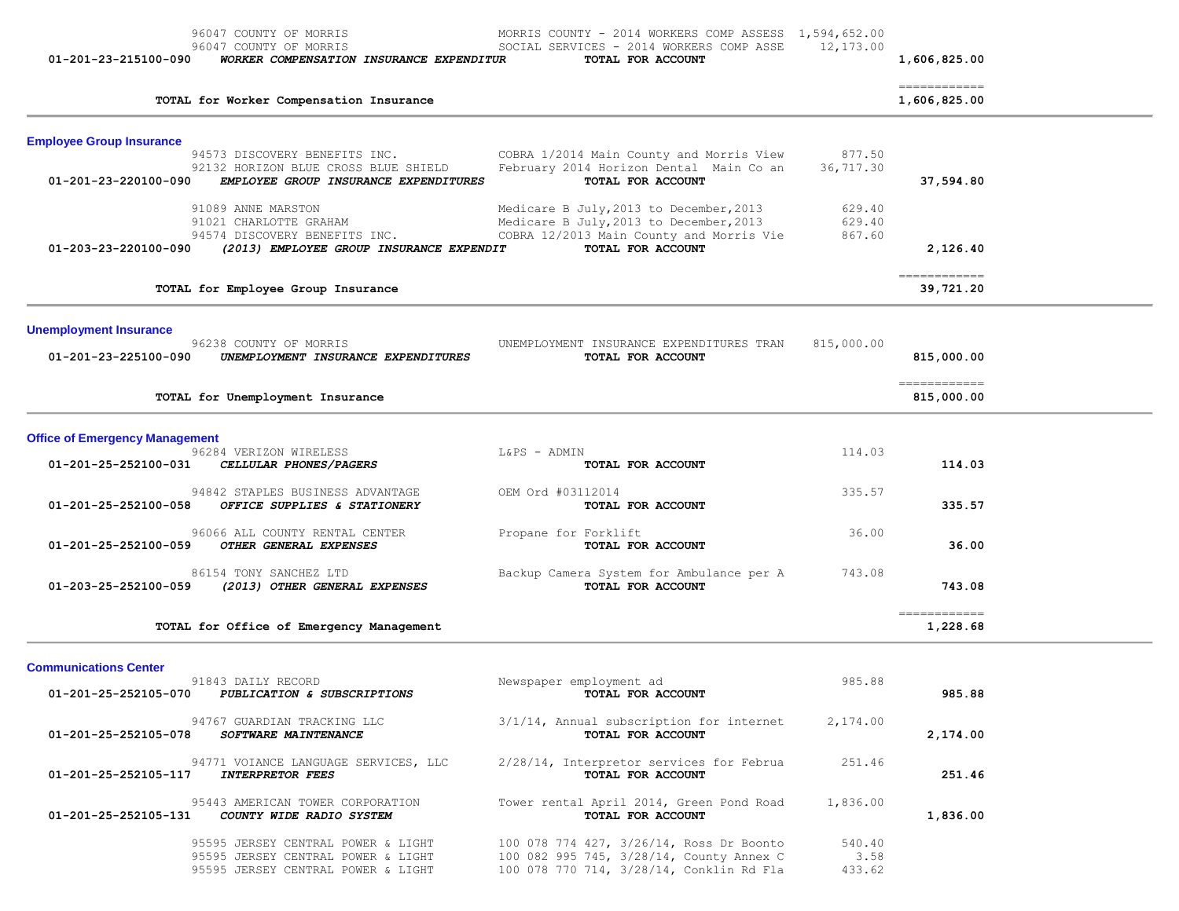| | Vendor | Description | Amount | Total |
|---|---|---|---|---|
| | 96047 COUNTY OF MORRIS | MORRIS COUNTY - 2014 WORKERS COMP ASSESS | 1,594,652.00 | |
| | 96047 COUNTY OF MORRIS | SOCIAL SERVICES - 2014 WORKERS COMP ASSE | 12,173.00 | |
| 01-201-23-215100-090 | *WORKER COMPENSATION INSURANCE EXPENDITUR* | **TOTAL FOR ACCOUNT** | | 1,606,825.00 |
| | | | | ============ |
| | **TOTAL for Worker Compensation Insurance** | | | 1,606,825.00 |

## Employee Group Insurance

| | Vendor | Description | Amount | Total |
|---|---|---|---|---|
| | 94573 DISCOVERY BENEFITS INC. | COBRA 1/2014 Main County and Morris View | 877.50 | |
| | 92132 HORIZON BLUE CROSS BLUE SHIELD | February 2014 Horizon Dental Main Co an | 36,717.30 | |
| 01-201-23-220100-090 | *EMPLOYEE GROUP INSURANCE EXPENDITURES* | **TOTAL FOR ACCOUNT** | | 37,594.80 |
| | 91089 ANNE MARSTON | Medicare B July,2013 to December,2013 | 629.40 | |
| | 91021 CHARLOTTE GRAHAM | Medicare B July,2013 to December,2013 | 629.40 | |
| | 94574 DISCOVERY BENEFITS INC. | COBRA 12/2013 Main County and Morris Vie | 867.60 | |
| 01-203-23-220100-090 | *(2013) EMPLOYEE GROUP INSURANCE EXPENDIT* | **TOTAL FOR ACCOUNT** | | 2,126.40 |
| | | | | ============ |
| | **TOTAL for Employee Group Insurance** | | | 39,721.20 |

## Unemployment Insurance

| | Vendor | Description | Amount | Total |
|---|---|---|---|---|
| | 96238 COUNTY OF MORRIS | UNEMPLOYMENT INSURANCE EXPENDITURES TRAN | 815,000.00 | |
| 01-201-23-225100-090 | *UNEMPLOYMENT INSURANCE EXPENDITURES* | **TOTAL FOR ACCOUNT** | | 815,000.00 |
| | | | | ============ |
| | **TOTAL for Unemployment Insurance** | | | 815,000.00 |

## Office of Emergency Management

| | Vendor | Description | Amount | Total |
|---|---|---|---|---|
| | 96284 VERIZON WIRELESS | L&PS - ADMIN | 114.03 | |
| 01-201-25-252100-031 | *CELLULAR PHONES/PAGERS* | **TOTAL FOR ACCOUNT** | | 114.03 |
| | 94842 STAPLES BUSINESS ADVANTAGE | OEM Ord #03112014 | 335.57 | |
| 01-201-25-252100-058 | *OFFICE SUPPLIES & STATIONERY* | **TOTAL FOR ACCOUNT** | | 335.57 |
| | 96066 ALL COUNTY RENTAL CENTER | Propane for Forklift | 36.00 | |
| 01-201-25-252100-059 | *OTHER GENERAL EXPENSES* | **TOTAL FOR ACCOUNT** | | 36.00 |
| | 86154 TONY SANCHEZ LTD | Backup Camera System for Ambulance per A | 743.08 | |
| 01-203-25-252100-059 | *(2013) OTHER GENERAL EXPENSES* | **TOTAL FOR ACCOUNT** | | 743.08 |
| | | | | ============ |
| | **TOTAL for Office of Emergency Management** | | | 1,228.68 |

## Communications Center

| | Vendor | Description | Amount | Total |
|---|---|---|---|---|
| | 91843 DAILY RECORD | Newspaper employment ad | 985.88 | |
| 01-201-25-252105-070 | *PUBLICATION & SUBSCRIPTIONS* | **TOTAL FOR ACCOUNT** | | 985.88 |
| | 94767 GUARDIAN TRACKING LLC | 3/1/14, Annual subscription for internet | 2,174.00 | |
| 01-201-25-252105-078 | *SOFTWARE MAINTENANCE* | **TOTAL FOR ACCOUNT** | | 2,174.00 |
| | 94771 VOIANCE LANGUAGE SERVICES, LLC | 2/28/14, Interpretor services for Februa | 251.46 | |
| 01-201-25-252105-117 | *INTERPRETOR FEES* | **TOTAL FOR ACCOUNT** | | 251.46 |
| | 95443 AMERICAN TOWER CORPORATION | Tower rental April 2014, Green Pond Road | 1,836.00 | |
| 01-201-25-252105-131 | *COUNTY WIDE RADIO SYSTEM* | **TOTAL FOR ACCOUNT** | | 1,836.00 |
| | 95595 JERSEY CENTRAL POWER & LIGHT | 100 078 774 427, 3/26/14, Ross Dr Boonto | 540.40 | |
| | 95595 JERSEY CENTRAL POWER & LIGHT | 100 082 995 745, 3/28/14, County Annex C | 3.58 | |
| | 95595 JERSEY CENTRAL POWER & LIGHT | 100 078 770 714, 3/28/14, Conklin Rd Fla | 433.62 | |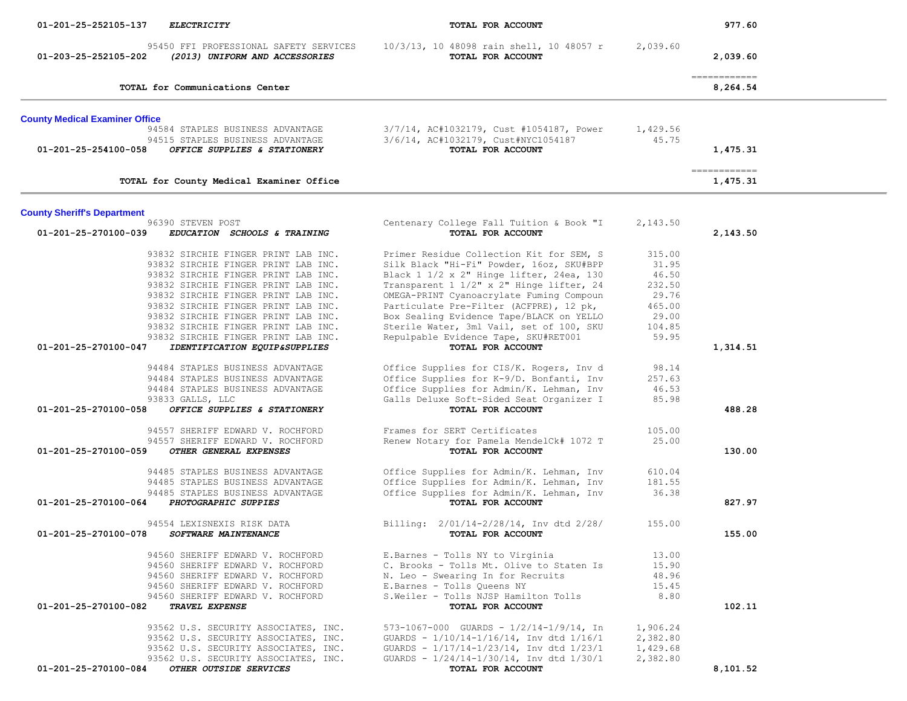| Account | Vendor / Description | Detail | Amount | Total |
|---|---|---|---|---|
| 01-201-25-252105-137 *ELECTRICITY* | | **TOTAL FOR ACCOUNT** | | 977.60 |
| | 95450 FFI PROFESSIONAL SAFETY SERVICES | 10/3/13, 10 48098 rain shell, 10 48057 r | 2,039.60 | |
| 01-203-25-252105-202 *(2013) UNIFORM AND ACCESSORIES* | | **TOTAL FOR ACCOUNT** | | 2,039.60 |
| | **TOTAL for Communications Center** | | | 8,264.54 |

## County Medical Examiner Office

| Account | Vendor / Description | Detail | Amount | Total |
|---|---|---|---|---|
| | 94584 STAPLES BUSINESS ADVANTAGE | 3/7/14, AC#1032179, Cust #1054187, Power | 1,429.56 | |
| | 94515 STAPLES BUSINESS ADVANTAGE | 3/6/14, AC#1032179, Cust#NYC1054187 | 45.75 | |
| 01-201-25-254100-058 *OFFICE SUPPLIES & STATIONERY* | | **TOTAL FOR ACCOUNT** | | 1,475.31 |
| | **TOTAL for County Medical Examiner Office** | | | 1,475.31 |

## County Sheriff's Department

| Account | Vendor / Description | Detail | Amount | Total |
|---|---|---|---|---|
| | 96390 STEVEN POST | Centenary College Fall Tuition & Book "I | 2,143.50 | |
| 01-201-25-270100-039 *EDUCATION SCHOOLS & TRAINING* | | **TOTAL FOR ACCOUNT** | | 2,143.50 |
| | 93832 SIRCHIE FINGER PRINT LAB INC. | Primer Residue Collection Kit for SEM, S | 315.00 | |
| | 93832 SIRCHIE FINGER PRINT LAB INC. | Silk Black "Hi-Fi" Powder, 16oz, SKU#BPP | 31.95 | |
| | 93832 SIRCHIE FINGER PRINT LAB INC. | Black 1 1/2 x 2" Hinge lifter, 24ea, 130 | 46.50 | |
| | 93832 SIRCHIE FINGER PRINT LAB INC. | Transparent 1 1/2" x 2" Hinge lifter, 24 | 232.50 | |
| | 93832 SIRCHIE FINGER PRINT LAB INC. | OMEGA-PRINT Cyanoacrylate Fuming Compoun | 29.76 | |
| | 93832 SIRCHIE FINGER PRINT LAB INC. | Particulate Pre-Filter (ACFPRE), 12 pk, | 465.00 | |
| | 93832 SIRCHIE FINGER PRINT LAB INC. | Box Sealing Evidence Tape/BLACK on YELLO | 29.00 | |
| | 93832 SIRCHIE FINGER PRINT LAB INC. | Sterile Water, 3ml Vail, set of 100, SKU | 104.85 | |
| | 93832 SIRCHIE FINGER PRINT LAB INC. | Repulpable Evidence Tape, SKU#RET001 | 59.95 | |
| 01-201-25-270100-047 *IDENTIFICATION EQUIP&SUPPLIES* | | **TOTAL FOR ACCOUNT** | | 1,314.51 |
| | 94484 STAPLES BUSINESS ADVANTAGE | Office Supplies for CIS/K. Rogers, Inv d | 98.14 | |
| | 94484 STAPLES BUSINESS ADVANTAGE | Office Supplies for K-9/D. Bonfanti, Inv | 257.63 | |
| | 94484 STAPLES BUSINESS ADVANTAGE | Office Supplies for Admin/K. Lehman, Inv | 46.53 | |
| | 93833 GALLS, LLC | Galls Deluxe Soft-Sided Seat Organizer I | 85.98 | |
| 01-201-25-270100-058 *OFFICE SUPPLIES & STATIONERY* | | **TOTAL FOR ACCOUNT** | | 488.28 |
| | 94557 SHERIFF EDWARD V. ROCHFORD | Frames for SERT Certificates | 105.00 | |
| | 94557 SHERIFF EDWARD V. ROCHFORD | Renew Notary for Pamela MendelCk# 1072 T | 25.00 | |
| 01-201-25-270100-059 *OTHER GENERAL EXPENSES* | | **TOTAL FOR ACCOUNT** | | 130.00 |
| | 94485 STAPLES BUSINESS ADVANTAGE | Office Supplies for Admin/K. Lehman, Inv | 610.04 | |
| | 94485 STAPLES BUSINESS ADVANTAGE | Office Supplies for Admin/K. Lehman, Inv | 181.55 | |
| | 94485 STAPLES BUSINESS ADVANTAGE | Office Supplies for Admin/K. Lehman, Inv | 36.38 | |
| 01-201-25-270100-064 *PHOTOGRAPHIC SUPPIES* | | **TOTAL FOR ACCOUNT** | | 827.97 |
| | 94554 LEXISNEXIS RISK DATA | Billing: 2/01/14-2/28/14, Inv dtd 2/28/ | 155.00 | |
| 01-201-25-270100-078 *SOFTWARE MAINTENANCE* | | **TOTAL FOR ACCOUNT** | | 155.00 |
| | 94560 SHERIFF EDWARD V. ROCHFORD | E.Barnes - Tolls NY to Virginia | 13.00 | |
| | 94560 SHERIFF EDWARD V. ROCHFORD | C. Brooks - Tolls Mt. Olive to Staten Is | 15.90 | |
| | 94560 SHERIFF EDWARD V. ROCHFORD | N. Leo - Swearing In for Recruits | 48.96 | |
| | 94560 SHERIFF EDWARD V. ROCHFORD | E.Barnes - Tolls Queens NY | 15.45 | |
| | 94560 SHERIFF EDWARD V. ROCHFORD | S.Weiler - Tolls NJSP Hamilton Tolls | 8.80 | |
| 01-201-25-270100-082 *TRAVEL EXPENSE* | | **TOTAL FOR ACCOUNT** | | 102.11 |
| | 93562 U.S. SECURITY ASSOCIATES, INC. | 573-1067-000 GUARDS - 1/2/14-1/9/14, In | 1,906.24 | |
| | 93562 U.S. SECURITY ASSOCIATES, INC. | GUARDS - 1/10/14-1/16/14, Inv dtd 1/16/1 | 2,382.80 | |
| | 93562 U.S. SECURITY ASSOCIATES, INC. | GUARDS - 1/17/14-1/23/14, Inv dtd 1/23/1 | 1,429.68 | |
| | 93562 U.S. SECURITY ASSOCIATES, INC. | GUARDS - 1/24/14-1/30/14, Inv dtd 1/30/1 | 2,382.80 | |
| 01-201-25-270100-084 *OTHER OUTSIDE SERVICES* | | **TOTAL FOR ACCOUNT** | | 8,101.52 |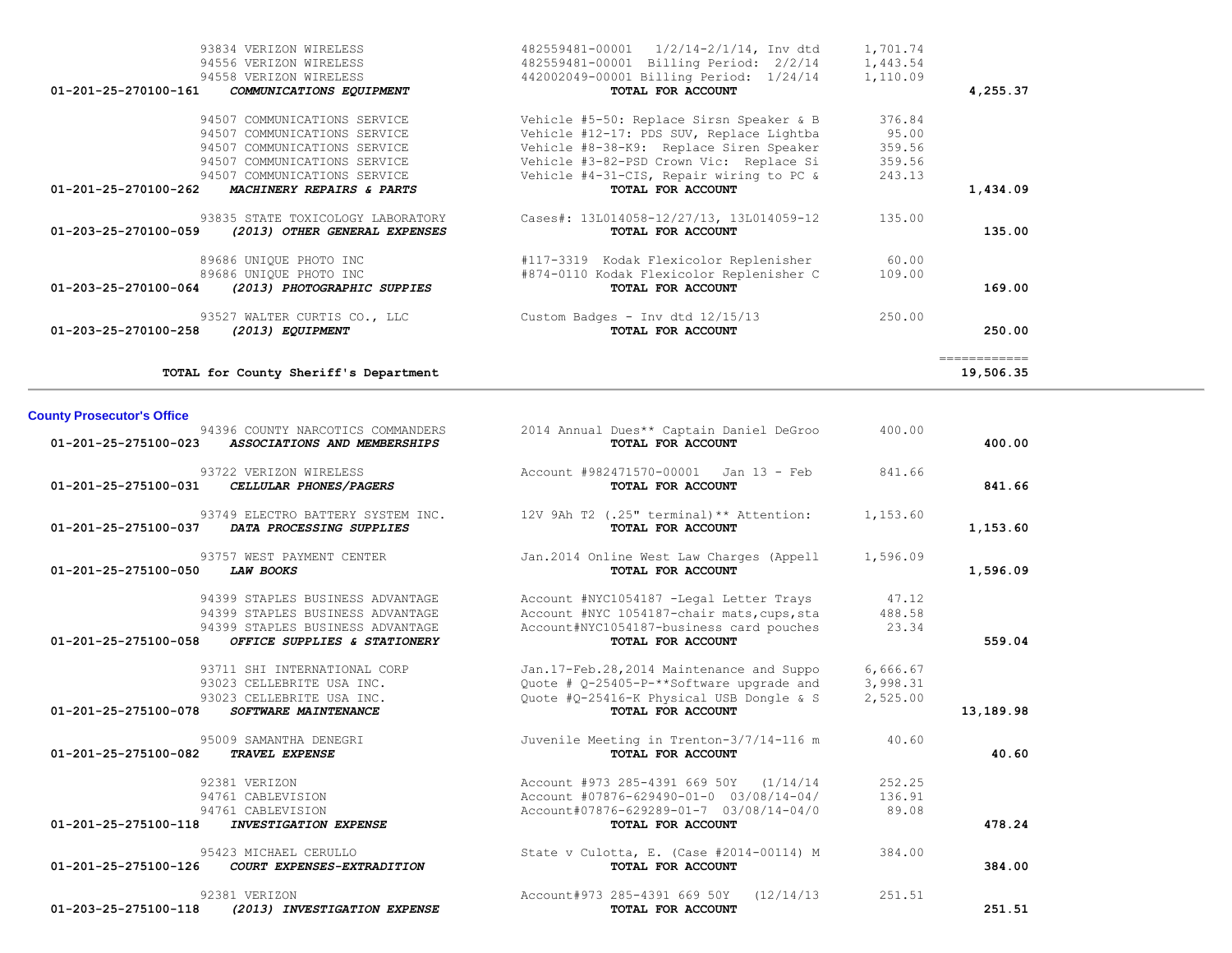| Account | Vendor / Account Name | Description | Amount | Total |
|---|---|---|---|---|
| | 93834 VERIZON WIRELESS | 482559481-00001 1/2/14-2/1/14, Inv dtd | 1,701.74 | |
| | 94556 VERIZON WIRELESS | 482559481-00001 Billing Period: 2/2/14 | 1,443.54 | |
| | 94558 VERIZON WIRELESS | 442002049-00001 Billing Period: 1/24/14 | 1,110.09 | |
| 01-201-25-270100-161 | *COMMUNICATIONS EQUIPMENT* | TOTAL FOR ACCOUNT | | 4,255.37 |
| | 94507 COMMUNICATIONS SERVICE | Vehicle #5-50: Replace Sirsn Speaker & B | 376.84 | |
| | 94507 COMMUNICATIONS SERVICE | Vehicle #12-17: PDS SUV, Replace Lightba | 95.00 | |
| | 94507 COMMUNICATIONS SERVICE | Vehicle #8-38-K9: Replace Siren Speaker | 359.56 | |
| | 94507 COMMUNICATIONS SERVICE | Vehicle #3-82-PSD Crown Vic: Replace Si | 359.56 | |
| | 94507 COMMUNICATIONS SERVICE | Vehicle #4-31-CIS, Repair wiring to PC & | 243.13 | |
| 01-201-25-270100-262 | *MACHINERY REPAIRS & PARTS* | TOTAL FOR ACCOUNT | | 1,434.09 |
| | 93835 STATE TOXICOLOGY LABORATORY | Cases#: 13L014058-12/27/13, 13L014059-12 | 135.00 | |
| 01-203-25-270100-059 | *(2013) OTHER GENERAL EXPENSES* | TOTAL FOR ACCOUNT | | 135.00 |
| | 89686 UNIQUE PHOTO INC | #117-3319 Kodak Flexicolor Replenisher | 60.00 | |
| | 89686 UNIQUE PHOTO INC | #874-0110 Kodak Flexicolor Replenisher C | 109.00 | |
| 01-203-25-270100-064 | *(2013) PHOTOGRAPHIC SUPPIES* | TOTAL FOR ACCOUNT | | 169.00 |
| | 93527 WALTER CURTIS CO., LLC | Custom Badges - Inv dtd 12/15/13 | 250.00 | |
| 01-203-25-270100-258 | *(2013) EQUIPMENT* | TOTAL FOR ACCOUNT | | 250.00 |
| | TOTAL for County Sheriff's Department | | | 19,506.35 |

## County Prosecutor's Office

| Account | Vendor / Account Name | Description | Amount | Total |
|---|---|---|---|---|
| | 94396 COUNTY NARCOTICS COMMANDERS | 2014 Annual Dues** Captain Daniel DeGroo | 400.00 | |
| 01-201-25-275100-023 | *ASSOCIATIONS AND MEMBERSHIPS* | TOTAL FOR ACCOUNT | | 400.00 |
| | 93722 VERIZON WIRELESS | Account #982471570-00001 Jan 13 - Feb | 841.66 | |
| 01-201-25-275100-031 | *CELLULAR PHONES/PAGERS* | TOTAL FOR ACCOUNT | | 841.66 |
| | 93749 ELECTRO BATTERY SYSTEM INC. | 12V 9Ah T2 (.25" terminal)** Attention: | 1,153.60 | |
| 01-201-25-275100-037 | *DATA PROCESSING SUPPLIES* | TOTAL FOR ACCOUNT | | 1,153.60 |
| | 93757 WEST PAYMENT CENTER | Jan.2014 Online West Law Charges (Appell | 1,596.09 | |
| 01-201-25-275100-050 | *LAW BOOKS* | TOTAL FOR ACCOUNT | | 1,596.09 |
| | 94399 STAPLES BUSINESS ADVANTAGE | Account #NYC1054187 -Legal Letter Trays | 47.12 | |
| | 94399 STAPLES BUSINESS ADVANTAGE | Account #NYC 1054187-chair mats,cups,sta | 488.58 | |
| | 94399 STAPLES BUSINESS ADVANTAGE | Account#NYC1054187-business card pouches | 23.34 | |
| 01-201-25-275100-058 | *OFFICE SUPPLIES & STATIONERY* | TOTAL FOR ACCOUNT | | 559.04 |
| | 93711 SHI INTERNATIONAL CORP | Jan.17-Feb.28,2014 Maintenance and Suppo | 6,666.67 | |
| | 93023 CELLEBRITE USA INC. | Quote # Q-25405-P-**Software upgrade and | 3,998.31 | |
| | 93023 CELLEBRITE USA INC. | Quote #Q-25416-K Physical USB Dongle & S | 2,525.00 | |
| 01-201-25-275100-078 | *SOFTWARE MAINTENANCE* | TOTAL FOR ACCOUNT | | 13,189.98 |
| | 95009 SAMANTHA DENEGRI | Juvenile Meeting in Trenton-3/7/14-116 m | 40.60 | |
| 01-201-25-275100-082 | *TRAVEL EXPENSE* | TOTAL FOR ACCOUNT | | 40.60 |
| | 92381 VERIZON | Account #973 285-4391 669 50Y (1/14/14 | 252.25 | |
| | 94761 CABLEVISION | Account #07876-629490-01-0 03/08/14-04/ | 136.91 | |
| | 94761 CABLEVISION | Account#07876-629289-01-7 03/08/14-04/0 | 89.08 | |
| 01-201-25-275100-118 | *INVESTIGATION EXPENSE* | TOTAL FOR ACCOUNT | | 478.24 |
| | 95423 MICHAEL CERULLO | State v Culotta, E. (Case #2014-00114) M | 384.00 | |
| 01-201-25-275100-126 | *COURT EXPENSES-EXTRADITION* | TOTAL FOR ACCOUNT | | 384.00 |
| | 92381 VERIZON | Account#973 285-4391 669 50Y (12/14/13 | 251.51 | |
| 01-203-25-275100-118 | *(2013) INVESTIGATION EXPENSE* | TOTAL FOR ACCOUNT | | 251.51 |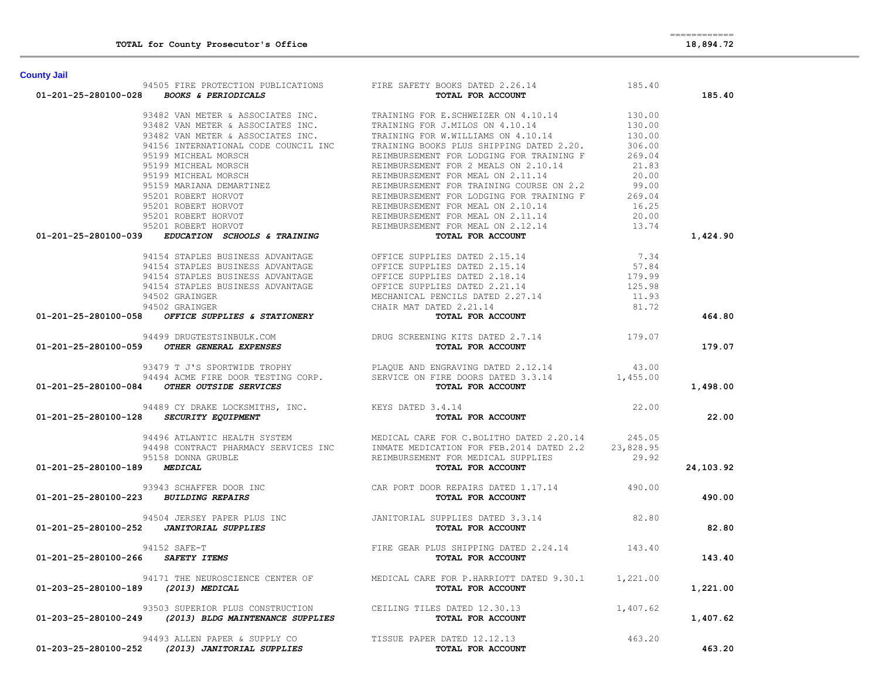| | | | | |
|---|---|---|---|---|
| **TOTAL for County Prosecutor's Office** | | | | ============ **18,894.72** |

## County Jail

| Account | Vendor | Description | Amount | Total |
|---|---|---|---|---|
| | 94505 FIRE PROTECTION PUBLICATIONS | FIRE SAFETY BOOKS DATED 2.26.14 | 185.40 | |
| **01-201-25-280100-028** ***BOOKS & PERIODICALS*** | | **TOTAL FOR ACCOUNT** | | **185.40** |
| | 93482 VAN METER & ASSOCIATES INC. | TRAINING FOR E.SCHWEIZER ON 4.10.14 | 130.00 | |
| | 93482 VAN METER & ASSOCIATES INC. | TRAINING FOR J.MILOS ON 4.10.14 | 130.00 | |
| | 93482 VAN METER & ASSOCIATES INC. | TRAINING FOR W.WILLIAMS ON 4.10.14 | 130.00 | |
| | 94156 INTERNATIONAL CODE COUNCIL INC | TRAINING BOOKS PLUS SHIPPING DATED 2.20. | 306.00 | |
| | 95199 MICHEAL MORSCH | REIMBURSEMENT FOR LODGING FOR TRAINING F | 269.04 | |
| | 95199 MICHEAL MORSCH | REIMBURSEMENT FOR 2 MEALS ON 2.10.14 | 21.83 | |
| | 95199 MICHEAL MORSCH | REIMBURSEMENT FOR MEAL ON 2.11.14 | 20.00 | |
| | 95159 MARIANA DEMARTINEZ | REIMBURSEMENT FOR TRAINING COURSE ON 2.2 | 99.00 | |
| | 95201 ROBERT HORVOT | REIMBURSEMENT FOR LODGING FOR TRAINING F | 269.04 | |
| | 95201 ROBERT HORVOT | REIMBURSEMENT FOR MEAL ON 2.10.14 | 16.25 | |
| | 95201 ROBERT HORVOT | REIMBURSEMENT FOR MEAL ON 2.11.14 | 20.00 | |
| | 95201 ROBERT HORVOT | REIMBURSEMENT FOR MEAL ON 2.12.14 | 13.74 | |
| **01-201-25-280100-039** ***EDUCATION SCHOOLS & TRAINING*** | | **TOTAL FOR ACCOUNT** | | **1,424.90** |
| | 94154 STAPLES BUSINESS ADVANTAGE | OFFICE SUPPLIES DATED 2.15.14 | 7.34 | |
| | 94154 STAPLES BUSINESS ADVANTAGE | OFFICE SUPPLIES DATED 2.15.14 | 57.84 | |
| | 94154 STAPLES BUSINESS ADVANTAGE | OFFICE SUPPLIES DATED 2.18.14 | 179.99 | |
| | 94154 STAPLES BUSINESS ADVANTAGE | OFFICE SUPPLIES DATED 2.21.14 | 125.98 | |
| | 94502 GRAINGER | MECHANICAL PENCILS DATED 2.27.14 | 11.93 | |
| | 94502 GRAINGER | CHAIR MAT DATED 2.21.14 | 81.72 | |
| **01-201-25-280100-058** ***OFFICE SUPPLIES & STATIONERY*** | | **TOTAL FOR ACCOUNT** | | **464.80** |
| | 94499 DRUGTESTSINBULK.COM | DRUG SCREENING KITS DATED 2.7.14 | 179.07 | |
| **01-201-25-280100-059** ***OTHER GENERAL EXPENSES*** | | **TOTAL FOR ACCOUNT** | | **179.07** |
| | 93479 T J'S SPORTWIDE TROPHY | PLAQUE AND ENGRAVING DATED 2.12.14 | 43.00 | |
| | 94494 ACME FIRE DOOR TESTING CORP. | SERVICE ON FIRE DOORS DATED 3.3.14 | 1,455.00 | |
| **01-201-25-280100-084** ***OTHER OUTSIDE SERVICES*** | | **TOTAL FOR ACCOUNT** | | **1,498.00** |
| | 94489 CY DRAKE LOCKSMITHS, INC. | KEYS DATED 3.4.14 | 22.00 | |
| **01-201-25-280100-128** ***SECURITY EQUIPMENT*** | | **TOTAL FOR ACCOUNT** | | **22.00** |
| | 94496 ATLANTIC HEALTH SYSTEM | MEDICAL CARE FOR C.BOLITHO DATED 2.20.14 | 245.05 | |
| | 94498 CONTRACT PHARMACY SERVICES INC | INMATE MEDICATION FOR FEB.2014 DATED 2.2 | 23,828.95 | |
| | 95158 DONNA GRUBLE | REIMBURSEMENT FOR MEDICAL SUPPLIES | 29.92 | |
| **01-201-25-280100-189** ***MEDICAL*** | | **TOTAL FOR ACCOUNT** | | **24,103.92** |
| | 93943 SCHAFFER DOOR INC | CAR PORT DOOR REPAIRS DATED 1.17.14 | 490.00 | |
| **01-201-25-280100-223** ***BUILDING REPAIRS*** | | **TOTAL FOR ACCOUNT** | | **490.00** |
| | 94504 JERSEY PAPER PLUS INC | JANITORIAL SUPPLIES DATED 3.3.14 | 82.80 | |
| **01-201-25-280100-252** ***JANITORIAL SUPPLIES*** | | **TOTAL FOR ACCOUNT** | | **82.80** |
| | 94152 SAFE-T | FIRE GEAR PLUS SHIPPING DATED 2.24.14 | 143.40 | |
| **01-201-25-280100-266** ***SAFETY ITEMS*** | | **TOTAL FOR ACCOUNT** | | **143.40** |
| | 94171 THE NEUROSCIENCE CENTER OF | MEDICAL CARE FOR P.HARRIOTT DATED 9.30.1 | 1,221.00 | |
| **01-203-25-280100-189** ***(2013) MEDICAL*** | | **TOTAL FOR ACCOUNT** | | **1,221.00** |
| | 93503 SUPERIOR PLUS CONSTRUCTION | CEILING TILES DATED 12.30.13 | 1,407.62 | |
| **01-203-25-280100-249** ***(2013) BLDG MAINTENANCE SUPPLIES*** | | **TOTAL FOR ACCOUNT** | | **1,407.62** |
| | 94493 ALLEN PAPER & SUPPLY CO | TISSUE PAPER DATED 12.12.13 | 463.20 | |
| **01-203-25-280100-252** ***(2013) JANITORIAL SUPPLIES*** | | **TOTAL FOR ACCOUNT** | | **463.20** |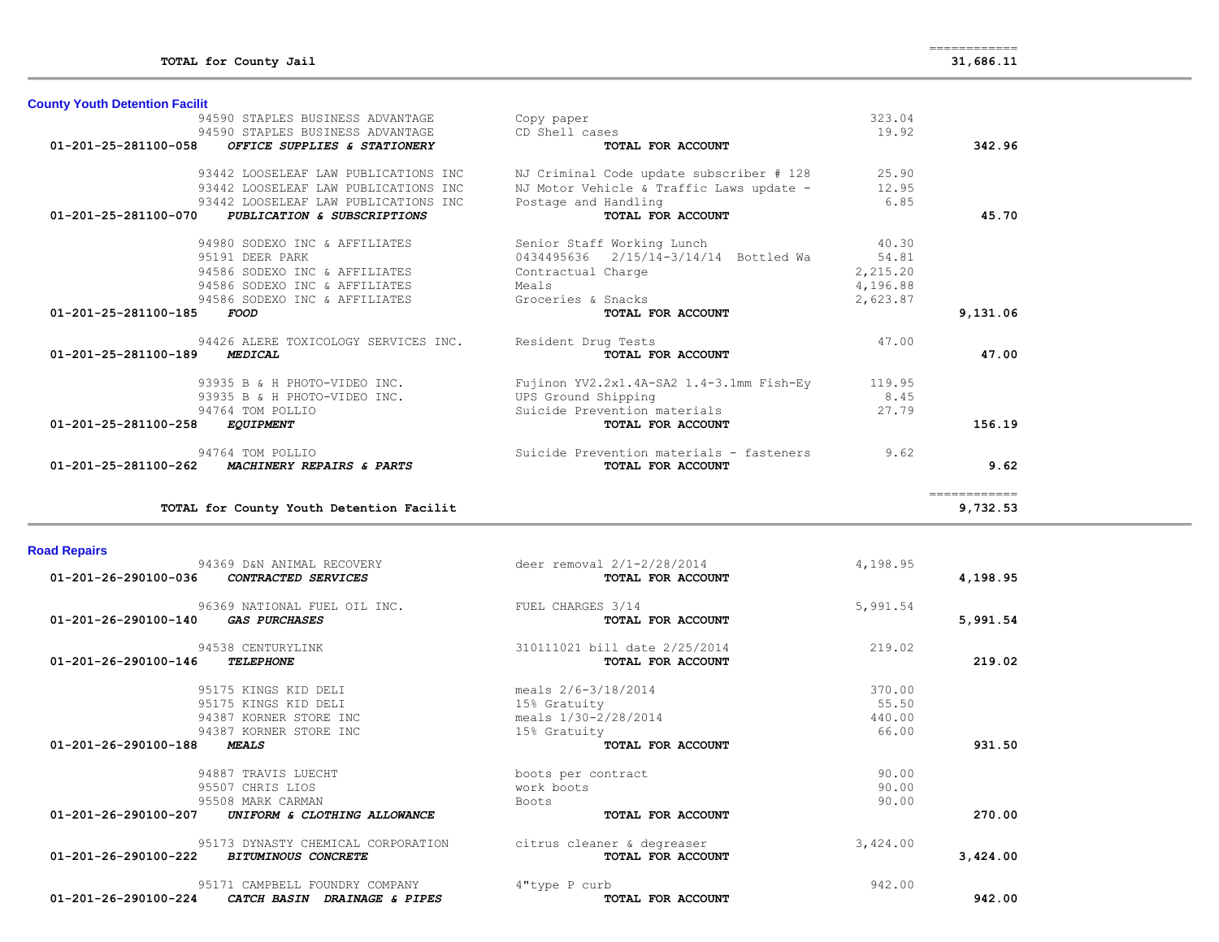| | | | |
|---|---|---|---|
| **TOTAL for County Jail** | | | ============ 31,686.11 |

## County Youth Detention Facilit

| Account / Vendor | Description | Amount | Total |
|---|---|---|---|
| 94590 STAPLES BUSINESS ADVANTAGE | Copy paper | 323.04 | |
| 94590 STAPLES BUSINESS ADVANTAGE | CD Shell cases | 19.92 | |
| **01-201-25-281100-058** ***OFFICE SUPPLIES & STATIONERY*** | **TOTAL FOR ACCOUNT** | | **342.96** |
| 93442 LOOSELEAF LAW PUBLICATIONS INC | NJ Criminal Code update subscriber # 128 | 25.90 | |
| 93442 LOOSELEAF LAW PUBLICATIONS INC | NJ Motor Vehicle & Traffic Laws update - | 12.95 | |
| 93442 LOOSELEAF LAW PUBLICATIONS INC | Postage and Handling | 6.85 | |
| **01-201-25-281100-070** ***PUBLICATION & SUBSCRIPTIONS*** | **TOTAL FOR ACCOUNT** | | **45.70** |
| 94980 SODEXO INC & AFFILIATES | Senior Staff Working Lunch | 40.30 | |
| 95191 DEER PARK | 0434495636 2/15/14-3/14/14 Bottled Wa | 54.81 | |
| 94586 SODEXO INC & AFFILIATES | Contractual Charge | 2,215.20 | |
| 94586 SODEXO INC & AFFILIATES | Meals | 4,196.88 | |
| 94586 SODEXO INC & AFFILIATES | Groceries & Snacks | 2,623.87 | |
| **01-201-25-281100-185** ***FOOD*** | **TOTAL FOR ACCOUNT** | | **9,131.06** |
| 94426 ALERE TOXICOLOGY SERVICES INC. | Resident Drug Tests | 47.00 | |
| **01-201-25-281100-189** ***MEDICAL*** | **TOTAL FOR ACCOUNT** | | **47.00** |
| 93935 B & H PHOTO-VIDEO INC. | Fujinon YV2.2x1.4A-SA2 1.4-3.1mm Fish-Ey | 119.95 | |
| 93935 B & H PHOTO-VIDEO INC. | UPS Ground Shipping | 8.45 | |
| 94764 TOM POLLIO | Suicide Prevention materials | 27.79 | |
| **01-201-25-281100-258** ***EQUIPMENT*** | **TOTAL FOR ACCOUNT** | | **156.19** |
| 94764 TOM POLLIO | Suicide Prevention materials - fasteners | 9.62 | |
| **01-201-25-281100-262** ***MACHINERY REPAIRS & PARTS*** | **TOTAL FOR ACCOUNT** | | **9.62** |
| **TOTAL for County Youth Detention Facilit** | | | ============ **9,732.53** |

## Road Repairs

| Account / Vendor | Description | Amount | Total |
|---|---|---|---|
| 94369 D&N ANIMAL RECOVERY | deer removal 2/1-2/28/2014 | 4,198.95 | |
| **01-201-26-290100-036** ***CONTRACTED SERVICES*** | **TOTAL FOR ACCOUNT** | | **4,198.95** |
| 96369 NATIONAL FUEL OIL INC. | FUEL CHARGES 3/14 | 5,991.54 | |
| **01-201-26-290100-140** ***GAS PURCHASES*** | **TOTAL FOR ACCOUNT** | | **5,991.54** |
| 94538 CENTURYLINK | 310111021 bill date 2/25/2014 | 219.02 | |
| **01-201-26-290100-146** ***TELEPHONE*** | **TOTAL FOR ACCOUNT** | | **219.02** |
| 95175 KINGS KID DELI | meals 2/6-3/18/2014 | 370.00 | |
| 95175 KINGS KID DELI | 15% Gratuity | 55.50 | |
| 94387 KORNER STORE INC | meals 1/30-2/28/2014 | 440.00 | |
| 94387 KORNER STORE INC | 15% Gratuity | 66.00 | |
| **01-201-26-290100-188** ***MEALS*** | **TOTAL FOR ACCOUNT** | | **931.50** |
| 94887 TRAVIS LUECHT | boots per contract | 90.00 | |
| 95507 CHRIS LIOS | work boots | 90.00 | |
| 95508 MARK CARMAN | Boots | 90.00 | |
| **01-201-26-290100-207** ***UNIFORM & CLOTHING ALLOWANCE*** | **TOTAL FOR ACCOUNT** | | **270.00** |
| 95173 DYNASTY CHEMICAL CORPORATION | citrus cleaner & degreaser | 3,424.00 | |
| **01-201-26-290100-222** ***BITUMINOUS CONCRETE*** | **TOTAL FOR ACCOUNT** | | **3,424.00** |
| 95171 CAMPBELL FOUNDRY COMPANY | 4"type P curb | 942.00 | |
| **01-201-26-290100-224** ***CATCH BASIN DRAINAGE & PIPES*** | **TOTAL FOR ACCOUNT** | | **942.00** |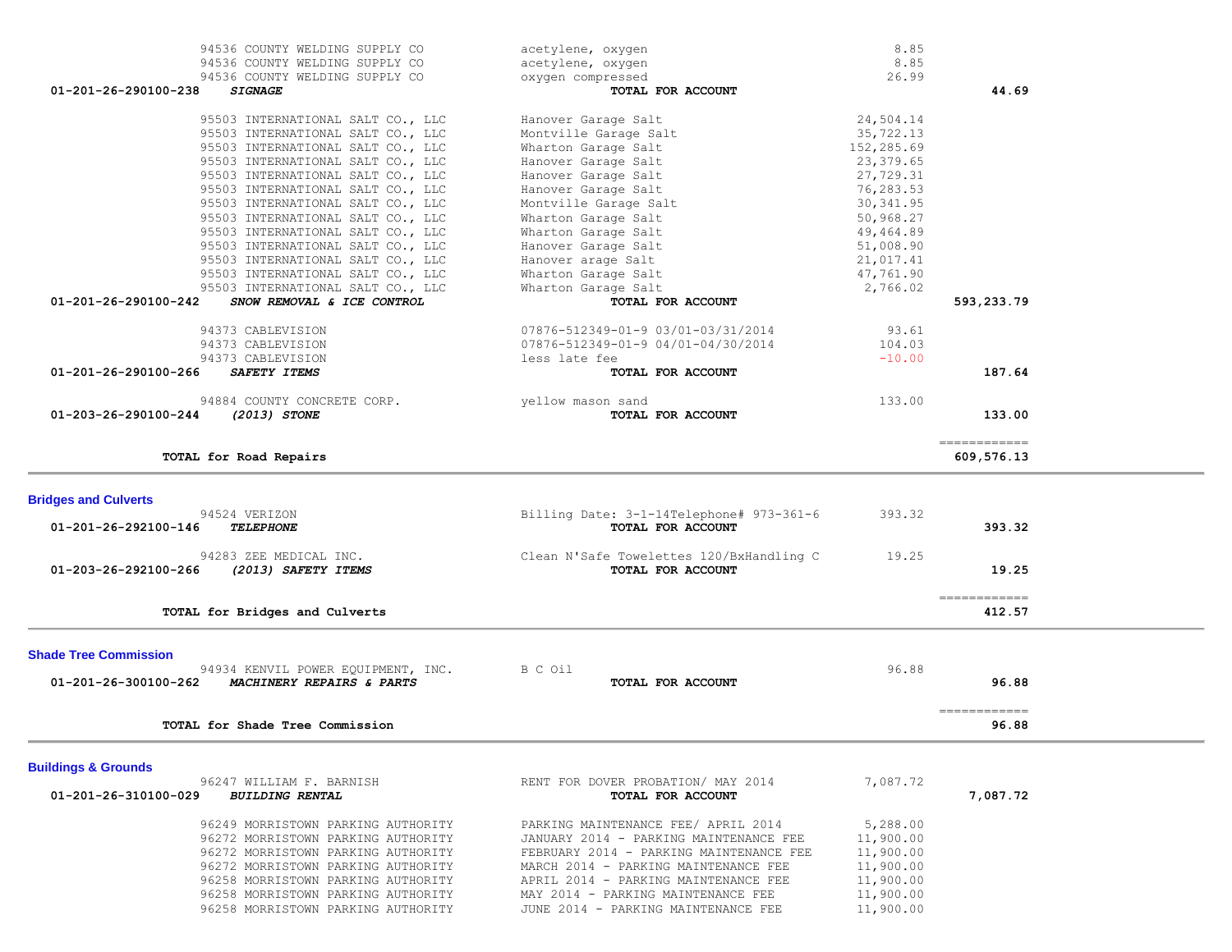| Account | Vendor / Description | Item | Amount | Total |
|---|---|---|---|---|
| | 94536 COUNTY WELDING SUPPLY CO | acetylene, oxygen | 8.85 | |
| | 94536 COUNTY WELDING SUPPLY CO | acetylene, oxygen | 8.85 | |
| | 94536 COUNTY WELDING SUPPLY CO | oxygen compressed | 26.99 | |
| 01-201-26-290100-238 | ***SIGNAGE*** | **TOTAL FOR ACCOUNT** | | **44.69** |
| | 95503 INTERNATIONAL SALT CO., LLC | Hanover Garage Salt | 24,504.14 | |
| | 95503 INTERNATIONAL SALT CO., LLC | Montville Garage Salt | 35,722.13 | |
| | 95503 INTERNATIONAL SALT CO., LLC | Wharton Garage Salt | 152,285.69 | |
| | 95503 INTERNATIONAL SALT CO., LLC | Hanover Garage Salt | 23,379.65 | |
| | 95503 INTERNATIONAL SALT CO., LLC | Hanover Garage Salt | 27,729.31 | |
| | 95503 INTERNATIONAL SALT CO., LLC | Hanover Garage Salt | 76,283.53 | |
| | 95503 INTERNATIONAL SALT CO., LLC | Montville Garage Salt | 30,341.95 | |
| | 95503 INTERNATIONAL SALT CO., LLC | Wharton Garage Salt | 50,968.27 | |
| | 95503 INTERNATIONAL SALT CO., LLC | Wharton Garage Salt | 49,464.89 | |
| | 95503 INTERNATIONAL SALT CO., LLC | Hanover Garage Salt | 51,008.90 | |
| | 95503 INTERNATIONAL SALT CO., LLC | Hanover arage Salt | 21,017.41 | |
| | 95503 INTERNATIONAL SALT CO., LLC | Wharton Garage Salt | 47,761.90 | |
| | 95503 INTERNATIONAL SALT CO., LLC | Wharton Garage Salt | 2,766.02 | |
| 01-201-26-290100-242 | ***SNOW REMOVAL & ICE CONTROL*** | **TOTAL FOR ACCOUNT** | | **593,233.79** |
| | 94373 CABLEVISION | 07876-512349-01-9 03/01-03/31/2014 | 93.61 | |
| | 94373 CABLEVISION | 07876-512349-01-9 04/01-04/30/2014 | 104.03 | |
| | 94373 CABLEVISION | less late fee | -10.00 | |
| 01-201-26-290100-266 | ***SAFETY ITEMS*** | **TOTAL FOR ACCOUNT** | | **187.64** |
| | 94884 COUNTY CONCRETE CORP. | yellow mason sand | 133.00 | |
| 01-203-26-290100-244 | ***(2013) STONE*** | **TOTAL FOR ACCOUNT** | | **133.00** |
| | **TOTAL for Road Repairs** | | | **609,576.13** |

## Bridges and Culverts

| Account | Vendor / Description | Item | Amount | Total |
|---|---|---|---|---|
| | 94524 VERIZON | Billing Date: 3-1-14Telephone# 973-361-6 | 393.32 | |
| 01-201-26-292100-146 | ***TELEPHONE*** | **TOTAL FOR ACCOUNT** | | **393.32** |
| | 94283 ZEE MEDICAL INC. | Clean N'Safe Towelettes 120/BxHandling C | 19.25 | |
| 01-203-26-292100-266 | ***(2013) SAFETY ITEMS*** | **TOTAL FOR ACCOUNT** | | **19.25** |
| | **TOTAL for Bridges and Culverts** | | | **412.57** |

## Shade Tree Commission

| Account | Vendor / Description | Item | Amount | Total |
|---|---|---|---|---|
| | 94934 KENVIL POWER EQUIPMENT, INC. | B C Oil | 96.88 | |
| 01-201-26-300100-262 | ***MACHINERY REPAIRS & PARTS*** | **TOTAL FOR ACCOUNT** | | **96.88** |
| | **TOTAL for Shade Tree Commission** | | | **96.88** |

## Buildings & Grounds

| Account | Vendor / Description | Item | Amount | Total |
|---|---|---|---|---|
| | 96247 WILLIAM F. BARNISH | RENT FOR DOVER PROBATION/ MAY 2014 | 7,087.72 | |
| 01-201-26-310100-029 | ***BUILDING RENTAL*** | **TOTAL FOR ACCOUNT** | | **7,087.72** |
| | 96249 MORRISTOWN PARKING AUTHORITY | PARKING MAINTENANCE FEE/ APRIL 2014 | 5,288.00 | |
| | 96272 MORRISTOWN PARKING AUTHORITY | JANUARY 2014 - PARKING MAINTENANCE FEE | 11,900.00 | |
| | 96272 MORRISTOWN PARKING AUTHORITY | FEBRUARY 2014 - PARKING MAINTENANCE FEE | 11,900.00 | |
| | 96272 MORRISTOWN PARKING AUTHORITY | MARCH 2014 - PARKING MAINTENANCE FEE | 11,900.00 | |
| | 96258 MORRISTOWN PARKING AUTHORITY | APRIL 2014 - PARKING MAINTENANCE FEE | 11,900.00 | |
| | 96258 MORRISTOWN PARKING AUTHORITY | MAY 2014 - PARKING MAINTENANCE FEE | 11,900.00 | |
| | 96258 MORRISTOWN PARKING AUTHORITY | JUNE 2014 - PARKING MAINTENANCE FEE | 11,900.00 | |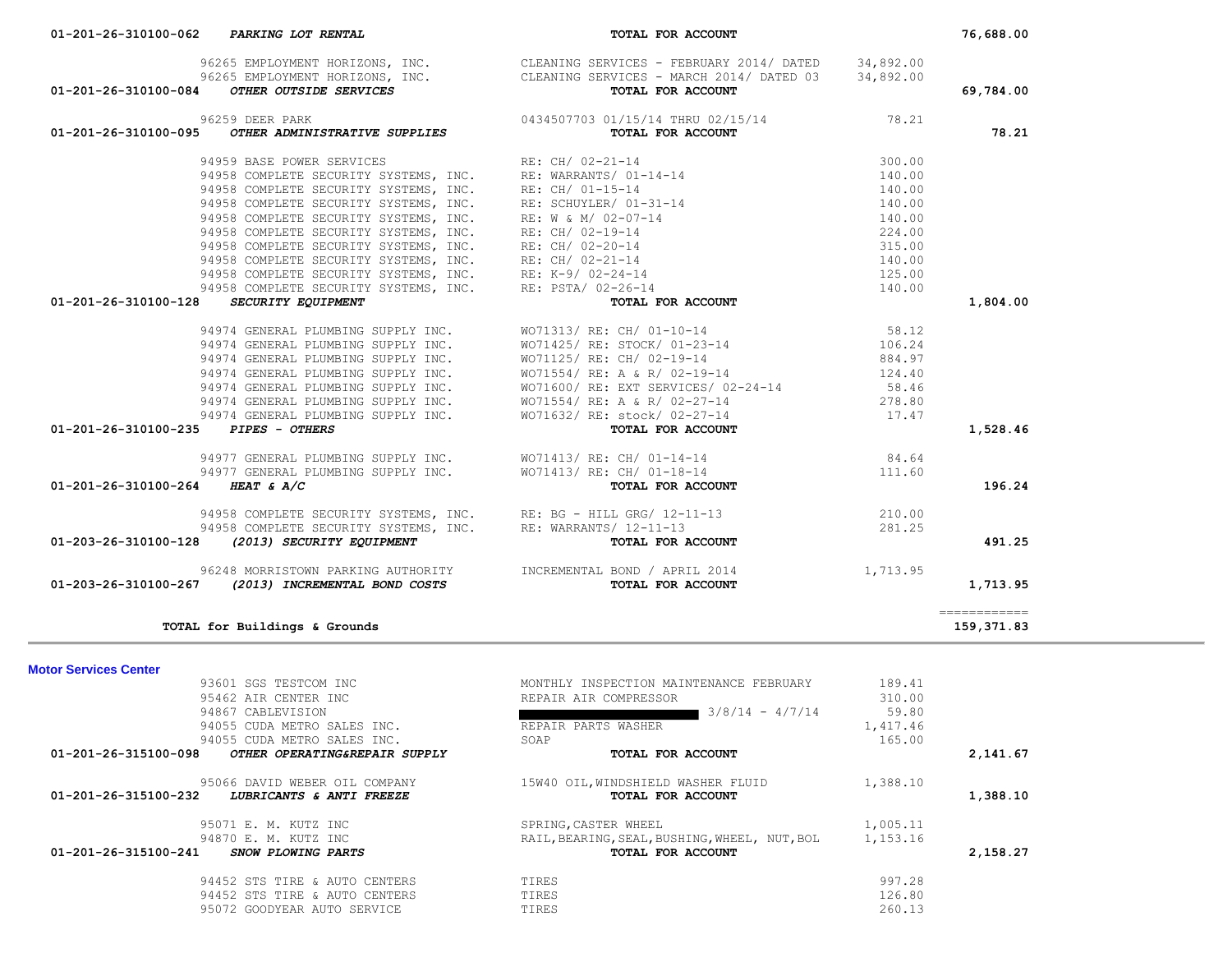| Account | Vendor | Description | Amount | Total |
|---|---|---|---|---|
| 01-201-26-310100-062 *PARKING LOT RENTAL* | | **TOTAL FOR ACCOUNT** | | 76,688.00 |
| | 96265 EMPLOYMENT HORIZONS, INC. | CLEANING SERVICES - FEBRUARY 2014/ DATED | 34,892.00 | |
| | 96265 EMPLOYMENT HORIZONS, INC. | CLEANING SERVICES - MARCH 2014/ DATED 03 | 34,892.00 | |
| 01-201-26-310100-084 *OTHER OUTSIDE SERVICES* | | **TOTAL FOR ACCOUNT** | | 69,784.00 |
| | 96259 DEER PARK | 0434507703 01/15/14 THRU 02/15/14 | 78.21 | |
| 01-201-26-310100-095 *OTHER ADMINISTRATIVE SUPPLIES* | | **TOTAL FOR ACCOUNT** | | 78.21 |
| | 94959 BASE POWER SERVICES | RE: CH/ 02-21-14 | 300.00 | |
| | 94958 COMPLETE SECURITY SYSTEMS, INC. | RE: WARRANTS/ 01-14-14 | 140.00 | |
| | 94958 COMPLETE SECURITY SYSTEMS, INC. | RE: CH/ 01-15-14 | 140.00 | |
| | 94958 COMPLETE SECURITY SYSTEMS, INC. | RE: SCHUYLER/ 01-31-14 | 140.00 | |
| | 94958 COMPLETE SECURITY SYSTEMS, INC. | RE: W & M/ 02-07-14 | 140.00 | |
| | 94958 COMPLETE SECURITY SYSTEMS, INC. | RE: CH/ 02-19-14 | 224.00 | |
| | 94958 COMPLETE SECURITY SYSTEMS, INC. | RE: CH/ 02-20-14 | 315.00 | |
| | 94958 COMPLETE SECURITY SYSTEMS, INC. | RE: CH/ 02-21-14 | 140.00 | |
| | 94958 COMPLETE SECURITY SYSTEMS, INC. | RE: K-9/ 02-24-14 | 125.00 | |
| | 94958 COMPLETE SECURITY SYSTEMS, INC. | RE: PSTA/ 02-26-14 | 140.00 | |
| 01-201-26-310100-128 *SECURITY EQUIPMENT* | | **TOTAL FOR ACCOUNT** | | 1,804.00 |
| | 94974 GENERAL PLUMBING SUPPLY INC. | WO71313/ RE: CH/ 01-10-14 | 58.12 | |
| | 94974 GENERAL PLUMBING SUPPLY INC. | WO71425/ RE: STOCK/ 01-23-14 | 106.24 | |
| | 94974 GENERAL PLUMBING SUPPLY INC. | WO71125/ RE: CH/ 02-19-14 | 884.97 | |
| | 94974 GENERAL PLUMBING SUPPLY INC. | WO71554/ RE: A & R/ 02-19-14 | 124.40 | |
| | 94974 GENERAL PLUMBING SUPPLY INC. | WO71600/ RE: EXT SERVICES/ 02-24-14 | 58.46 | |
| | 94974 GENERAL PLUMBING SUPPLY INC. | WO71554/ RE: A & R/ 02-27-14 | 278.80 | |
| | 94974 GENERAL PLUMBING SUPPLY INC. | WO71632/ RE: stock/ 02-27-14 | 17.47 | |
| 01-201-26-310100-235 *PIPES - OTHERS* | | **TOTAL FOR ACCOUNT** | | 1,528.46 |
| | 94977 GENERAL PLUMBING SUPPLY INC. | WO71413/ RE: CH/ 01-14-14 | 84.64 | |
| | 94977 GENERAL PLUMBING SUPPLY INC. | WO71413/ RE: CH/ 01-18-14 | 111.60 | |
| 01-201-26-310100-264 *HEAT & A/C* | | **TOTAL FOR ACCOUNT** | | 196.24 |
| | 94958 COMPLETE SECURITY SYSTEMS, INC. | RE: BG - HILL GRG/ 12-11-13 | 210.00 | |
| | 94958 COMPLETE SECURITY SYSTEMS, INC. | RE: WARRANTS/ 12-11-13 | 281.25 | |
| 01-203-26-310100-128 *(2013) SECURITY EQUIPMENT* | | **TOTAL FOR ACCOUNT** | | 491.25 |
| | 96248 MORRISTOWN PARKING AUTHORITY | INCREMENTAL BOND / APRIL 2014 | 1,713.95 | |
| 01-203-26-310100-267 *(2013) INCREMENTAL BOND COSTS* | | **TOTAL FOR ACCOUNT** | | 1,713.95 |
| **TOTAL for Buildings & Grounds** | | | | 159,371.83 |

**Motor Services Center**

| Account | Vendor | Description | Amount | Total |
|---|---|---|---|---|
| | 93601 SGS TESTCOM INC | MONTHLY INSPECTION MAINTENANCE FEBRUARY | 189.41 | |
| | 95462 AIR CENTER INC | REPAIR AIR COMPRESSOR | 310.00 | |
| | 94867 CABLEVISION | ████████ 3/8/14 - 4/7/14 | 59.80 | |
| | 94055 CUDA METRO SALES INC. | REPAIR PARTS WASHER | 1,417.46 | |
| | 94055 CUDA METRO SALES INC. | SOAP | 165.00 | |
| 01-201-26-315100-098 *OTHER OPERATING&REPAIR SUPPLY* | | **TOTAL FOR ACCOUNT** | | 2,141.67 |
| | 95066 DAVID WEBER OIL COMPANY | 15W40 OIL,WINDSHIELD WASHER FLUID | 1,388.10 | |
| 01-201-26-315100-232 *LUBRICANTS & ANTI FREEZE* | | **TOTAL FOR ACCOUNT** | | 1,388.10 |
| | 95071 E. M. KUTZ INC | SPRING,CASTER WHEEL | 1,005.11 | |
| | 94870 E. M. KUTZ INC | RAIL,BEARING,SEAL,BUSHING,WHEEL, NUT,BOL | 1,153.16 | |
| 01-201-26-315100-241 *SNOW PLOWING PARTS* | | **TOTAL FOR ACCOUNT** | | 2,158.27 |
| | 94452 STS TIRE & AUTO CENTERS | TIRES | 997.28 | |
| | 94452 STS TIRE & AUTO CENTERS | TIRES | 126.80 | |
| | 95072 GOODYEAR AUTO SERVICE | TIRES | 260.13 | |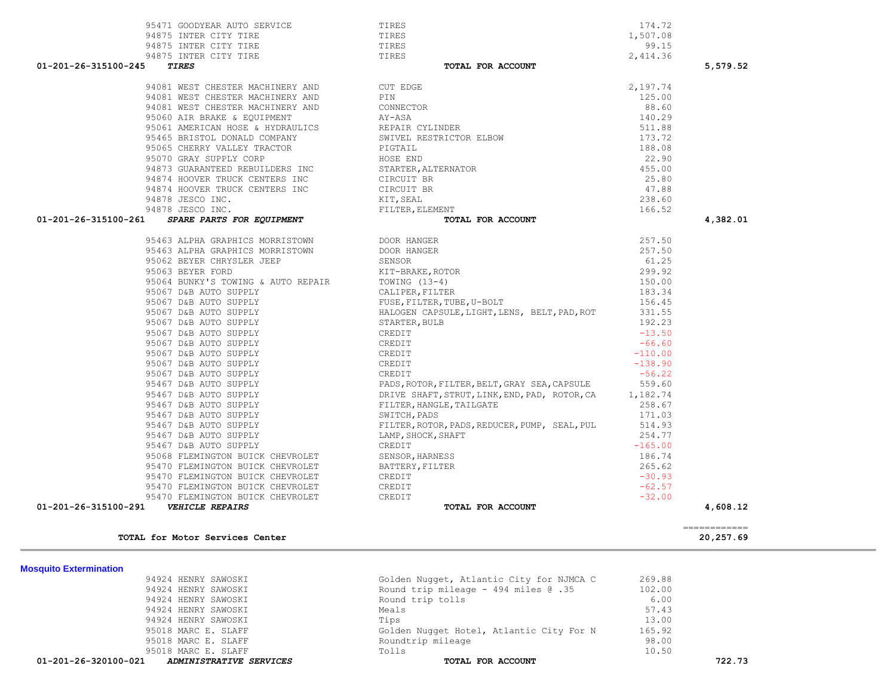| Vendor | Description | Amount | Total |
|---|---|---|---|
| 95471 GOODYEAR AUTO SERVICE | TIRES | 174.72 | |
| 94875 INTER CITY TIRE | TIRES | 1,507.08 | |
| 94875 INTER CITY TIRE | TIRES | 99.15 | |
| 94875 INTER CITY TIRE | TIRES | 2,414.36 | |
| **01-201-26-315100-245 *TIRES*** | **TOTAL FOR ACCOUNT** | | **5,579.52** |
| 94081 WEST CHESTER MACHINERY AND | CUT EDGE | 2,197.74 | |
| 94081 WEST CHESTER MACHINERY AND | PIN | 125.00 | |
| 94081 WEST CHESTER MACHINERY AND | CONNECTOR | 88.60 | |
| 95060 AIR BRAKE & EQUIPMENT | AY-ASA | 140.29 | |
| 95061 AMERICAN HOSE & HYDRAULICS | REPAIR CYLINDER | 511.88 | |
| 95465 BRISTOL DONALD COMPANY | SWIVEL RESTRICTOR ELBOW | 173.72 | |
| 95065 CHERRY VALLEY TRACTOR | PIGTAIL | 188.08 | |
| 95070 GRAY SUPPLY CORP | HOSE END | 22.90 | |
| 94873 GUARANTEED REBUILDERS INC | STARTER,ALTERNATOR | 455.00 | |
| 94874 HOOVER TRUCK CENTERS INC | CIRCUIT BR | 25.80 | |
| 94874 HOOVER TRUCK CENTERS INC | CIRCUIT BR | 47.88 | |
| 94878 JESCO INC. | KIT,SEAL | 238.60 | |
| 94878 JESCO INC. | FILTER,ELEMENT | 166.52 | |
| **01-201-26-315100-261 *SPARE PARTS FOR EQUIPMENT*** | **TOTAL FOR ACCOUNT** | | **4,382.01** |
| 95463 ALPHA GRAPHICS MORRISTOWN | DOOR HANGER | 257.50 | |
| 95463 ALPHA GRAPHICS MORRISTOWN | DOOR HANGER | 257.50 | |
| 95062 BEYER CHRYSLER JEEP | SENSOR | 61.25 | |
| 95063 BEYER FORD | KIT-BRAKE,ROTOR | 299.92 | |
| 95064 BUNKY'S TOWING & AUTO REPAIR | TOWING (13-4) | 150.00 | |
| 95067 D&B AUTO SUPPLY | CALIPER,FILTER | 183.34 | |
| 95067 D&B AUTO SUPPLY | FUSE,FILTER,TUBE,U-BOLT | 156.45 | |
| 95067 D&B AUTO SUPPLY | HALOGEN CAPSULE,LIGHT,LENS, BELT,PAD,ROT | 331.55 | |
| 95067 D&B AUTO SUPPLY | STARTER,BULB | 192.23 | |
| 95067 D&B AUTO SUPPLY | CREDIT | -13.50 | |
| 95067 D&B AUTO SUPPLY | CREDIT | -66.60 | |
| 95067 D&B AUTO SUPPLY | CREDIT | -110.00 | |
| 95067 D&B AUTO SUPPLY | CREDIT | -138.90 | |
| 95067 D&B AUTO SUPPLY | CREDIT | -56.22 | |
| 95467 D&B AUTO SUPPLY | PADS,ROTOR,FILTER,BELT,GRAY SEA,CAPSULE | 559.60 | |
| 95467 D&B AUTO SUPPLY | DRIVE SHAFT,STRUT,LINK,END,PAD, ROTOR,CA | 1,182.74 | |
| 95467 D&B AUTO SUPPLY | FILTER,HANGLE,TAILGATE | 258.67 | |
| 95467 D&B AUTO SUPPLY | SWITCH,PADS | 171.03 | |
| 95467 D&B AUTO SUPPLY | FILTER,ROTOR,PADS,REDUCER,PUMP, SEAL,PUL | 514.93 | |
| 95467 D&B AUTO SUPPLY | LAMP,SHOCK,SHAFT | 254.77 | |
| 95467 D&B AUTO SUPPLY | CREDIT | -165.00 | |
| 95068 FLEMINGTON BUICK CHEVROLET | SENSOR,HARNESS | 186.74 | |
| 95470 FLEMINGTON BUICK CHEVROLET | BATTERY,FILTER | 265.62 | |
| 95470 FLEMINGTON BUICK CHEVROLET | CREDIT | -30.93 | |
| 95470 FLEMINGTON BUICK CHEVROLET | CREDIT | -62.57 | |
| 95470 FLEMINGTON BUICK CHEVROLET | CREDIT | -32.00 | |
| **01-201-26-315100-291 *VEHICLE REPAIRS*** | **TOTAL FOR ACCOUNT** | | **4,608.12** |
| | | | ============ |
| **TOTAL for Motor Services Center** | | | **20,257.69** |

## Mosquito Extermination

| Vendor | Description | Amount | Total |
|---|---|---|---|
| 94924 HENRY SAWOSKI | Golden Nugget, Atlantic City for NJMCA C | 269.88 | |
| 94924 HENRY SAWOSKI | Round trip mileage - 494 miles @ .35 | 102.00 | |
| 94924 HENRY SAWOSKI | Round trip tolls | 6.00 | |
| 94924 HENRY SAWOSKI | Meals | 57.43 | |
| 94924 HENRY SAWOSKI | Tips | 13.00 | |
| 95018 MARC E. SLAFF | Golden Nugget Hotel, Atlantic City For N | 165.92 | |
| 95018 MARC E. SLAFF | Roundtrip mileage | 98.00 | |
| 95018 MARC E. SLAFF | Tolls | 10.50 | |
| **01-201-26-320100-021 *ADMINISTRATIVE SERVICES*** | **TOTAL FOR ACCOUNT** | | **722.73** |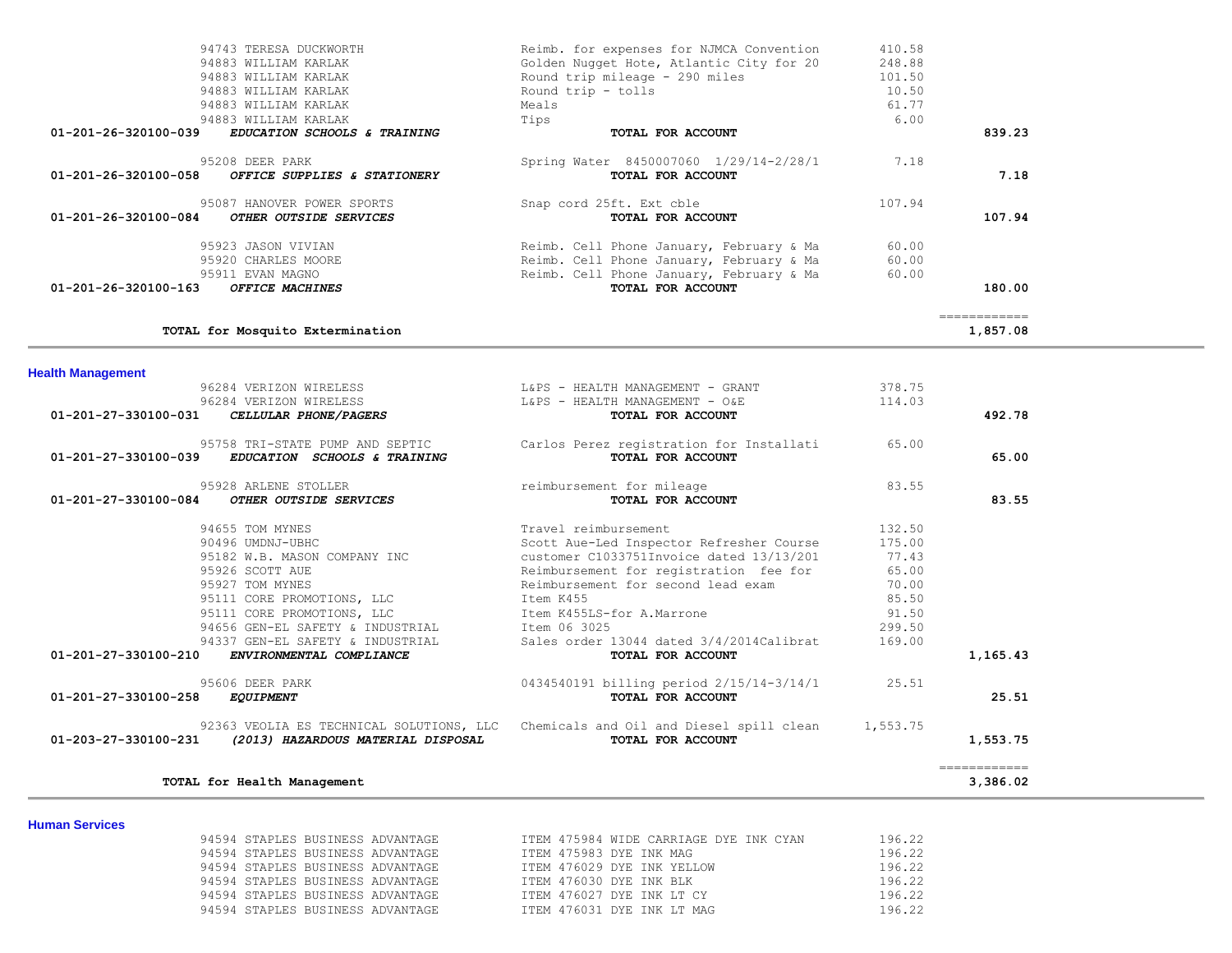| Account | Vendor / Account Name | Description | Amount | Total |
|---|---|---|---|---|
| | 94743 TERESA DUCKWORTH | Reimb. for expenses for NJMCA Convention | 410.58 | |
| | 94883 WILLIAM KARLAK | Golden Nugget Hote, Atlantic City for 20 | 248.88 | |
| | 94883 WILLIAM KARLAK | Round trip mileage - 290 miles | 101.50 | |
| | 94883 WILLIAM KARLAK | Round trip - tolls | 10.50 | |
| | 94883 WILLIAM KARLAK | Meals | 61.77 | |
| | 94883 WILLIAM KARLAK | Tips | 6.00 | |
| **01-201-26-320100-039** | ***EDUCATION SCHOOLS & TRAINING*** | **TOTAL FOR ACCOUNT** | | **839.23** |
| | 95208 DEER PARK | Spring Water 8450007060 1/29/14-2/28/1 | 7.18 | |
| **01-201-26-320100-058** | ***OFFICE SUPPLIES & STATIONERY*** | **TOTAL FOR ACCOUNT** | | **7.18** |
| | 95087 HANOVER POWER SPORTS | Snap cord 25ft. Ext cble | 107.94 | |
| **01-201-26-320100-084** | ***OTHER OUTSIDE SERVICES*** | **TOTAL FOR ACCOUNT** | | **107.94** |
| | 95923 JASON VIVIAN | Reimb. Cell Phone January, February & Ma | 60.00 | |
| | 95920 CHARLES MOORE | Reimb. Cell Phone January, February & Ma | 60.00 | |
| | 95911 EVAN MAGNO | Reimb. Cell Phone January, February & Ma | 60.00 | |
| **01-201-26-320100-163** | ***OFFICE MACHINES*** | **TOTAL FOR ACCOUNT** | | **180.00** |
| | | | | ============ |
| | **TOTAL for Mosquito Extermination** | | | **1,857.08** |

## Health Management

| Account | Vendor / Account Name | Description | Amount | Total |
|---|---|---|---|---|
| | 96284 VERIZON WIRELESS | L&PS - HEALTH MANAGEMENT - GRANT | 378.75 | |
| | 96284 VERIZON WIRELESS | L&PS - HEALTH MANAGEMENT - O&E | 114.03 | |
| **01-201-27-330100-031** | ***CELLULAR PHONE/PAGERS*** | **TOTAL FOR ACCOUNT** | | **492.78** |
| | 95758 TRI-STATE PUMP AND SEPTIC | Carlos Perez registration for Installati | 65.00 | |
| **01-201-27-330100-039** | ***EDUCATION SCHOOLS & TRAINING*** | **TOTAL FOR ACCOUNT** | | **65.00** |
| | 95928 ARLENE STOLLER | reimbursement for mileage | 83.55 | |
| **01-201-27-330100-084** | ***OTHER OUTSIDE SERVICES*** | **TOTAL FOR ACCOUNT** | | **83.55** |
| | 94655 TOM MYNES | Travel reimbursement | 132.50 | |
| | 90496 UMDNJ-UBHC | Scott Aue-Led Inspector Refresher Course | 175.00 | |
| | 95182 W.B. MASON COMPANY INC | customer C1033751Invoice dated 13/13/201 | 77.43 | |
| | 95926 SCOTT AUE | Reimbursement for registration fee for | 65.00 | |
| | 95927 TOM MYNES | Reimbursement for second lead exam | 70.00 | |
| | 95111 CORE PROMOTIONS, LLC | Item K455 | 85.50 | |
| | 95111 CORE PROMOTIONS, LLC | Item K455LS-for A.Marrone | 91.50 | |
| | 94656 GEN-EL SAFETY & INDUSTRIAL | Item 06 3025 | 299.50 | |
| | 94337 GEN-EL SAFETY & INDUSTRIAL | Sales order 13044 dated 3/4/2014Calibrat | 169.00 | |
| **01-201-27-330100-210** | ***ENVIRONMENTAL COMPLIANCE*** | **TOTAL FOR ACCOUNT** | | **1,165.43** |
| | 95606 DEER PARK | 0434540191 billing period 2/15/14-3/14/1 | 25.51 | |
| **01-201-27-330100-258** | ***EQUIPMENT*** | **TOTAL FOR ACCOUNT** | | **25.51** |
| | 92363 VEOLIA ES TECHNICAL SOLUTIONS, LLC | Chemicals and Oil and Diesel spill clean | 1,553.75 | |
| **01-203-27-330100-231** | ***(2013) HAZARDOUS MATERIAL DISPOSAL*** | **TOTAL FOR ACCOUNT** | | **1,553.75** |
| | | | | ============ |
| | **TOTAL for Health Management** | | | **3,386.02** |

## Human Services

| Account | Vendor / Account Name | Description | Amount | Total |
|---|---|---|---|---|
| | 94594 STAPLES BUSINESS ADVANTAGE | ITEM 475984 WIDE CARRIAGE DYE INK CYAN | 196.22 | |
| | 94594 STAPLES BUSINESS ADVANTAGE | ITEM 475983 DYE INK MAG | 196.22 | |
| | 94594 STAPLES BUSINESS ADVANTAGE | ITEM 476029 DYE INK YELLOW | 196.22 | |
| | 94594 STAPLES BUSINESS ADVANTAGE | ITEM 476030 DYE INK BLK | 196.22 | |
| | 94594 STAPLES BUSINESS ADVANTAGE | ITEM 476027 DYE INK LT CY | 196.22 | |
| | 94594 STAPLES BUSINESS ADVANTAGE | ITEM 476031 DYE INK LT MAG | 196.22 | |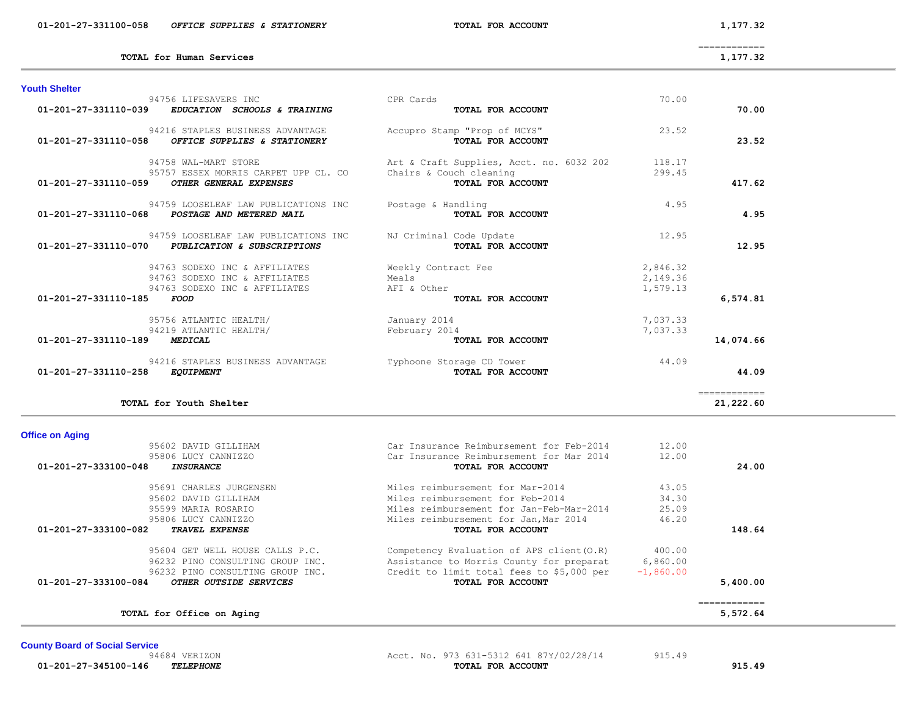| Account | Vendor / Account Name | Description | Amount | Total |
|---|---|---|---|---|
| 01-201-27-331100-058 | *OFFICE SUPPLIES & STATIONERY* | **TOTAL FOR ACCOUNT** | | 1,177.32 |
| | | | | ============ |
| | **TOTAL for Human Services** | | | 1,177.32 |

### Youth Shelter

| Account | Vendor / Account Name | Description | Amount | Total |
|---|---|---|---|---|
| | 94756 LIFESAVERS INC | CPR Cards | 70.00 | |
| 01-201-27-331110-039 | *EDUCATION SCHOOLS & TRAINING* | **TOTAL FOR ACCOUNT** | | **70.00** |
| | 94216 STAPLES BUSINESS ADVANTAGE | Accupro Stamp "Prop of MCYS" | 23.52 | |
| 01-201-27-331110-058 | *OFFICE SUPPLIES & STATIONERY* | **TOTAL FOR ACCOUNT** | | **23.52** |
| | 94758 WAL-MART STORE | Art & Craft Supplies, Acct. no. 6032 202 | 118.17 | |
| | 95757 ESSEX MORRIS CARPET UPP CL. CO | Chairs & Couch cleaning | 299.45 | |
| 01-201-27-331110-059 | *OTHER GENERAL EXPENSES* | **TOTAL FOR ACCOUNT** | | **417.62** |
| | 94759 LOOSELEAF LAW PUBLICATIONS INC | Postage & Handling | 4.95 | |
| 01-201-27-331110-068 | *POSTAGE AND METERED MAIL* | **TOTAL FOR ACCOUNT** | | **4.95** |
| | 94759 LOOSELEAF LAW PUBLICATIONS INC | NJ Criminal Code Update | 12.95 | |
| 01-201-27-331110-070 | *PUBLICATION & SUBSCRIPTIONS* | **TOTAL FOR ACCOUNT** | | **12.95** |
| | 94763 SODEXO INC & AFFILIATES | Weekly Contract Fee | 2,846.32 | |
| | 94763 SODEXO INC & AFFILIATES | Meals | 2,149.36 | |
| | 94763 SODEXO INC & AFFILIATES | AFI & Other | 1,579.13 | |
| 01-201-27-331110-185 | *FOOD* | **TOTAL FOR ACCOUNT** | | **6,574.81** |
| | 95756 ATLANTIC HEALTH/ | January 2014 | 7,037.33 | |
| | 94219 ATLANTIC HEALTH/ | February 2014 | 7,037.33 | |
| 01-201-27-331110-189 | *MEDICAL* | **TOTAL FOR ACCOUNT** | | **14,074.66** |
| | 94216 STAPLES BUSINESS ADVANTAGE | Typhoone Storage CD Tower | 44.09 | |
| 01-201-27-331110-258 | *EQUIPMENT* | **TOTAL FOR ACCOUNT** | | **44.09** |
| | | | | ============ |
| | **TOTAL for Youth Shelter** | | | 21,222.60 |

### Office on Aging

| Account | Vendor / Account Name | Description | Amount | Total |
|---|---|---|---|---|
| | 95602 DAVID GILLIHAM | Car Insurance Reimbursement for Feb-2014 | 12.00 | |
| | 95806 LUCY CANNIZZO | Car Insurance Reimbursement for Mar 2014 | 12.00 | |
| 01-201-27-333100-048 | *INSURANCE* | **TOTAL FOR ACCOUNT** | | **24.00** |
| | 95691 CHARLES JURGENSEN | Miles reimbursement for Mar-2014 | 43.05 | |
| | 95602 DAVID GILLIHAM | Miles reimbursement for Feb-2014 | 34.30 | |
| | 95599 MARIA ROSARIO | Miles reimbursement for Jan-Feb-Mar-2014 | 25.09 | |
| | 95806 LUCY CANNIZZO | Miles reimbursement for Jan,Mar 2014 | 46.20 | |
| 01-201-27-333100-082 | *TRAVEL EXPENSE* | **TOTAL FOR ACCOUNT** | | **148.64** |
| | 95604 GET WELL HOUSE CALLS P.C. | Competency Evaluation of APS client(O.R) | 400.00 | |
| | 96232 PINO CONSULTING GROUP INC. | Assistance to Morris County for preparat | 6,860.00 | |
| | 96232 PINO CONSULTING GROUP INC. | Credit to limit total fees to $5,000 per | -1,860.00 | |
| 01-201-27-333100-084 | *OTHER OUTSIDE SERVICES* | **TOTAL FOR ACCOUNT** | | **5,400.00** |
| | | | | ============ |
| | **TOTAL for Office on Aging** | | | 5,572.64 |

### County Board of Social Service

| Account | Vendor / Account Name | Description | Amount | Total |
|---|---|---|---|---|
| | 94684 VERIZON | Acct. No. 973 631-5312 641 87Y/02/28/14 | 915.49 | |
| 01-201-27-345100-146 | *TELEPHONE* | **TOTAL FOR ACCOUNT** | | **915.49** |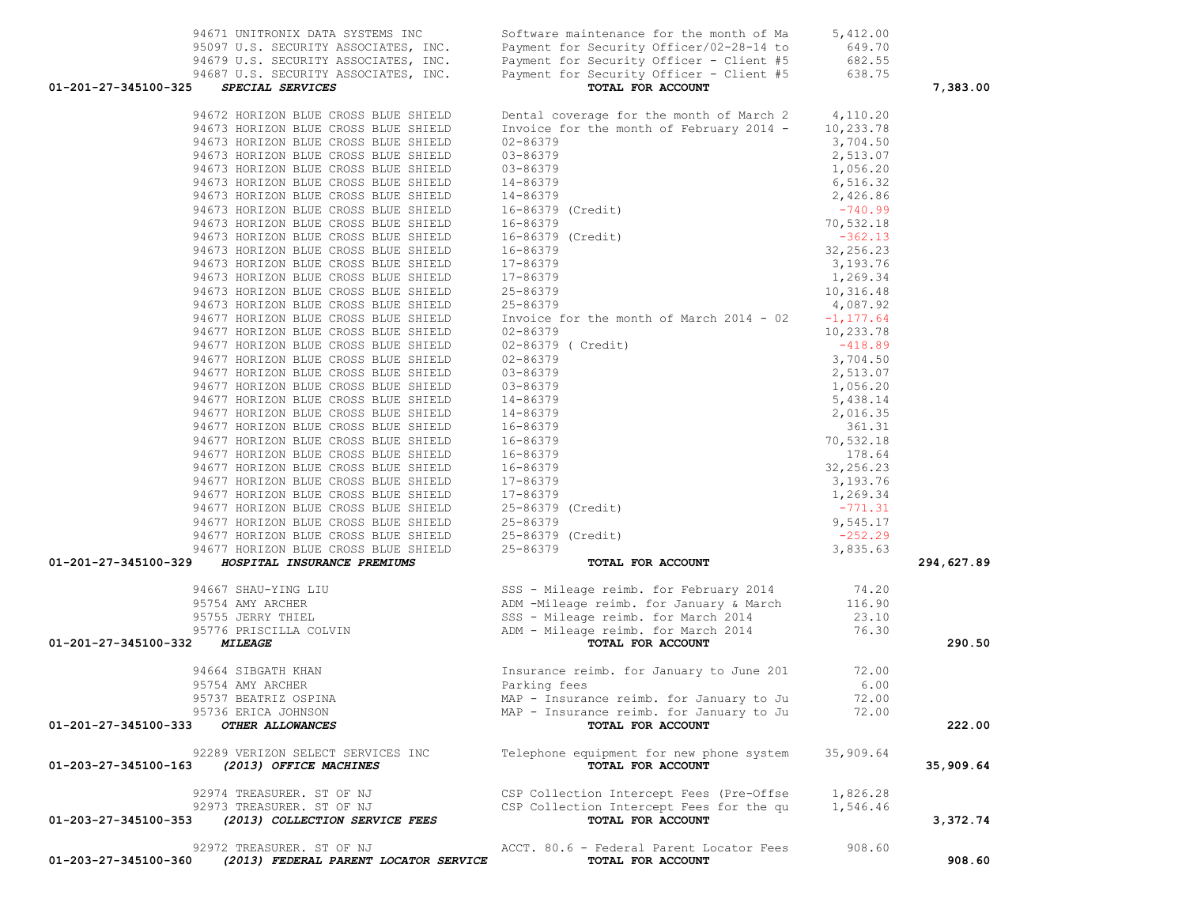| Account | Vendor | Description | Amount | Total |
|---|---|---|---|---|
| | 94671 UNITRONIX DATA SYSTEMS INC | Software maintenance for the month of Ma | 5,412.00 | |
| | 95097 U.S. SECURITY ASSOCIATES, INC. | Payment for Security Officer/02-28-14 to | 649.70 | |
| | 94679 U.S. SECURITY ASSOCIATES, INC. | Payment for Security Officer - Client #5 | 682.55 | |
| | 94687 U.S. SECURITY ASSOCIATES, INC. | Payment for Security Officer - Client #5 | 638.75 | |
| **01-201-27-345100-325** | ***SPECIAL SERVICES*** | **TOTAL FOR ACCOUNT** | | **7,383.00** |
| | 94672 HORIZON BLUE CROSS BLUE SHIELD | Dental coverage for the month of March 2 | 4,110.20 | |
| | 94673 HORIZON BLUE CROSS BLUE SHIELD | Invoice for the month of February 2014 - | 10,233.78 | |
| | 94673 HORIZON BLUE CROSS BLUE SHIELD | 02-86379 | 3,704.50 | |
| | 94673 HORIZON BLUE CROSS BLUE SHIELD | 03-86379 | 2,513.07 | |
| | 94673 HORIZON BLUE CROSS BLUE SHIELD | 03-86379 | 1,056.20 | |
| | 94673 HORIZON BLUE CROSS BLUE SHIELD | 14-86379 | 6,516.32 | |
| | 94673 HORIZON BLUE CROSS BLUE SHIELD | 14-86379 | 2,426.86 | |
| | 94673 HORIZON BLUE CROSS BLUE SHIELD | 16-86379 (Credit) | -740.99 | |
| | 94673 HORIZON BLUE CROSS BLUE SHIELD | 16-86379 | 70,532.18 | |
| | 94673 HORIZON BLUE CROSS BLUE SHIELD | 16-86379 (Credit) | -362.13 | |
| | 94673 HORIZON BLUE CROSS BLUE SHIELD | 16-86379 | 32,256.23 | |
| | 94673 HORIZON BLUE CROSS BLUE SHIELD | 17-86379 | 3,193.76 | |
| | 94673 HORIZON BLUE CROSS BLUE SHIELD | 17-86379 | 1,269.34 | |
| | 94673 HORIZON BLUE CROSS BLUE SHIELD | 25-86379 | 10,316.48 | |
| | 94673 HORIZON BLUE CROSS BLUE SHIELD | 25-86379 | 4,087.92 | |
| | 94677 HORIZON BLUE CROSS BLUE SHIELD | Invoice for the month of March 2014 - 02 | -1,177.64 | |
| | 94677 HORIZON BLUE CROSS BLUE SHIELD | 02-86379 | 10,233.78 | |
| | 94677 HORIZON BLUE CROSS BLUE SHIELD | 02-86379 ( Credit) | -418.89 | |
| | 94677 HORIZON BLUE CROSS BLUE SHIELD | 02-86379 | 3,704.50 | |
| | 94677 HORIZON BLUE CROSS BLUE SHIELD | 03-86379 | 2,513.07 | |
| | 94677 HORIZON BLUE CROSS BLUE SHIELD | 03-86379 | 1,056.20 | |
| | 94677 HORIZON BLUE CROSS BLUE SHIELD | 14-86379 | 5,438.14 | |
| | 94677 HORIZON BLUE CROSS BLUE SHIELD | 14-86379 | 2,016.35 | |
| | 94677 HORIZON BLUE CROSS BLUE SHIELD | 16-86379 | 361.31 | |
| | 94677 HORIZON BLUE CROSS BLUE SHIELD | 16-86379 | 70,532.18 | |
| | 94677 HORIZON BLUE CROSS BLUE SHIELD | 16-86379 | 178.64 | |
| | 94677 HORIZON BLUE CROSS BLUE SHIELD | 16-86379 | 32,256.23 | |
| | 94677 HORIZON BLUE CROSS BLUE SHIELD | 17-86379 | 3,193.76 | |
| | 94677 HORIZON BLUE CROSS BLUE SHIELD | 17-86379 | 1,269.34 | |
| | 94677 HORIZON BLUE CROSS BLUE SHIELD | 25-86379 (Credit) | -771.31 | |
| | 94677 HORIZON BLUE CROSS BLUE SHIELD | 25-86379 | 9,545.17 | |
| | 94677 HORIZON BLUE CROSS BLUE SHIELD | 25-86379 (Credit) | -252.29 | |
| | 94677 HORIZON BLUE CROSS BLUE SHIELD | 25-86379 | 3,835.63 | |
| **01-201-27-345100-329** | ***HOSPITAL INSURANCE PREMIUMS*** | **TOTAL FOR ACCOUNT** | | **294,627.89** |
| | 94667 SHAU-YING LIU | SSS - Mileage reimb. for February 2014 | 74.20 | |
| | 95754 AMY ARCHER | ADM -Mileage reimb. for January & March | 116.90 | |
| | 95755 JERRY THIEL | SSS - Mileage reimb. for March 2014 | 23.10 | |
| | 95776 PRISCILLA COLVIN | ADM - Mileage reimb. for March 2014 | 76.30 | |
| **01-201-27-345100-332** | ***MILEAGE*** | **TOTAL FOR ACCOUNT** | | **290.50** |
| | 94664 SIBGATH KHAN | Insurance reimb. for January to June 201 | 72.00 | |
| | 95754 AMY ARCHER | Parking fees | 6.00 | |
| | 95737 BEATRIZ OSPINA | MAP - Insurance reimb. for January to Ju | 72.00 | |
| | 95736 ERICA JOHNSON | MAP - Insurance reimb. for January to Ju | 72.00 | |
| **01-201-27-345100-333** | ***OTHER ALLOWANCES*** | **TOTAL FOR ACCOUNT** | | **222.00** |
| | 92289 VERIZON SELECT SERVICES INC | Telephone equipment for new phone system | 35,909.64 | |
| **01-203-27-345100-163** | ***(2013) OFFICE MACHINES*** | **TOTAL FOR ACCOUNT** | | **35,909.64** |
| | 92974 TREASURER. ST OF NJ | CSP Collection Intercept Fees (Pre-Offse | 1,826.28 | |
| | 92973 TREASURER. ST OF NJ | CSP Collection Intercept Fees for the qu | 1,546.46 | |
| **01-203-27-345100-353** | ***(2013) COLLECTION SERVICE FEES*** | **TOTAL FOR ACCOUNT** | | **3,372.74** |
| | 92972 TREASURER. ST OF NJ | ACCT. 80.6 - Federal Parent Locator Fees | 908.60 | |
| **01-203-27-345100-360** | ***(2013) FEDERAL PARENT LOCATOR SERVICE*** | **TOTAL FOR ACCOUNT** | | **908.60** |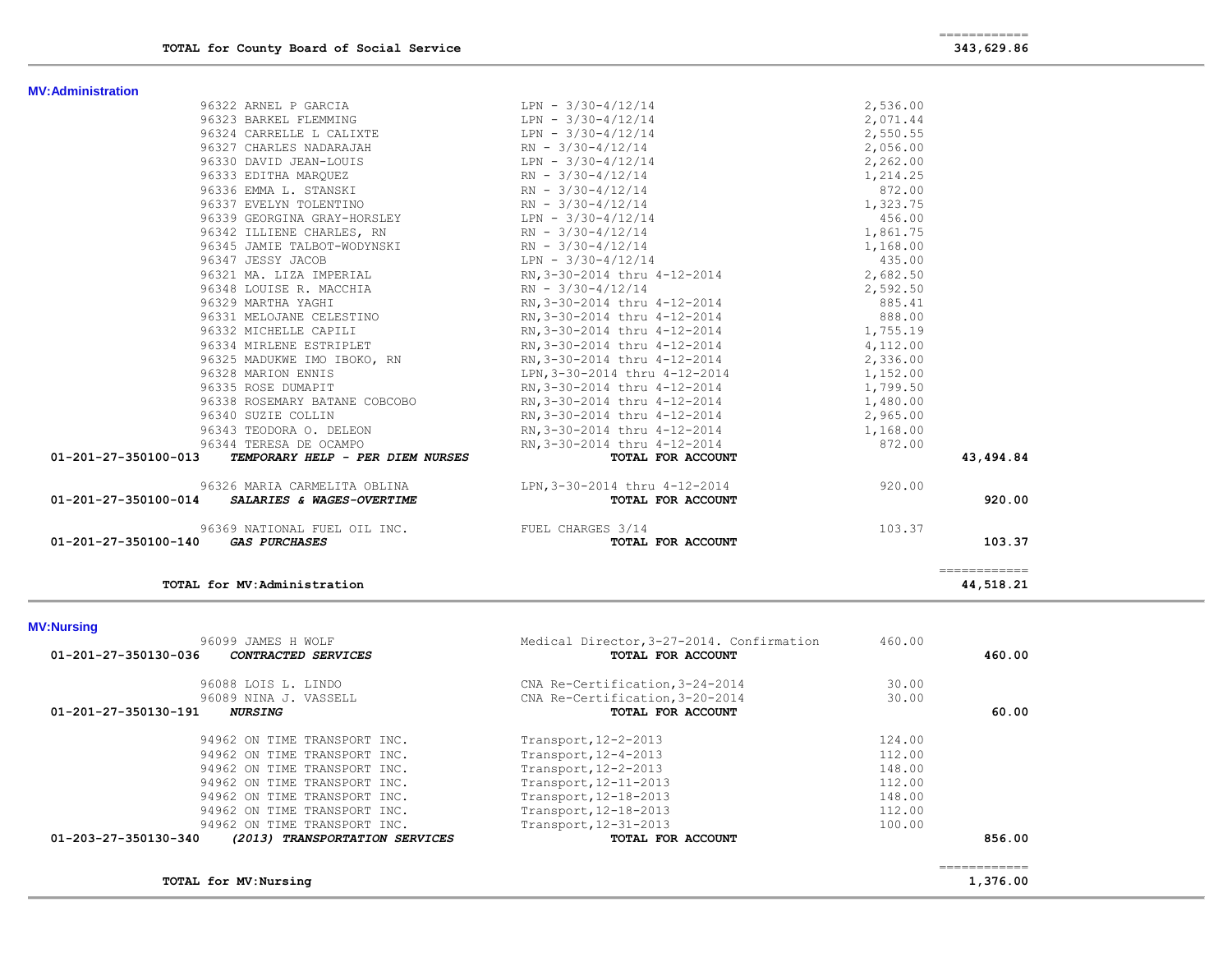| | | | |
|---|---|---|---|
| **TOTAL for County Board of Social Service** | | | **343,629.86** |

## MV:Administration

| Account / Vendor | Description | Amount | Total |
|---|---|---|---|
| 96322 ARNEL P GARCIA | LPN - 3/30-4/12/14 | 2,536.00 | |
| 96323 BARKEL FLEMMING | LPN - 3/30-4/12/14 | 2,071.44 | |
| 96324 CARRELLE L CALIXTE | LPN - 3/30-4/12/14 | 2,550.55 | |
| 96327 CHARLES NADARAJAH | RN - 3/30-4/12/14 | 2,056.00 | |
| 96330 DAVID JEAN-LOUIS | LPN - 3/30-4/12/14 | 2,262.00 | |
| 96333 EDITHA MARQUEZ | RN - 3/30-4/12/14 | 1,214.25 | |
| 96336 EMMA L. STANSKI | RN - 3/30-4/12/14 | 872.00 | |
| 96337 EVELYN TOLENTINO | RN - 3/30-4/12/14 | 1,323.75 | |
| 96339 GEORGINA GRAY-HORSLEY | LPN - 3/30-4/12/14 | 456.00 | |
| 96342 ILLIENE CHARLES, RN | RN - 3/30-4/12/14 | 1,861.75 | |
| 96345 JAMIE TALBOT-WODYNSKI | RN - 3/30-4/12/14 | 1,168.00 | |
| 96347 JESSY JACOB | LPN - 3/30-4/12/14 | 435.00 | |
| 96321 MA. LIZA IMPERIAL | RN,3-30-2014 thru 4-12-2014 | 2,682.50 | |
| 96348 LOUISE R. MACCHIA | RN - 3/30-4/12/14 | 2,592.50 | |
| 96329 MARTHA YAGHI | RN,3-30-2014 thru 4-12-2014 | 885.41 | |
| 96331 MELOJANE CELESTINO | RN,3-30-2014 thru 4-12-2014 | 888.00 | |
| 96332 MICHELLE CAPILI | RN,3-30-2014 thru 4-12-2014 | 1,755.19 | |
| 96334 MIRLENE ESTRIPLET | RN,3-30-2014 thru 4-12-2014 | 4,112.00 | |
| 96325 MADUKWE IMO IBOKO, RN | RN,3-30-2014 thru 4-12-2014 | 2,336.00 | |
| 96328 MARION ENNIS | LPN,3-30-2014 thru 4-12-2014 | 1,152.00 | |
| 96335 ROSE DUMAPIT | RN,3-30-2014 thru 4-12-2014 | 1,799.50 | |
| 96338 ROSEMARY BATANE COBCOBO | RN,3-30-2014 thru 4-12-2014 | 1,480.00 | |
| 96340 SUZIE COLLIN | RN,3-30-2014 thru 4-12-2014 | 2,965.00 | |
| 96343 TEODORA O. DELEON | RN,3-30-2014 thru 4-12-2014 | 1,168.00 | |
| 96344 TERESA DE OCAMPO | RN,3-30-2014 thru 4-12-2014 | 872.00 | |
| **01-201-27-350100-013** *TEMPORARY HELP - PER DIEM NURSES* | **TOTAL FOR ACCOUNT** | | **43,494.84** |
| 96326 MARIA CARMELITA OBLINA | LPN,3-30-2014 thru 4-12-2014 | 920.00 | |
| **01-201-27-350100-014** *SALARIES & WAGES-OVERTIME* | **TOTAL FOR ACCOUNT** | | **920.00** |
| 96369 NATIONAL FUEL OIL INC. | FUEL CHARGES 3/14 | 103.37 | |
| **01-201-27-350100-140** *GAS PURCHASES* | **TOTAL FOR ACCOUNT** | | **103.37** |
| **TOTAL for MV:Administration** | | | **44,518.21** |

## MV:Nursing

| Account / Vendor | Description | Amount | Total |
|---|---|---|---|
| 96099 JAMES H WOLF | Medical Director,3-27-2014. Confirmation | 460.00 | |
| **01-201-27-350130-036** *CONTRACTED SERVICES* | **TOTAL FOR ACCOUNT** | | **460.00** |
| 96088 LOIS L. LINDO | CNA Re-Certification,3-24-2014 | 30.00 | |
| 96089 NINA J. VASSELL | CNA Re-Certification,3-20-2014 | 30.00 | |
| **01-201-27-350130-191** *NURSING* | **TOTAL FOR ACCOUNT** | | **60.00** |
| 94962 ON TIME TRANSPORT INC. | Transport,12-2-2013 | 124.00 | |
| 94962 ON TIME TRANSPORT INC. | Transport,12-4-2013 | 112.00 | |
| 94962 ON TIME TRANSPORT INC. | Transport,12-2-2013 | 148.00 | |
| 94962 ON TIME TRANSPORT INC. | Transport,12-11-2013 | 112.00 | |
| 94962 ON TIME TRANSPORT INC. | Transport,12-18-2013 | 148.00 | |
| 94962 ON TIME TRANSPORT INC. | Transport,12-18-2013 | 112.00 | |
| 94962 ON TIME TRANSPORT INC. | Transport,12-31-2013 | 100.00 | |
| **01-203-27-350130-340** *(2013) TRANSPORTATION SERVICES* | **TOTAL FOR ACCOUNT** | | **856.00** |
| **TOTAL for MV:Nursing** | | | **1,376.00** |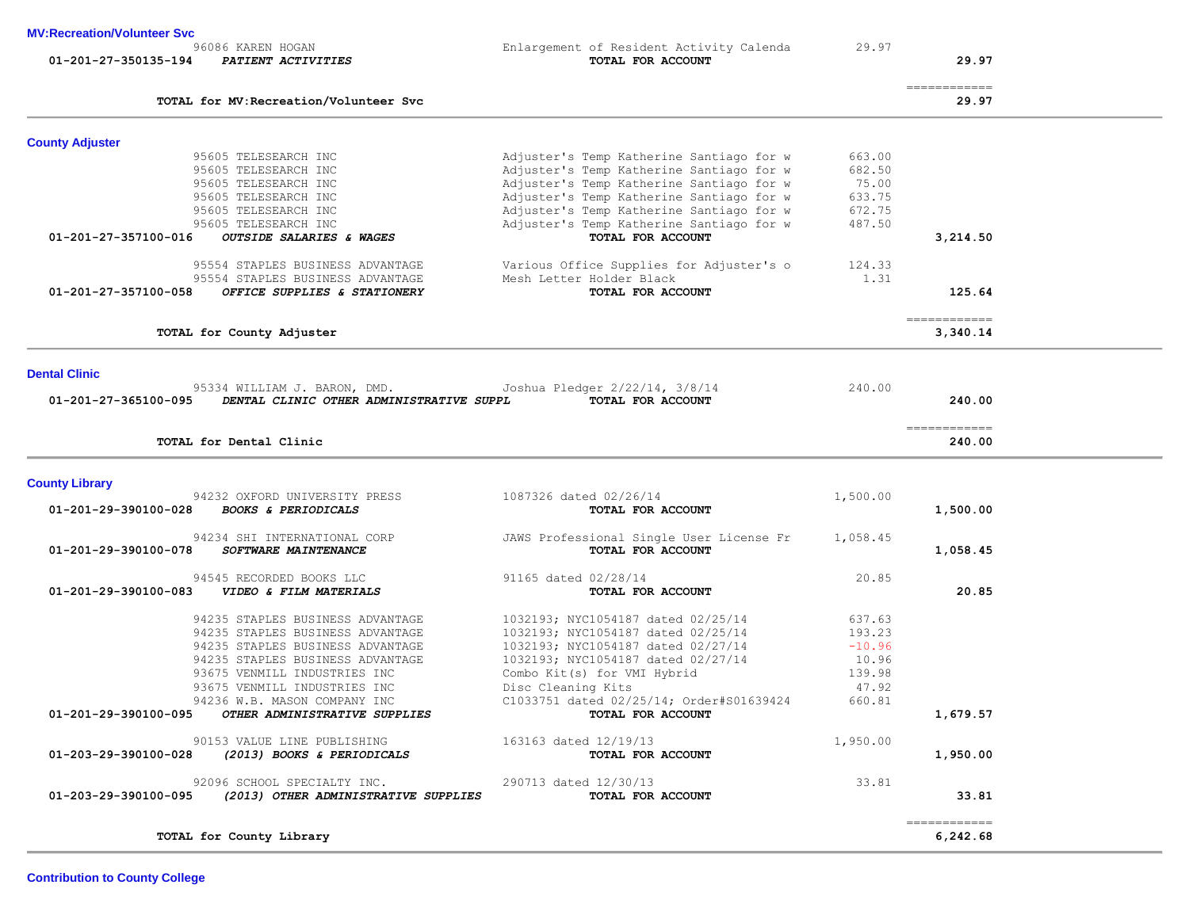**MV:Recreation/Volunteer Svc**

| Account | Vendor / Account Name | Description | Amount | Total |
|---|---|---|---|---|
| | 96086 KAREN HOGAN | Enlargement of Resident Activity Calenda | 29.97 | |
| 01-201-27-350135-194 | *PATIENT ACTIVITIES* | **TOTAL FOR ACCOUNT** | | **29.97** |
| | **TOTAL for MV:Recreation/Volunteer Svc** | | | **29.97** |

**County Adjuster**

| Account | Vendor / Account Name | Description | Amount | Total |
|---|---|---|---|---|
| | 95605 TELESEARCH INC | Adjuster's Temp Katherine Santiago for w | 663.00 | |
| | 95605 TELESEARCH INC | Adjuster's Temp Katherine Santiago for w | 682.50 | |
| | 95605 TELESEARCH INC | Adjuster's Temp Katherine Santiago for w | 75.00 | |
| | 95605 TELESEARCH INC | Adjuster's Temp Katherine Santiago for w | 633.75 | |
| | 95605 TELESEARCH INC | Adjuster's Temp Katherine Santiago for w | 672.75 | |
| | 95605 TELESEARCH INC | Adjuster's Temp Katherine Santiago for w | 487.50 | |
| 01-201-27-357100-016 | *OUTSIDE SALARIES & WAGES* | **TOTAL FOR ACCOUNT** | | **3,214.50** |
| | 95554 STAPLES BUSINESS ADVANTAGE | Various Office Supplies for Adjuster's o | 124.33 | |
| | 95554 STAPLES BUSINESS ADVANTAGE | Mesh Letter Holder Black | 1.31 | |
| 01-201-27-357100-058 | *OFFICE SUPPLIES & STATIONERY* | **TOTAL FOR ACCOUNT** | | **125.64** |
| | **TOTAL for County Adjuster** | | | **3,340.14** |

**Dental Clinic**

| Account | Vendor / Account Name | Description | Amount | Total |
|---|---|---|---|---|
| | 95334 WILLIAM J. BARON, DMD. | Joshua Pledger 2/22/14, 3/8/14 | 240.00 | |
| 01-201-27-365100-095 | *DENTAL CLINIC OTHER ADMINISTRATIVE SUPPL* | **TOTAL FOR ACCOUNT** | | **240.00** |
| | **TOTAL for Dental Clinic** | | | **240.00** |

**County Library**

| Account | Vendor / Account Name | Description | Amount | Total |
|---|---|---|---|---|
| | 94232 OXFORD UNIVERSITY PRESS | 1087326 dated 02/26/14 | 1,500.00 | |
| 01-201-29-390100-028 | *BOOKS & PERIODICALS* | **TOTAL FOR ACCOUNT** | | **1,500.00** |
| | 94234 SHI INTERNATIONAL CORP | JAWS Professional Single User License Fr | 1,058.45 | |
| 01-201-29-390100-078 | *SOFTWARE MAINTENANCE* | **TOTAL FOR ACCOUNT** | | **1,058.45** |
| | 94545 RECORDED BOOKS LLC | 91165 dated 02/28/14 | 20.85 | |
| 01-201-29-390100-083 | *VIDEO & FILM MATERIALS* | **TOTAL FOR ACCOUNT** | | **20.85** |
| | 94235 STAPLES BUSINESS ADVANTAGE | 1032193; NYC1054187 dated 02/25/14 | 637.63 | |
| | 94235 STAPLES BUSINESS ADVANTAGE | 1032193; NYC1054187 dated 02/25/14 | 193.23 | |
| | 94235 STAPLES BUSINESS ADVANTAGE | 1032193; NYC1054187 dated 02/27/14 | -10.96 | |
| | 94235 STAPLES BUSINESS ADVANTAGE | 1032193; NYC1054187 dated 02/27/14 | 10.96 | |
| | 93675 VENMILL INDUSTRIES INC | Combo Kit(s) for VMI Hybrid | 139.98 | |
| | 93675 VENMILL INDUSTRIES INC | Disc Cleaning Kits | 47.92 | |
| | 94236 W.B. MASON COMPANY INC | C1033751 dated 02/25/14; Order#S01639424 | 660.81 | |
| 01-201-29-390100-095 | *OTHER ADMINISTRATIVE SUPPLIES* | **TOTAL FOR ACCOUNT** | | **1,679.57** |
| | 90153 VALUE LINE PUBLISHING | 163163 dated 12/19/13 | 1,950.00 | |
| 01-203-29-390100-028 | *(2013) BOOKS & PERIODICALS* | **TOTAL FOR ACCOUNT** | | **1,950.00** |
| | 92096 SCHOOL SPECIALTY INC. | 290713 dated 12/30/13 | 33.81 | |
| 01-203-29-390100-095 | *(2013) OTHER ADMINISTRATIVE SUPPLIES* | **TOTAL FOR ACCOUNT** | | **33.81** |
| | **TOTAL for County Library** | | | **6,242.68** |

**Contribution to County College**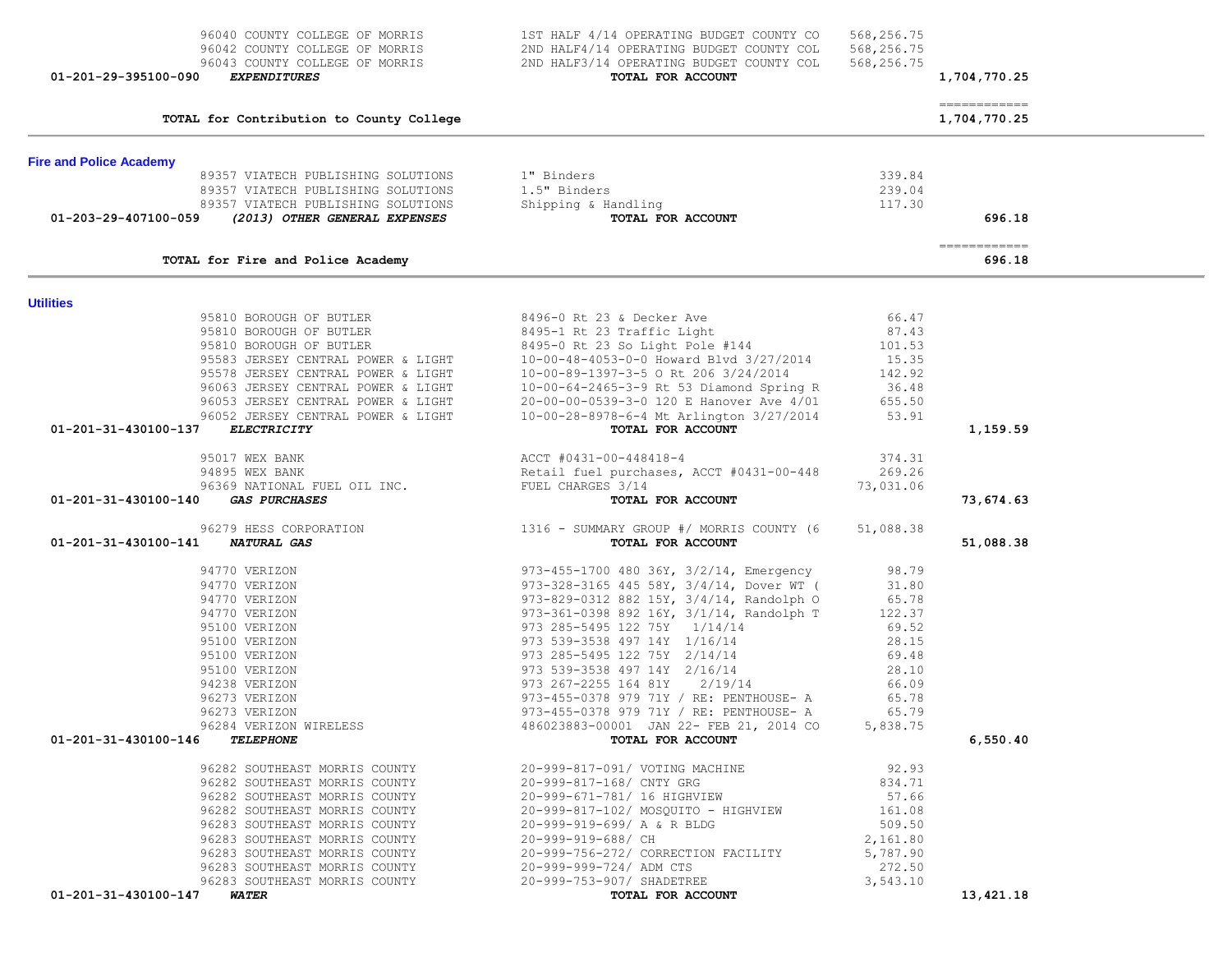| Account | Vendor | Description | Amount | Total |
|---|---|---|---|---|
| | 96040 COUNTY COLLEGE OF MORRIS | 1ST HALF 4/14 OPERATING BUDGET COUNTY CO | 568,256.75 | |
| | 96042 COUNTY COLLEGE OF MORRIS | 2ND HALF4/14 OPERATING BUDGET COUNTY COL | 568,256.75 | |
| | 96043 COUNTY COLLEGE OF MORRIS | 2ND HALF3/14 OPERATING BUDGET COUNTY COL | 568,256.75 | |
| 01-201-29-395100-090 | ***EXPENDITURES*** | **TOTAL FOR ACCOUNT** | | **1,704,770.25** |

| | |
|---|---|
| **TOTAL for Contribution to County College** | **1,704,770.25** |

## Fire and Police Academy

| Account | Vendor | Description | Amount | Total |
|---|---|---|---|---|
| | 89357 VIATECH PUBLISHING SOLUTIONS | 1" Binders | 339.84 | |
| | 89357 VIATECH PUBLISHING SOLUTIONS | 1.5" Binders | 239.04 | |
| | 89357 VIATECH PUBLISHING SOLUTIONS | Shipping & Handling | 117.30 | |
| 01-203-29-407100-059 | ***(2013) OTHER GENERAL EXPENSES*** | **TOTAL FOR ACCOUNT** | | **696.18** |

| | |
|---|---|
| **TOTAL for Fire and Police Academy** | **696.18** |

## Utilities

| Account | Vendor | Description | Amount | Total |
|---|---|---|---|---|
| | 95810 BOROUGH OF BUTLER | 8496-0 Rt 23 & Decker Ave | 66.47 | |
| | 95810 BOROUGH OF BUTLER | 8495-1 Rt 23 Traffic Light | 87.43 | |
| | 95810 BOROUGH OF BUTLER | 8495-0 Rt 23 So Light Pole #144 | 101.53 | |
| | 95583 JERSEY CENTRAL POWER & LIGHT | 10-00-48-4053-0-0 Howard Blvd 3/27/2014 | 15.35 | |
| | 95578 JERSEY CENTRAL POWER & LIGHT | 10-00-89-1397-3-5 O Rt 206 3/24/2014 | 142.92 | |
| | 96063 JERSEY CENTRAL POWER & LIGHT | 10-00-64-2465-3-9 Rt 53 Diamond Spring R | 36.48 | |
| | 96053 JERSEY CENTRAL POWER & LIGHT | 20-00-00-0539-3-0 120 E Hanover Ave 4/01 | 655.50 | |
| | 96052 JERSEY CENTRAL POWER & LIGHT | 10-00-28-8978-6-4 Mt Arlington 3/27/2014 | 53.91 | |
| 01-201-31-430100-137 | ***ELECTRICITY*** | **TOTAL FOR ACCOUNT** | | **1,159.59** |
| | 95017 WEX BANK | ACCT #0431-00-448418-4 | 374.31 | |
| | 94895 WEX BANK | Retail fuel purchases, ACCT #0431-00-448 | 269.26 | |
| | 96369 NATIONAL FUEL OIL INC. | FUEL CHARGES 3/14 | 73,031.06 | |
| 01-201-31-430100-140 | ***GAS PURCHASES*** | **TOTAL FOR ACCOUNT** | | **73,674.63** |
| | 96279 HESS CORPORATION | 1316 - SUMMARY GROUP #/ MORRIS COUNTY (6 | 51,088.38 | |
| 01-201-31-430100-141 | ***NATURAL GAS*** | **TOTAL FOR ACCOUNT** | | **51,088.38** |
| | 94770 VERIZON | 973-455-1700 480 36Y, 3/2/14, Emergency | 98.79 | |
| | 94770 VERIZON | 973-328-3165 445 58Y, 3/4/14, Dover WT ( | 31.80 | |
| | 94770 VERIZON | 973-829-0312 882 15Y, 3/4/14, Randolph O | 65.78 | |
| | 94770 VERIZON | 973-361-0398 892 16Y, 3/1/14, Randolph T | 122.37 | |
| | 95100 VERIZON | 973 285-5495 122 75Y 1/14/14 | 69.52 | |
| | 95100 VERIZON | 973 539-3538 497 14Y 1/16/14 | 28.15 | |
| | 95100 VERIZON | 973 285-5495 122 75Y 2/14/14 | 69.48 | |
| | 95100 VERIZON | 973 539-3538 497 14Y 2/16/14 | 28.10 | |
| | 94238 VERIZON | 973 267-2255 164 81Y 2/19/14 | 66.09 | |
| | 96273 VERIZON | 973-455-0378 979 71Y / RE: PENTHOUSE- A | 65.78 | |
| | 96273 VERIZON | 973-455-0378 979 71Y / RE: PENTHOUSE- A | 65.79 | |
| | 96284 VERIZON WIRELESS | 486023883-00001 JAN 22- FEB 21, 2014 CO | 5,838.75 | |
| 01-201-31-430100-146 | ***TELEPHONE*** | **TOTAL FOR ACCOUNT** | | **6,550.40** |
| | 96282 SOUTHEAST MORRIS COUNTY | 20-999-817-091/ VOTING MACHINE | 92.93 | |
| | 96282 SOUTHEAST MORRIS COUNTY | 20-999-817-168/ CNTY GRG | 834.71 | |
| | 96282 SOUTHEAST MORRIS COUNTY | 20-999-671-781/ 16 HIGHVIEW | 57.66 | |
| | 96282 SOUTHEAST MORRIS COUNTY | 20-999-817-102/ MOSQUITO - HIGHVIEW | 161.08 | |
| | 96283 SOUTHEAST MORRIS COUNTY | 20-999-919-699/ A & R BLDG | 509.50 | |
| | 96283 SOUTHEAST MORRIS COUNTY | 20-999-919-688/ CH | 2,161.80 | |
| | 96283 SOUTHEAST MORRIS COUNTY | 20-999-756-272/ CORRECTION FACILITY | 5,787.90 | |
| | 96283 SOUTHEAST MORRIS COUNTY | 20-999-999-724/ ADM CTS | 272.50 | |
| | 96283 SOUTHEAST MORRIS COUNTY | 20-999-753-907/ SHADETREE | 3,543.10 | |
| 01-201-31-430100-147 | ***WATER*** | **TOTAL FOR ACCOUNT** | | **13,421.18** |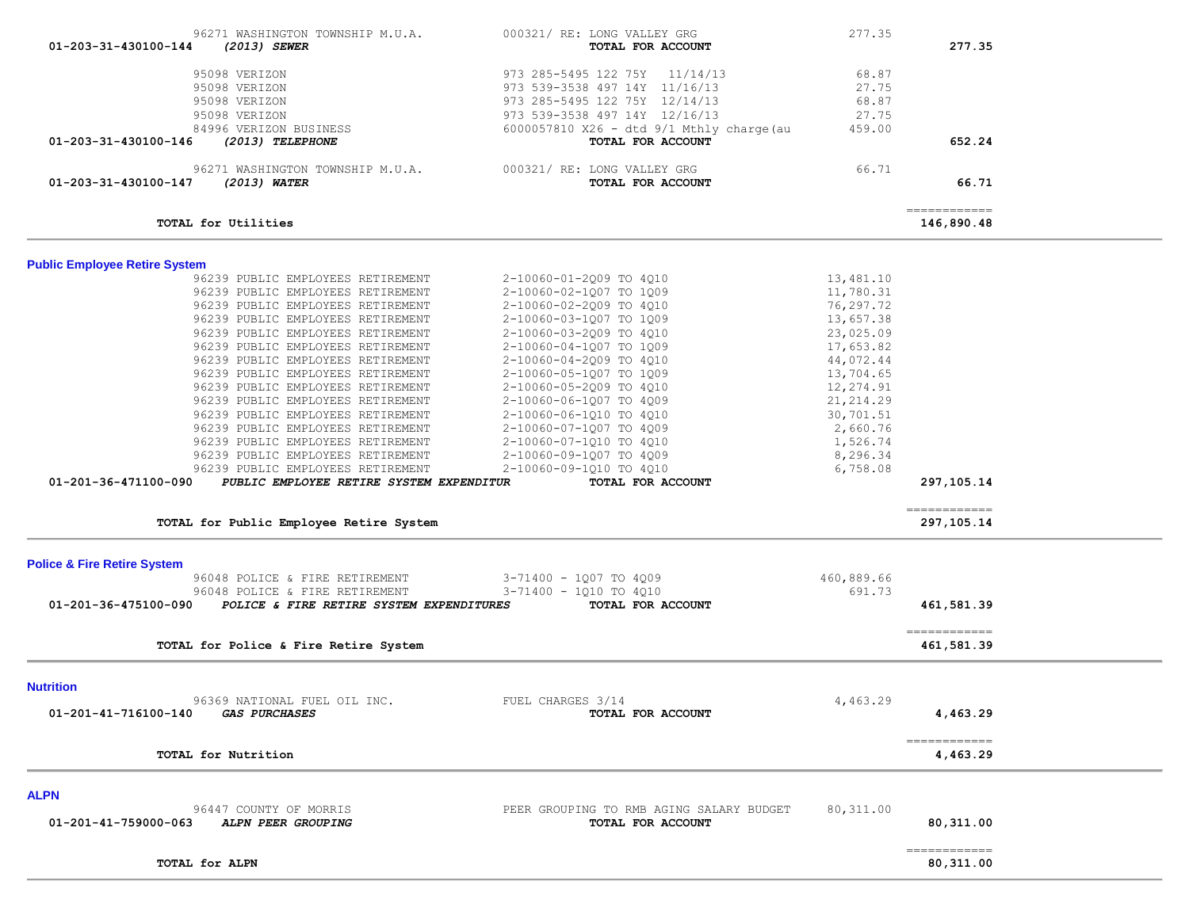| Account | Description | Vendor | Reference | Amount | Total |
|---|---|---|---|---|---|
| | | 96271 WASHINGTON TOWNSHIP M.U.A. | 000321/ RE: LONG VALLEY GRG | 277.35 | |
| **01-203-31-430100-144** | ***(2013) SEWER*** | | **TOTAL FOR ACCOUNT** | | **277.35** |
| | | 95098 VERIZON | 973 285-5495 122 75Y 11/14/13 | 68.87 | |
| | | 95098 VERIZON | 973 539-3538 497 14Y 11/16/13 | 27.75 | |
| | | 95098 VERIZON | 973 285-5495 122 75Y 12/14/13 | 68.87 | |
| | | 95098 VERIZON | 973 539-3538 497 14Y 12/16/13 | 27.75 | |
| | | 84996 VERIZON BUSINESS | 6000057810 X26 - dtd 9/1 Mthly charge(au | 459.00 | |
| **01-203-31-430100-146** | ***(2013) TELEPHONE*** | | **TOTAL FOR ACCOUNT** | | **652.24** |
| | | 96271 WASHINGTON TOWNSHIP M.U.A. | 000321/ RE: LONG VALLEY GRG | 66.71 | |
| **01-203-31-430100-147** | ***(2013) WATER*** | | **TOTAL FOR ACCOUNT** | | **66.71** |
| | **TOTAL for Utilities** | | | | **146,890.48** |

## Public Employee Retire System

| Account | Description | Vendor | Reference | Amount | Total |
|---|---|---|---|---|---|
| | | 96239 PUBLIC EMPLOYEES RETIREMENT | 2-10060-01-2Q09 TO 4Q10 | 13,481.10 | |
| | | 96239 PUBLIC EMPLOYEES RETIREMENT | 2-10060-02-1Q07 TO 1Q09 | 11,780.31 | |
| | | 96239 PUBLIC EMPLOYEES RETIREMENT | 2-10060-02-2Q09 TO 4Q10 | 76,297.72 | |
| | | 96239 PUBLIC EMPLOYEES RETIREMENT | 2-10060-03-1Q07 TO 1Q09 | 13,657.38 | |
| | | 96239 PUBLIC EMPLOYEES RETIREMENT | 2-10060-03-2Q09 TO 4Q10 | 23,025.09 | |
| | | 96239 PUBLIC EMPLOYEES RETIREMENT | 2-10060-04-1Q07 TO 1Q09 | 17,653.82 | |
| | | 96239 PUBLIC EMPLOYEES RETIREMENT | 2-10060-04-2Q09 TO 4Q10 | 44,072.44 | |
| | | 96239 PUBLIC EMPLOYEES RETIREMENT | 2-10060-05-1Q07 TO 1Q09 | 13,704.65 | |
| | | 96239 PUBLIC EMPLOYEES RETIREMENT | 2-10060-05-2Q09 TO 4Q10 | 12,274.91 | |
| | | 96239 PUBLIC EMPLOYEES RETIREMENT | 2-10060-06-1Q07 TO 4Q09 | 21,214.29 | |
| | | 96239 PUBLIC EMPLOYEES RETIREMENT | 2-10060-06-1Q10 TO 4Q10 | 30,701.51 | |
| | | 96239 PUBLIC EMPLOYEES RETIREMENT | 2-10060-07-1Q07 TO 4Q09 | 2,660.76 | |
| | | 96239 PUBLIC EMPLOYEES RETIREMENT | 2-10060-07-1Q10 TO 4Q10 | 1,526.74 | |
| | | 96239 PUBLIC EMPLOYEES RETIREMENT | 2-10060-09-1Q07 TO 4Q09 | 8,296.34 | |
| | | 96239 PUBLIC EMPLOYEES RETIREMENT | 2-10060-09-1Q10 TO 4Q10 | 6,758.08 | |
| **01-201-36-471100-090** | ***PUBLIC EMPLOYEE RETIRE SYSTEM EXPENDITUR*** | | **TOTAL FOR ACCOUNT** | | **297,105.14** |
| | **TOTAL for Public Employee Retire System** | | | | **297,105.14** |

## Police & Fire Retire System

| Account | Description | Vendor | Reference | Amount | Total |
|---|---|---|---|---|---|
| | | 96048 POLICE & FIRE RETIREMENT | 3-71400 - 1Q07 TO 4Q09 | 460,889.66 | |
| | | 96048 POLICE & FIRE RETIREMENT | 3-71400 - 1Q10 TO 4Q10 | 691.73 | |
| **01-201-36-475100-090** | ***POLICE & FIRE RETIRE SYSTEM EXPENDITURES*** | | **TOTAL FOR ACCOUNT** | | **461,581.39** |
| | **TOTAL for Police & Fire Retire System** | | | | **461,581.39** |

## Nutrition

| Account | Description | Vendor | Reference | Amount | Total |
|---|---|---|---|---|---|
| | | 96369 NATIONAL FUEL OIL INC. | FUEL CHARGES 3/14 | 4,463.29 | |
| **01-201-41-716100-140** | ***GAS PURCHASES*** | | **TOTAL FOR ACCOUNT** | | **4,463.29** |
| | **TOTAL for Nutrition** | | | | **4,463.29** |

## ALPN

| Account | Description | Vendor | Reference | Amount | Total |
|---|---|---|---|---|---|
| | | 96447 COUNTY OF MORRIS | PEER GROUPING TO RMB AGING SALARY BUDGET | 80,311.00 | |
| **01-201-41-759000-063** | ***ALPN PEER GROUPING*** | | **TOTAL FOR ACCOUNT** | | **80,311.00** |
| | **TOTAL for ALPN** | | | | **80,311.00** |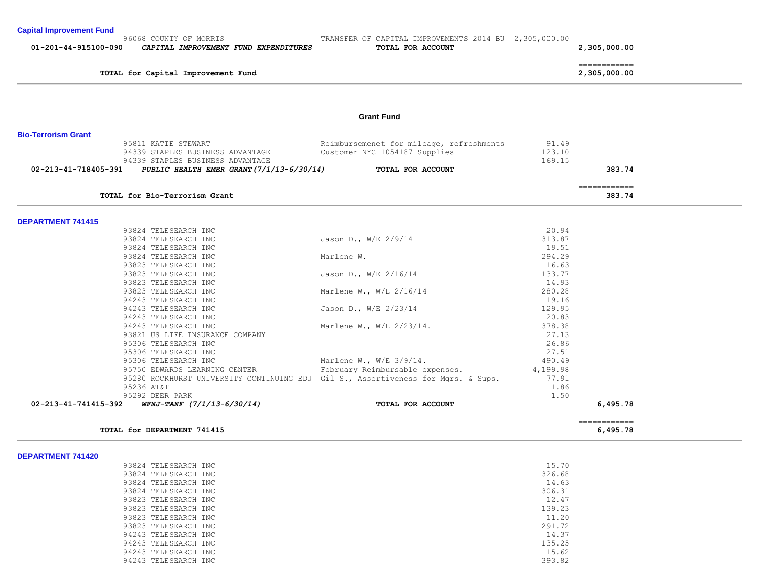**Capital Improvement Fund**

| | | | | |
|---|---|---|---|---|
| | 96068 COUNTY OF MORRIS | TRANSFER OF CAPITAL IMPROVEMENTS 2014 BU | 2,305,000.00 | |
| 01-201-44-915100-090 | ***CAPITAL IMPROVEMENT FUND EXPENDITURES*** | **TOTAL FOR ACCOUNT** | | 2,305,000.00 |

============

**TOTAL for Capital Improvement Fund** 2,305,000.00

## Grant Fund

**Bio-Terrorism Grant**

| | | | | |
|---|---|---|---|---|
| | 95811 KATIE STEWART | Reimbursemenet for mileage, refreshments | 91.49 | |
| | 94339 STAPLES BUSINESS ADVANTAGE | Customer NYC 1054187 Supplies | 123.10 | |
| | 94339 STAPLES BUSINESS ADVANTAGE | | 169.15 | |
| 02-213-41-718405-391 | ***PUBLIC HEALTH EMER GRANT(7/1/13-6/30/14)*** | **TOTAL FOR ACCOUNT** | | 383.74 |

============

**TOTAL for Bio-Terrorism Grant** 383.74

**DEPARTMENT 741415**

| | | | | |
|---|---|---|---|---|
| | 93824 TELESEARCH INC | | 20.94 | |
| | 93824 TELESEARCH INC | Jason D., W/E 2/9/14 | 313.87 | |
| | 93824 TELESEARCH INC | | 19.51 | |
| | 93824 TELESEARCH INC | Marlene W. | 294.29 | |
| | 93823 TELESEARCH INC | | 16.63 | |
| | 93823 TELESEARCH INC | Jason D., W/E 2/16/14 | 133.77 | |
| | 93823 TELESEARCH INC | | 14.93 | |
| | 93823 TELESEARCH INC | Marlene W., W/E 2/16/14 | 280.28 | |
| | 94243 TELESEARCH INC | | 19.16 | |
| | 94243 TELESEARCH INC | Jason D., W/E 2/23/14 | 129.95 | |
| | 94243 TELESEARCH INC | | 20.83 | |
| | 94243 TELESEARCH INC | Marlene W., W/E 2/23/14. | 378.38 | |
| | 93821 US LIFE INSURANCE COMPANY | | 27.13 | |
| | 95306 TELESEARCH INC | | 26.86 | |
| | 95306 TELESEARCH INC | | 27.51 | |
| | 95306 TELESEARCH INC | Marlene W., W/E 3/9/14. | 490.49 | |
| | 95750 EDWARDS LEARNING CENTER | February Reimbursable expenses. | 4,199.98 | |
| | 95280 ROCKHURST UNIVERSITY CONTINUING EDU | Gil S., Assertiveness for Mgrs. & Sups. | 77.91 | |
| | 95236 AT&T | | 1.86 | |
| | 95292 DEER PARK | | 1.50 | |
| 02-213-41-741415-392 | ***WFNJ-TANF (7/1/13-6/30/14)*** | **TOTAL FOR ACCOUNT** | | 6,495.78 |

============

**TOTAL for DEPARTMENT 741415** 6,495.78

**DEPARTMENT 741420**

| | | | | |
|---|---|---|---|---|
| | 93824 TELESEARCH INC | | 15.70 | |
| | 93824 TELESEARCH INC | | 326.68 | |
| | 93824 TELESEARCH INC | | 14.63 | |
| | 93824 TELESEARCH INC | | 306.31 | |
| | 93823 TELESEARCH INC | | 12.47 | |
| | 93823 TELESEARCH INC | | 139.23 | |
| | 93823 TELESEARCH INC | | 11.20 | |
| | 93823 TELESEARCH INC | | 291.72 | |
| | 94243 TELESEARCH INC | | 14.37 | |
| | 94243 TELESEARCH INC | | 135.25 | |
| | 94243 TELESEARCH INC | | 15.62 | |
| | 94243 TELESEARCH INC | | 393.82 | |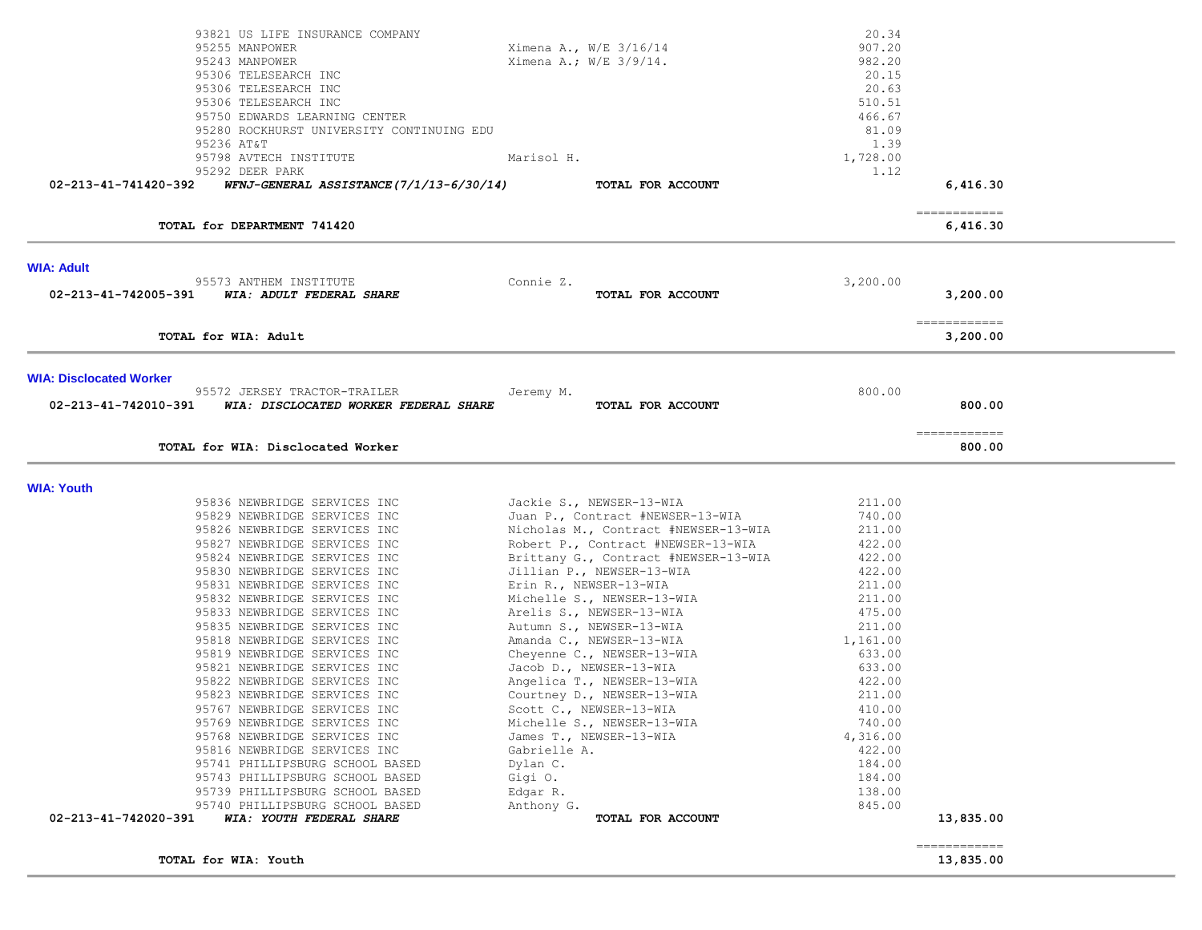| Account | Vendor / Description | Detail | Amount | Total |
|---|---|---|---|---|
| | 93821 US LIFE INSURANCE COMPANY | | 20.34 | |
| | 95255 MANPOWER | Ximena A., W/E 3/16/14 | 907.20 | |
| | 95243 MANPOWER | Ximena A.; W/E 3/9/14. | 982.20 | |
| | 95306 TELESEARCH INC | | 20.15 | |
| | 95306 TELESEARCH INC | | 20.63 | |
| | 95306 TELESEARCH INC | | 510.51 | |
| | 95750 EDWARDS LEARNING CENTER | | 466.67 | |
| | 95280 ROCKHURST UNIVERSITY CONTINUING EDU | | 81.09 | |
| | 95236 AT&T | | 1.39 | |
| | 95798 AVTECH INSTITUTE | Marisol H. | 1,728.00 | |
| | 95292 DEER PARK | | 1.12 | |
| **02-213-41-741420-392** | ***WFNJ-GENERAL ASSISTANCE(7/1/13-6/30/14)*** | **TOTAL FOR ACCOUNT** | | **6,416.30** |
| | **TOTAL for DEPARTMENT 741420** | | | **6,416.30** |

## WIA: Adult

| Account | Vendor / Description | Detail | Amount | Total |
|---|---|---|---|---|
| | 95573 ANTHEM INSTITUTE | Connie Z. | 3,200.00 | |
| **02-213-41-742005-391** | ***WIA: ADULT FEDERAL SHARE*** | **TOTAL FOR ACCOUNT** | | **3,200.00** |
| | **TOTAL for WIA: Adult** | | | **3,200.00** |

## WIA: Disclocated Worker

| Account | Vendor / Description | Detail | Amount | Total |
|---|---|---|---|---|
| | 95572 JERSEY TRACTOR-TRAILER | Jeremy M. | 800.00 | |
| **02-213-41-742010-391** | ***WIA: DISCLOCATED WORKER FEDERAL SHARE*** | **TOTAL FOR ACCOUNT** | | **800.00** |
| | **TOTAL for WIA: Disclocated Worker** | | | **800.00** |

## WIA: Youth

| Account | Vendor / Description | Detail | Amount | Total |
|---|---|---|---|---|
| | 95836 NEWBRIDGE SERVICES INC | Jackie S., NEWSER-13-WIA | 211.00 | |
| | 95829 NEWBRIDGE SERVICES INC | Juan P., Contract #NEWSER-13-WIA | 740.00 | |
| | 95826 NEWBRIDGE SERVICES INC | Nicholas M., Contract #NEWSER-13-WIA | 211.00 | |
| | 95827 NEWBRIDGE SERVICES INC | Robert P., Contract #NEWSER-13-WIA | 422.00 | |
| | 95824 NEWBRIDGE SERVICES INC | Brittany G., Contract #NEWSER-13-WIA | 422.00 | |
| | 95830 NEWBRIDGE SERVICES INC | Jillian P., NEWSER-13-WIA | 422.00 | |
| | 95831 NEWBRIDGE SERVICES INC | Erin R., NEWSER-13-WIA | 211.00 | |
| | 95832 NEWBRIDGE SERVICES INC | Michelle S., NEWSER-13-WIA | 211.00 | |
| | 95833 NEWBRIDGE SERVICES INC | Arelis S., NEWSER-13-WIA | 475.00 | |
| | 95835 NEWBRIDGE SERVICES INC | Autumn S., NEWSER-13-WIA | 211.00 | |
| | 95818 NEWBRIDGE SERVICES INC | Amanda C., NEWSER-13-WIA | 1,161.00 | |
| | 95819 NEWBRIDGE SERVICES INC | Cheyenne C., NEWSER-13-WIA | 633.00 | |
| | 95821 NEWBRIDGE SERVICES INC | Jacob D., NEWSER-13-WIA | 633.00 | |
| | 95822 NEWBRIDGE SERVICES INC | Angelica T., NEWSER-13-WIA | 422.00 | |
| | 95823 NEWBRIDGE SERVICES INC | Courtney D., NEWSER-13-WIA | 211.00 | |
| | 95767 NEWBRIDGE SERVICES INC | Scott C., NEWSER-13-WIA | 410.00 | |
| | 95769 NEWBRIDGE SERVICES INC | Michelle S., NEWSER-13-WIA | 740.00 | |
| | 95768 NEWBRIDGE SERVICES INC | James T., NEWSER-13-WIA | 4,316.00 | |
| | 95816 NEWBRIDGE SERVICES INC | Gabrielle A. | 422.00 | |
| | 95741 PHILLIPSBURG SCHOOL BASED | Dylan C. | 184.00 | |
| | 95743 PHILLIPSBURG SCHOOL BASED | Gigi O. | 184.00 | |
| | 95739 PHILLIPSBURG SCHOOL BASED | Edgar R. | 138.00 | |
| | 95740 PHILLIPSBURG SCHOOL BASED | Anthony G. | 845.00 | |
| **02-213-41-742020-391** | ***WIA: YOUTH FEDERAL SHARE*** | **TOTAL FOR ACCOUNT** | | **13,835.00** |
| | **TOTAL for WIA: Youth** | | | **13,835.00** |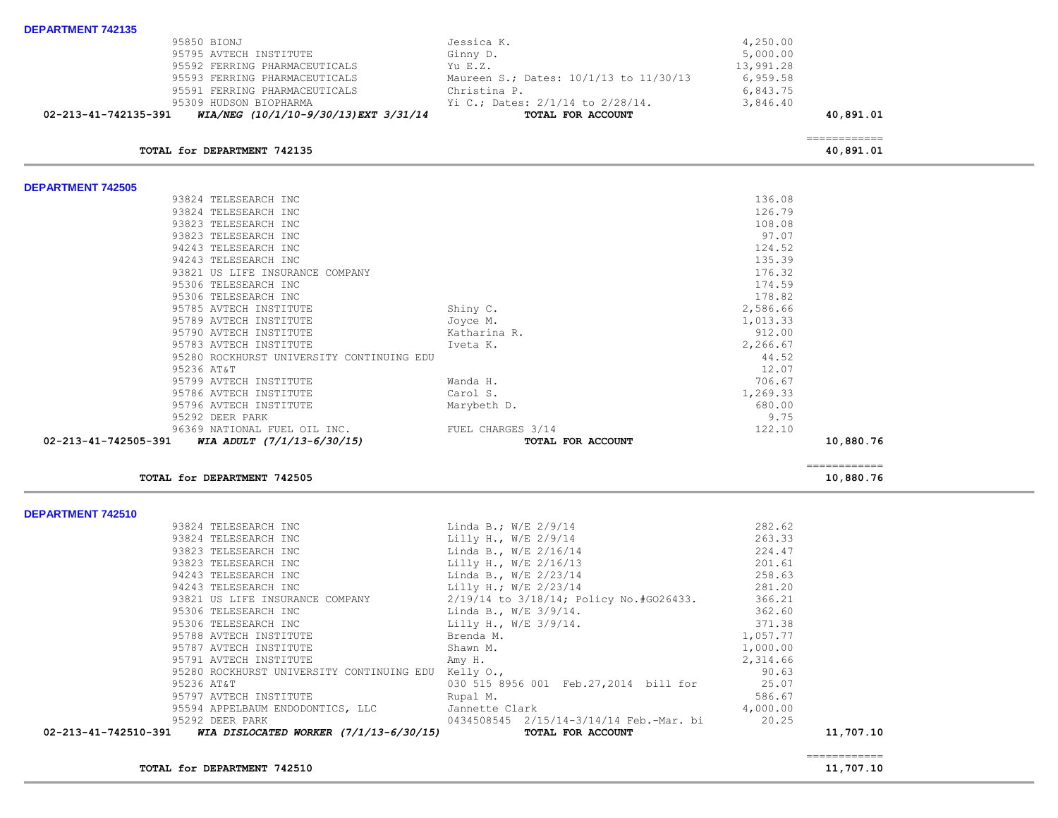**DEPARTMENT 742135**

| | Vendor | Description | Amount | Total |
|---|---|---|---|---|
| | 95850 BIONJ | Jessica K. | 4,250.00 | |
| | 95795 AVTECH INSTITUTE | Ginny D. | 5,000.00 | |
| | 95592 FERRING PHARMACEUTICALS | Yu E.Z. | 13,991.28 | |
| | 95593 FERRING PHARMACEUTICALS | Maureen S.; Dates: 10/1/13 to 11/30/13 | 6,959.58 | |
| | 95591 FERRING PHARMACEUTICALS | Christina P. | 6,843.75 | |
| | 95309 HUDSON BIOPHARMA | Yi C.; Dates: 2/1/14 to 2/28/14. | 3,846.40 | |
| **02-213-41-742135-391** | ***WIA/NEG (10/1/10-9/30/13)EXT 3/31/14*** | **TOTAL FOR ACCOUNT** | | **40,891.01** |
| | | | | ============ |
| | **TOTAL for DEPARTMENT 742135** | | | **40,891.01** |

**DEPARTMENT 742505**

| | Vendor | Description | Amount | Total |
|---|---|---|---|---|
| | 93824 TELESEARCH INC | | 136.08 | |
| | 93824 TELESEARCH INC | | 126.79 | |
| | 93823 TELESEARCH INC | | 108.08 | |
| | 93823 TELESEARCH INC | | 97.07 | |
| | 94243 TELESEARCH INC | | 124.52 | |
| | 94243 TELESEARCH INC | | 135.39 | |
| | 93821 US LIFE INSURANCE COMPANY | | 176.32 | |
| | 95306 TELESEARCH INC | | 174.59 | |
| | 95306 TELESEARCH INC | | 178.82 | |
| | 95785 AVTECH INSTITUTE | Shiny C. | 2,586.66 | |
| | 95789 AVTECH INSTITUTE | Joyce M. | 1,013.33 | |
| | 95790 AVTECH INSTITUTE | Katharina R. | 912.00 | |
| | 95783 AVTECH INSTITUTE | Iveta K. | 2,266.67 | |
| | 95280 ROCKHURST UNIVERSITY CONTINUING EDU | | 44.52 | |
| | 95236 AT&T | | 12.07 | |
| | 95799 AVTECH INSTITUTE | Wanda H. | 706.67 | |
| | 95786 AVTECH INSTITUTE | Carol S. | 1,269.33 | |
| | 95796 AVTECH INSTITUTE | Marybeth D. | 680.00 | |
| | 95292 DEER PARK | | 9.75 | |
| | 96369 NATIONAL FUEL OIL INC. | FUEL CHARGES 3/14 | 122.10 | |
| **02-213-41-742505-391** | ***WIA ADULT (7/1/13-6/30/15)*** | **TOTAL FOR ACCOUNT** | | **10,880.76** |
| | | | | ============ |
| | **TOTAL for DEPARTMENT 742505** | | | **10,880.76** |

**DEPARTMENT 742510**

| | Vendor | Description | Amount | Total |
|---|---|---|---|---|
| | 93824 TELESEARCH INC | Linda B.; W/E 2/9/14 | 282.62 | |
| | 93824 TELESEARCH INC | Lilly H., W/E 2/9/14 | 263.33 | |
| | 93823 TELESEARCH INC | Linda B., W/E 2/16/14 | 224.47 | |
| | 93823 TELESEARCH INC | Lilly H., W/E 2/16/13 | 201.61 | |
| | 94243 TELESEARCH INC | Linda B., W/E 2/23/14 | 258.63 | |
| | 94243 TELESEARCH INC | Lilly H.; W/E 2/23/14 | 281.20 | |
| | 93821 US LIFE INSURANCE COMPANY | 2/19/14 to 3/18/14; Policy No.#GO26433. | 366.21 | |
| | 95306 TELESEARCH INC | Linda B., W/E 3/9/14. | 362.60 | |
| | 95306 TELESEARCH INC | Lilly H., W/E 3/9/14. | 371.38 | |
| | 95788 AVTECH INSTITUTE | Brenda M. | 1,057.77 | |
| | 95787 AVTECH INSTITUTE | Shawn M. | 1,000.00 | |
| | 95791 AVTECH INSTITUTE | Amy H. | 2,314.66 | |
| | 95280 ROCKHURST UNIVERSITY CONTINUING EDU | Kelly O., | 90.63 | |
| | 95236 AT&T | 030 515 8956 001 Feb.27,2014 bill for | 25.07 | |
| | 95797 AVTECH INSTITUTE | Rupal M. | 586.67 | |
| | 95594 APPELBAUM ENDODONTICS, LLC | Jannette Clark | 4,000.00 | |
| | 95292 DEER PARK | 0434508545 2/15/14-3/14/14 Feb.-Mar. bi | 20.25 | |
| **02-213-41-742510-391** | ***WIA DISLOCATED WORKER (7/1/13-6/30/15)*** | **TOTAL FOR ACCOUNT** | | **11,707.10** |
| | | | | ============ |
| | **TOTAL for DEPARTMENT 742510** | | | **11,707.10** |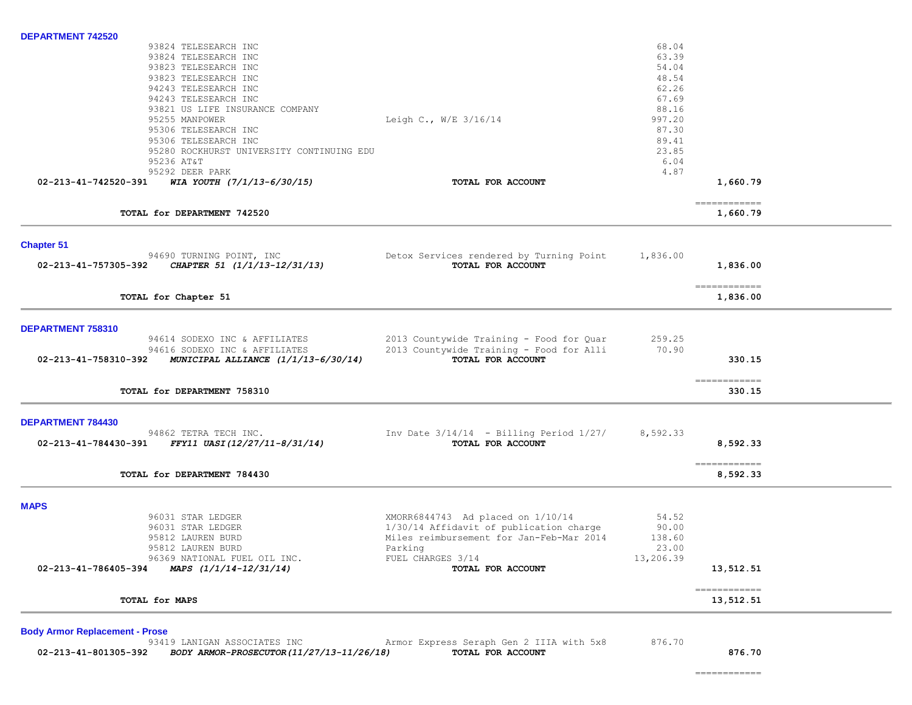**DEPARTMENT 742520**

| | | | |
|---|---|---|---|
| 93824 TELESEARCH INC | | 68.04 | |
| 93824 TELESEARCH INC | | 63.39 | |
| 93823 TELESEARCH INC | | 54.04 | |
| 93823 TELESEARCH INC | | 48.54 | |
| 94243 TELESEARCH INC | | 62.26 | |
| 94243 TELESEARCH INC | | 67.69 | |
| 93821 US LIFE INSURANCE COMPANY | | 88.16 | |
| 95255 MANPOWER | Leigh C., W/E 3/16/14 | 997.20 | |
| 95306 TELESEARCH INC | | 87.30 | |
| 95306 TELESEARCH INC | | 89.41 | |
| 95280 ROCKHURST UNIVERSITY CONTINUING EDU | | 23.85 | |
| 95236 AT&T | | 6.04 | |
| 95292 DEER PARK | | 4.87 | |
| **02-213-41-742520-391** ***WIA YOUTH (7/1/13-6/30/15)*** | **TOTAL FOR ACCOUNT** | | **1,660.79** |

**TOTAL for DEPARTMENT 742520** ============ **1,660.79**

**Chapter 51**

| | | | |
|---|---|---|---|
| 94690 TURNING POINT, INC | Detox Services rendered by Turning Point | 1,836.00 | |
| **02-213-41-757305-392** ***CHAPTER 51 (1/1/13-12/31/13)*** | **TOTAL FOR ACCOUNT** | | **1,836.00** |

**TOTAL for Chapter 51** ============ **1,836.00**

**DEPARTMENT 758310**

| | | | |
|---|---|---|---|
| 94614 SODEXO INC & AFFILIATES | 2013 Countywide Training - Food for Quar | 259.25 | |
| 94616 SODEXO INC & AFFILIATES | 2013 Countywide Training - Food for Alli | 70.90 | |
| **02-213-41-758310-392** ***MUNICIPAL ALLIANCE (1/1/13-6/30/14)*** | **TOTAL FOR ACCOUNT** | | **330.15** |

**TOTAL for DEPARTMENT 758310** ============ **330.15**

**DEPARTMENT 784430**

| | | | |
|---|---|---|---|
| 94862 TETRA TECH INC. | Inv Date 3/14/14 - Billing Period 1/27/ | 8,592.33 | |
| **02-213-41-784430-391** ***FFY11 UASI(12/27/11-8/31/14)*** | **TOTAL FOR ACCOUNT** | | **8,592.33** |

**TOTAL for DEPARTMENT 784430** ============ **8,592.33**

**MAPS**

| | | | |
|---|---|---|---|
| 96031 STAR LEDGER | XMORR6844743 Ad placed on 1/10/14 | 54.52 | |
| 96031 STAR LEDGER | 1/30/14 Affidavit of publication charge | 90.00 | |
| 95812 LAUREN BURD | Miles reimbursement for Jan-Feb-Mar 2014 | 138.60 | |
| 95812 LAUREN BURD | Parking | 23.00 | |
| 96369 NATIONAL FUEL OIL INC. | FUEL CHARGES 3/14 | 13,206.39 | |
| **02-213-41-786405-394** ***MAPS (1/1/14-12/31/14)*** | **TOTAL FOR ACCOUNT** | | **13,512.51** |

**TOTAL for MAPS** ============ **13,512.51**

**Body Armor Replacement - Prose**

| | | | |
|---|---|---|---|
| 93419 LANIGAN ASSOCIATES INC | Armor Express Seraph Gen 2 IIIA with 5x8 | 876.70 | |
| **02-213-41-801305-392** ***BODY ARMOR-PROSECUTOR(11/27/13-11/26/18)*** | **TOTAL FOR ACCOUNT** | | **876.70** |

============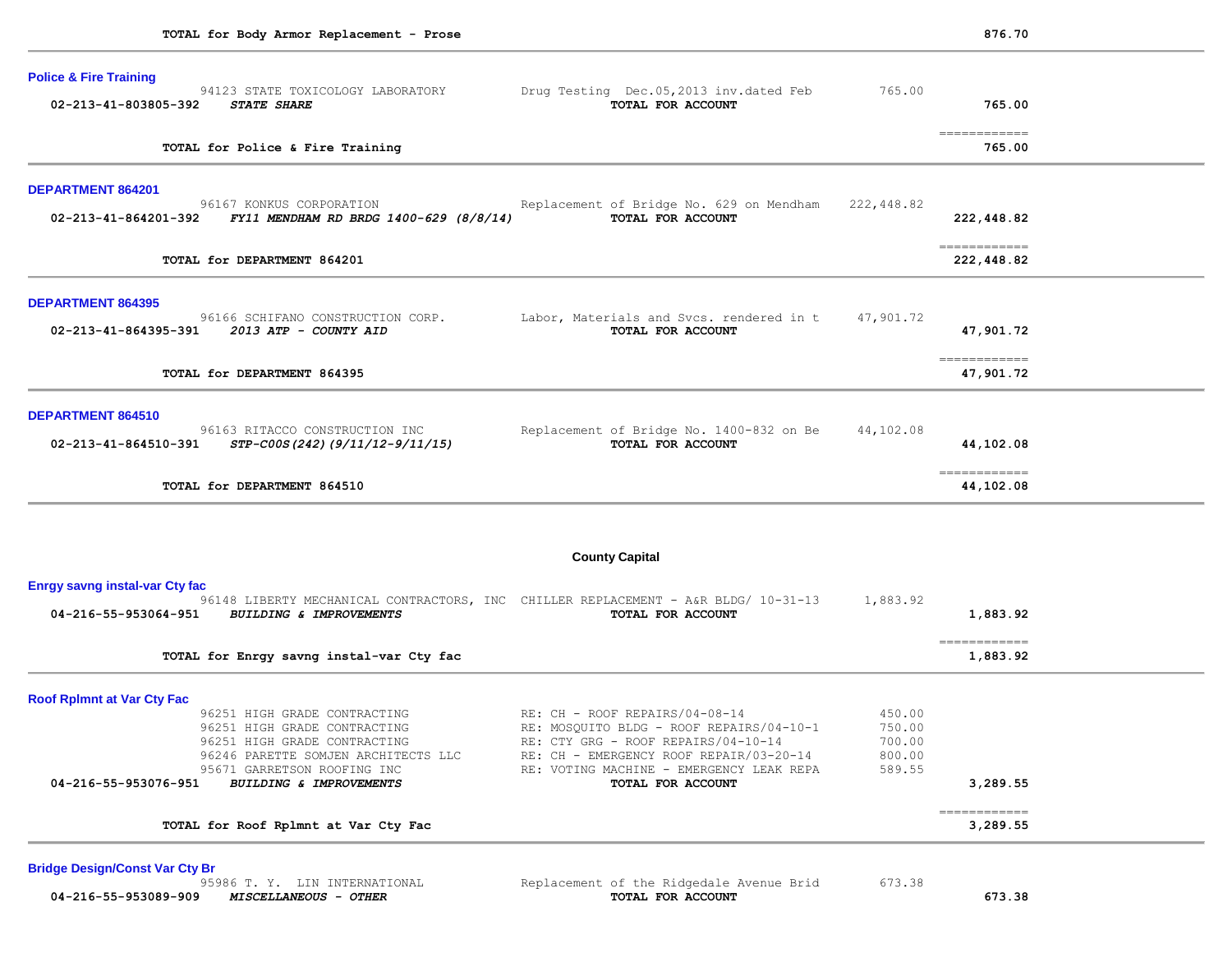**TOTAL for Body Armor Replacement - Prose** **876.70**

---

### Police & Fire Training

| Account | Vendor / Description | Detail | Amount | Total |
|---|---|---|---|---|
| | 94123 STATE TOXICOLOGY LABORATORY | Drug Testing Dec.05,2013 inv.dated Feb | 765.00 | |
| **02-213-41-803805-392** | ***STATE SHARE*** | **TOTAL FOR ACCOUNT** | | **765.00** |

**TOTAL for Police & Fire Training** **765.00**

---

### DEPARTMENT 864201

| Account | Vendor / Description | Detail | Amount | Total |
|---|---|---|---|---|
| | 96167 KONKUS CORPORATION | Replacement of Bridge No. 629 on Mendham | 222,448.82 | |
| **02-213-41-864201-392** | ***FY11 MENDHAM RD BRDG 1400-629 (8/8/14)*** | **TOTAL FOR ACCOUNT** | | **222,448.82** |

**TOTAL for DEPARTMENT 864201** **222,448.82**

---

### DEPARTMENT 864395

| Account | Vendor / Description | Detail | Amount | Total |
|---|---|---|---|---|
| | 96166 SCHIFANO CONSTRUCTION CORP. | Labor, Materials and Svcs. rendered in t | 47,901.72 | |
| **02-213-41-864395-391** | ***2013 ATP - COUNTY AID*** | **TOTAL FOR ACCOUNT** | | **47,901.72** |

**TOTAL for DEPARTMENT 864395** **47,901.72**

---

### DEPARTMENT 864510

| Account | Vendor / Description | Detail | Amount | Total |
|---|---|---|---|---|
| | 96163 RITACCO CONSTRUCTION INC | Replacement of Bridge No. 1400-832 on Be | 44,102.08 | |
| **02-213-41-864510-391** | ***STP-C00S(242)(9/11/12-9/11/15)*** | **TOTAL FOR ACCOUNT** | | **44,102.08** |

**TOTAL for DEPARTMENT 864510** **44,102.08**

---

## County Capital

### Enrgy savng instal-var Cty fac

| Account | Vendor / Description | Detail | Amount | Total |
|---|---|---|---|---|
| | 96148 LIBERTY MECHANICAL CONTRACTORS, INC | CHILLER REPLACEMENT - A&R BLDG/ 10-31-13 | 1,883.92 | |
| **04-216-55-953064-951** | ***BUILDING & IMPROVEMENTS*** | **TOTAL FOR ACCOUNT** | | **1,883.92** |

**TOTAL for Enrgy savng instal-var Cty fac** **1,883.92**

---

### Roof Rplmnt at Var Cty Fac

| Account | Vendor / Description | Detail | Amount | Total |
|---|---|---|---|---|
| | 96251 HIGH GRADE CONTRACTING | RE: CH - ROOF REPAIRS/04-08-14 | 450.00 | |
| | 96251 HIGH GRADE CONTRACTING | RE: MOSQUITO BLDG - ROOF REPAIRS/04-10-1 | 750.00 | |
| | 96251 HIGH GRADE CONTRACTING | RE: CTY GRG - ROOF REPAIRS/04-10-14 | 700.00 | |
| | 96246 PARETTE SOMJEN ARCHITECTS LLC | RE: CH - EMERGENCY ROOF REPAIR/03-20-14 | 800.00 | |
| | 95671 GARRETSON ROOFING INC | RE: VOTING MACHINE - EMERGENCY LEAK REPA | 589.55 | |
| **04-216-55-953076-951** | ***BUILDING & IMPROVEMENTS*** | **TOTAL FOR ACCOUNT** | | **3,289.55** |

**TOTAL for Roof Rplmnt at Var Cty Fac** **3,289.55**

---

### Bridge Design/Const Var Cty Br

| Account | Vendor / Description | Detail | Amount | Total |
|---|---|---|---|---|
| | 95986 T. Y. LIN INTERNATIONAL | Replacement of the Ridgedale Avenue Brid | 673.38 | |
| **04-216-55-953089-909** | ***MISCELLANEOUS - OTHER*** | **TOTAL FOR ACCOUNT** | | **673.38** |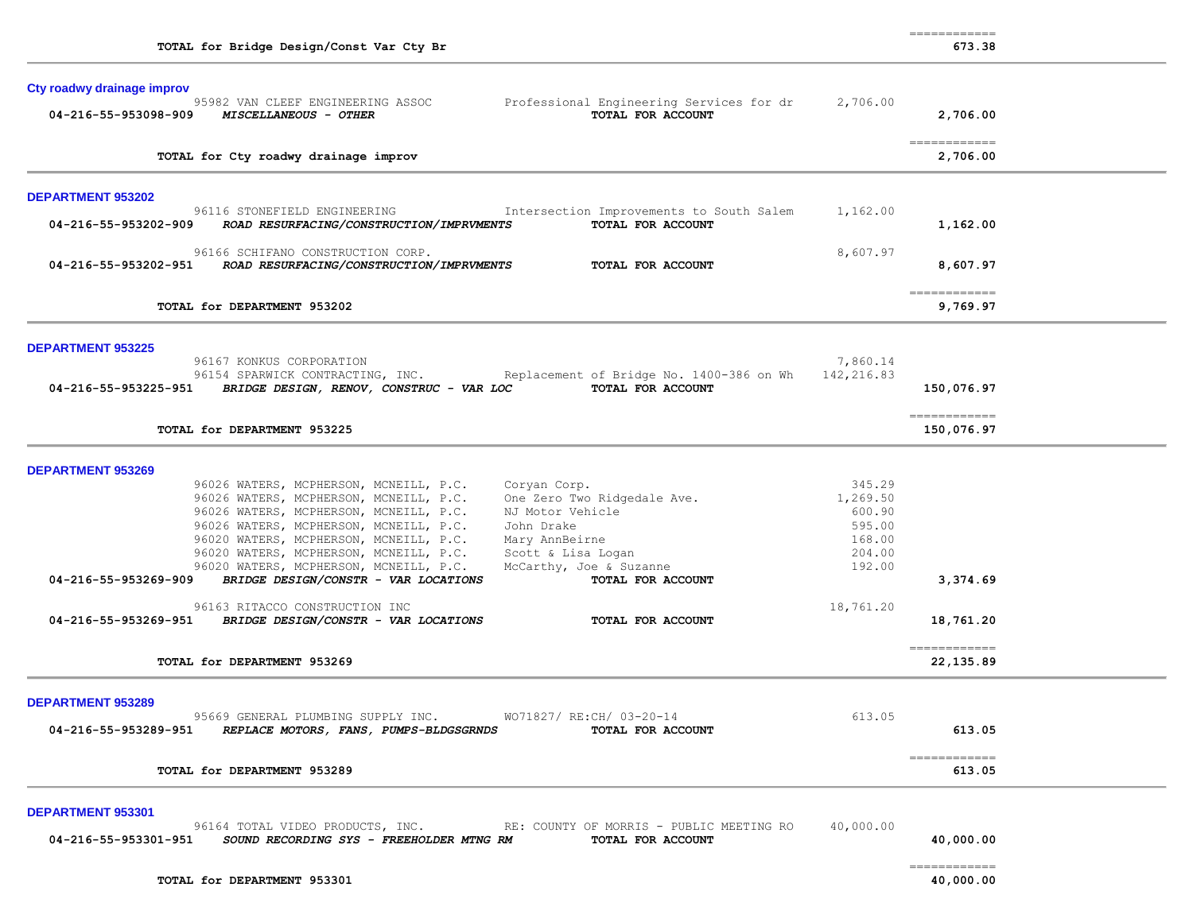| | | | | |
|---|---|---|---|---|
| | **TOTAL for Bridge Design/Const Var Cty Br** | | | ============ **673.38** |

## Cty roadwy drainage improv

| Account | Vendor / Description | Detail | Amount | Total |
|---|---|---|---|---|
| | 95982 VAN CLEEF ENGINEERING ASSOC | Professional Engineering Services for dr | 2,706.00 | |
| **04-216-55-953098-909** | ***MISCELLANEOUS - OTHER*** | **TOTAL FOR ACCOUNT** | | **2,706.00** |
| | **TOTAL for Cty roadwy drainage improv** | | | ============ **2,706.00** |

## DEPARTMENT 953202

| Account | Vendor / Description | Detail | Amount | Total |
|---|---|---|---|---|
| | 96116 STONEFIELD ENGINEERING | Intersection Improvements to South Salem | 1,162.00 | |
| **04-216-55-953202-909** | ***ROAD RESURFACING/CONSTRUCTION/IMPRVMENTS*** | **TOTAL FOR ACCOUNT** | | **1,162.00** |
| | 96166 SCHIFANO CONSTRUCTION CORP. | | 8,607.97 | |
| **04-216-55-953202-951** | ***ROAD RESURFACING/CONSTRUCTION/IMPRVMENTS*** | **TOTAL FOR ACCOUNT** | | **8,607.97** |
| | **TOTAL for DEPARTMENT 953202** | | | ============ **9,769.97** |

## DEPARTMENT 953225

| Account | Vendor / Description | Detail | Amount | Total |
|---|---|---|---|---|
| | 96167 KONKUS CORPORATION | | 7,860.14 | |
| | 96154 SPARWICK CONTRACTING, INC. | Replacement of Bridge No. 1400-386 on Wh | 142,216.83 | |
| **04-216-55-953225-951** | ***BRIDGE DESIGN, RENOV, CONSTRUC - VAR LOC*** | **TOTAL FOR ACCOUNT** | | **150,076.97** |
| | **TOTAL for DEPARTMENT 953225** | | | ============ **150,076.97** |

## DEPARTMENT 953269

| Account | Vendor / Description | Detail | Amount | Total |
|---|---|---|---|---|
| | 96026 WATERS, MCPHERSON, MCNEILL, P.C. | Coryan Corp. | 345.29 | |
| | 96026 WATERS, MCPHERSON, MCNEILL, P.C. | One Zero Two Ridgedale Ave. | 1,269.50 | |
| | 96026 WATERS, MCPHERSON, MCNEILL, P.C. | NJ Motor Vehicle | 600.90 | |
| | 96026 WATERS, MCPHERSON, MCNEILL, P.C. | John Drake | 595.00 | |
| | 96020 WATERS, MCPHERSON, MCNEILL, P.C. | Mary AnnBeirne | 168.00 | |
| | 96020 WATERS, MCPHERSON, MCNEILL, P.C. | Scott & Lisa Logan | 204.00 | |
| | 96020 WATERS, MCPHERSON, MCNEILL, P.C. | McCarthy, Joe & Suzanne | 192.00 | |
| **04-216-55-953269-909** | ***BRIDGE DESIGN/CONSTR - VAR LOCATIONS*** | **TOTAL FOR ACCOUNT** | | **3,374.69** |
| | 96163 RITACCO CONSTRUCTION INC | | 18,761.20 | |
| **04-216-55-953269-951** | ***BRIDGE DESIGN/CONSTR - VAR LOCATIONS*** | **TOTAL FOR ACCOUNT** | | **18,761.20** |
| | **TOTAL for DEPARTMENT 953269** | | | ============ **22,135.89** |

## DEPARTMENT 953289

| Account | Vendor / Description | Detail | Amount | Total |
|---|---|---|---|---|
| | 95669 GENERAL PLUMBING SUPPLY INC. | WO71827/ RE:CH/ 03-20-14 | 613.05 | |
| **04-216-55-953289-951** | ***REPLACE MOTORS, FANS, PUMPS-BLDGSGRNDS*** | **TOTAL FOR ACCOUNT** | | **613.05** |
| | **TOTAL for DEPARTMENT 953289** | | | ============ **613.05** |

## DEPARTMENT 953301

| Account | Vendor / Description | Detail | Amount | Total |
|---|---|---|---|---|
| | 96164 TOTAL VIDEO PRODUCTS, INC. | RE: COUNTY OF MORRIS - PUBLIC MEETING RO | 40,000.00 | |
| **04-216-55-953301-951** | ***SOUND RECORDING SYS - FREEHOLDER MTNG RM*** | **TOTAL FOR ACCOUNT** | | **40,000.00** |
| | **TOTAL for DEPARTMENT 953301** | | | ============ **40,000.00** |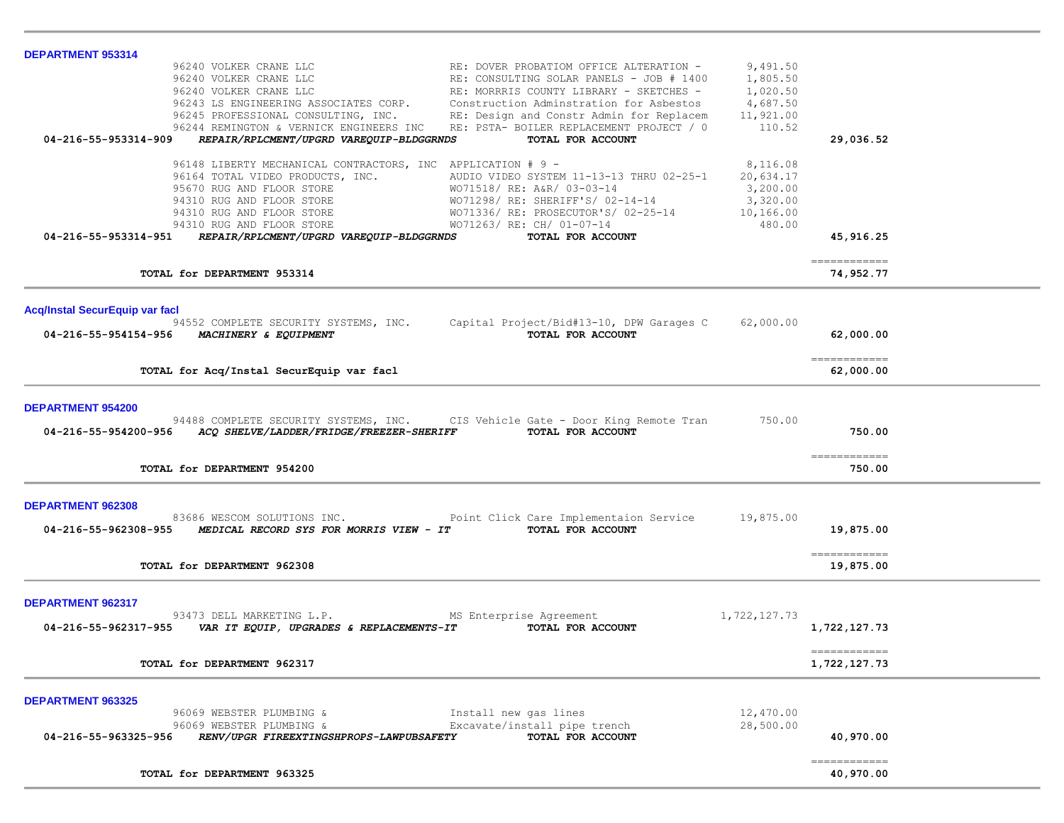## DEPARTMENT 953314

| Account | Vendor / Description | Detail | Amount | Total |
|---|---|---|---|---|
| | 96240 VOLKER CRANE LLC | RE: DOVER PROBATIOM OFFICE ALTERATION - | 9,491.50 | |
| | 96240 VOLKER CRANE LLC | RE: CONSULTING SOLAR PANELS - JOB # 1400 | 1,805.50 | |
| | 96240 VOLKER CRANE LLC | RE: MORRRIS COUNTY LIBRARY - SKETCHES - | 1,020.50 | |
| | 96243 LS ENGINEERING ASSOCIATES CORP. | Construction Adminstration for Asbestos | 4,687.50 | |
| | 96245 PROFESSIONAL CONSULTING, INC. | RE: Design and Constr Admin for Replacem | 11,921.00 | |
| | 96244 REMINGTON & VERNICK ENGINEERS INC | RE: PSTA- BOILER REPLACEMENT PROJECT / 0 | 110.52 | |
| **04-216-55-953314-909** | ***REPAIR/RPLCMENT/UPGRD VAREQUIP-BLDGGRNDS*** | **TOTAL FOR ACCOUNT** | | **29,036.52** |
| | 96148 LIBERTY MECHANICAL CONTRACTORS, INC | APPLICATION # 9 - | 8,116.08 | |
| | 96164 TOTAL VIDEO PRODUCTS, INC. | AUDIO VIDEO SYSTEM 11-13-13 THRU 02-25-1 | 20,634.17 | |
| | 95670 RUG AND FLOOR STORE | WO71518/ RE: A&R/ 03-03-14 | 3,200.00 | |
| | 94310 RUG AND FLOOR STORE | WO71298/ RE: SHERIFF'S/ 02-14-14 | 3,320.00 | |
| | 94310 RUG AND FLOOR STORE | WO71336/ RE: PROSECUTOR'S/ 02-25-14 | 10,166.00 | |
| | 94310 RUG AND FLOOR STORE | WO71263/ RE: CH/ 01-07-14 | 480.00 | |
| **04-216-55-953314-951** | ***REPAIR/RPLCMENT/UPGRD VAREQUIP-BLDGGRNDS*** | **TOTAL FOR ACCOUNT** | | **45,916.25** |
| | **TOTAL for DEPARTMENT 953314** | | | **74,952.77** |

## Acq/Instal SecurEquip var facl

| Account | Vendor / Description | Detail | Amount | Total |
|---|---|---|---|---|
| | 94552 COMPLETE SECURITY SYSTEMS, INC. | Capital Project/Bid#13-10, DPW Garages C | 62,000.00 | |
| **04-216-55-954154-956** | ***MACHINERY & EQUIPMENT*** | **TOTAL FOR ACCOUNT** | | **62,000.00** |
| | **TOTAL for Acq/Instal SecurEquip var facl** | | | **62,000.00** |

## DEPARTMENT 954200

| Account | Vendor / Description | Detail | Amount | Total |
|---|---|---|---|---|
| | 94488 COMPLETE SECURITY SYSTEMS, INC. | CIS Vehicle Gate - Door King Remote Tran | 750.00 | |
| **04-216-55-954200-956** | ***ACQ SHELVE/LADDER/FRIDGE/FREEZER-SHERIFF*** | **TOTAL FOR ACCOUNT** | | **750.00** |
| | **TOTAL for DEPARTMENT 954200** | | | **750.00** |

## DEPARTMENT 962308

| Account | Vendor / Description | Detail | Amount | Total |
|---|---|---|---|---|
| | 83686 WESCOM SOLUTIONS INC. | Point Click Care Implementaion Service | 19,875.00 | |
| **04-216-55-962308-955** | ***MEDICAL RECORD SYS FOR MORRIS VIEW - IT*** | **TOTAL FOR ACCOUNT** | | **19,875.00** |
| | **TOTAL for DEPARTMENT 962308** | | | **19,875.00** |

## DEPARTMENT 962317

| Account | Vendor / Description | Detail | Amount | Total |
|---|---|---|---|---|
| | 93473 DELL MARKETING L.P. | MS Enterprise Agreement | 1,722,127.73 | |
| **04-216-55-962317-955** | ***VAR IT EQUIP, UPGRADES & REPLACEMENTS-IT*** | **TOTAL FOR ACCOUNT** | | **1,722,127.73** |
| | **TOTAL for DEPARTMENT 962317** | | | **1,722,127.73** |

## DEPARTMENT 963325

| Account | Vendor / Description | Detail | Amount | Total |
|---|---|---|---|---|
| | 96069 WEBSTER PLUMBING & | Install new gas lines | 12,470.00 | |
| | 96069 WEBSTER PLUMBING & | Excavate/install pipe trench | 28,500.00 | |
| **04-216-55-963325-956** | ***RENV/UPGR FIREEXTINGSHPROPS-LAWPUBSAFETY*** | **TOTAL FOR ACCOUNT** | | **40,970.00** |
| | **TOTAL for DEPARTMENT 963325** | | | **40,970.00** |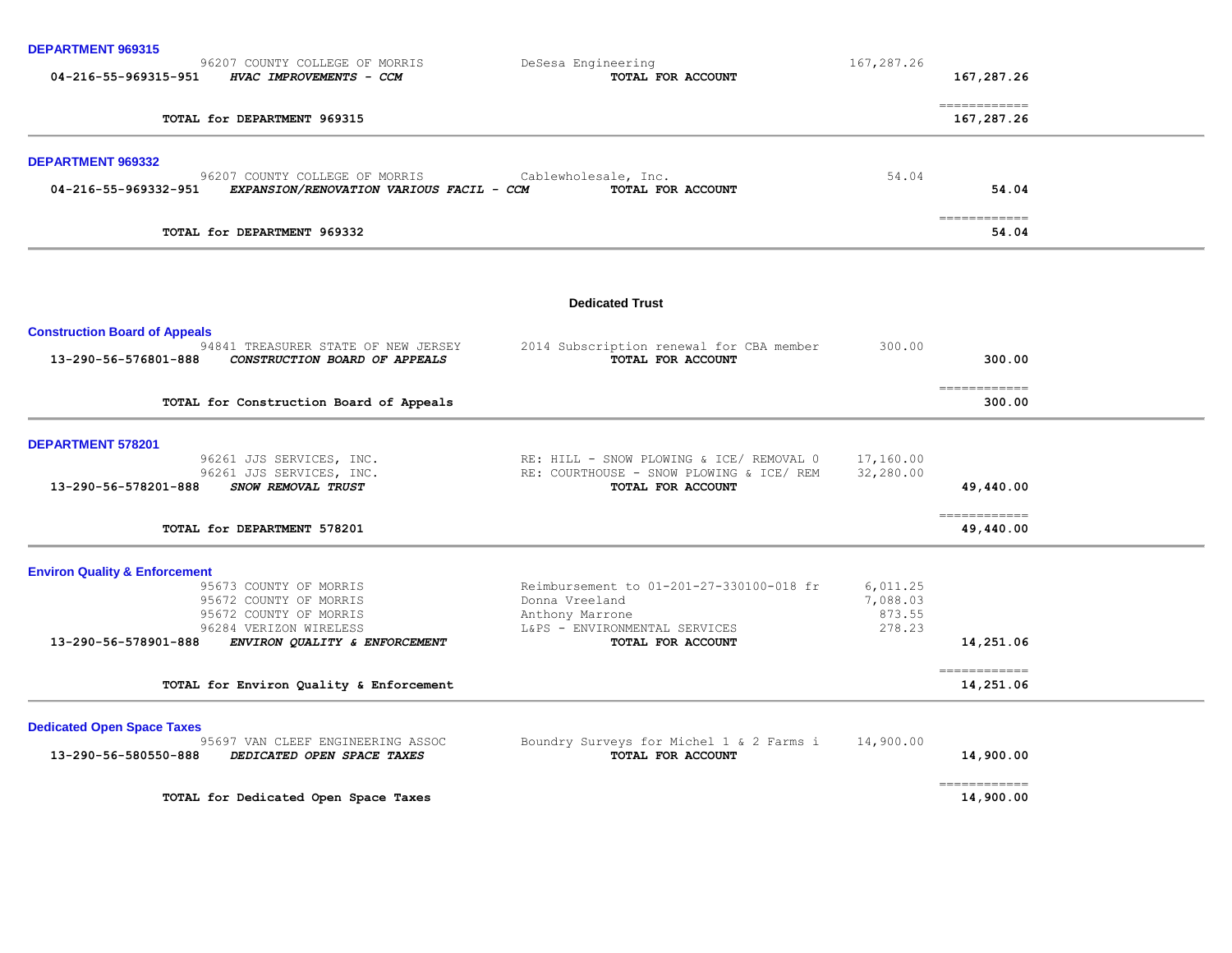## DEPARTMENT 969315

| | | | | |
|---|---|---|---|---|
| | 96207 COUNTY COLLEGE OF MORRIS | DeSesa Engineering | 167,287.26 | |
| 04-216-55-969315-951 | *HVAC IMPROVEMENTS - CCM* | **TOTAL FOR ACCOUNT** | | **167,287.26** |
| | | | | ============ |
| | **TOTAL for DEPARTMENT 969315** | | | **167,287.26** |

## DEPARTMENT 969332

| | | | | |
|---|---|---|---|---|
| | 96207 COUNTY COLLEGE OF MORRIS | Cablewholesale, Inc. | 54.04 | |
| 04-216-55-969332-951 | *EXPANSION/RENOVATION VARIOUS FACIL - CCM* | **TOTAL FOR ACCOUNT** | | **54.04** |
| | | | | ============ |
| | **TOTAL for DEPARTMENT 969332** | | | **54.04** |

# Dedicated Trust

## Construction Board of Appeals

| | | | | |
|---|---|---|---|---|
| | 94841 TREASURER STATE OF NEW JERSEY | 2014 Subscription renewal for CBA member | 300.00 | |
| 13-290-56-576801-888 | *CONSTRUCTION BOARD OF APPEALS* | **TOTAL FOR ACCOUNT** | | **300.00** |
| | | | | ============ |
| | **TOTAL for Construction Board of Appeals** | | | **300.00** |

## DEPARTMENT 578201

| | | | | |
|---|---|---|---|---|
| | 96261 JJS SERVICES, INC. | RE: HILL - SNOW PLOWING & ICE/ REMOVAL 0 | 17,160.00 | |
| | 96261 JJS SERVICES, INC. | RE: COURTHOUSE - SNOW PLOWING & ICE/ REM | 32,280.00 | |
| 13-290-56-578201-888 | *SNOW REMOVAL TRUST* | **TOTAL FOR ACCOUNT** | | **49,440.00** |
| | | | | ============ |
| | **TOTAL for DEPARTMENT 578201** | | | **49,440.00** |

## Environ Quality & Enforcement

| | | | | |
|---|---|---|---|---|
| | 95673 COUNTY OF MORRIS | Reimbursement to 01-201-27-330100-018 fr | 6,011.25 | |
| | 95672 COUNTY OF MORRIS | Donna Vreeland | 7,088.03 | |
| | 95672 COUNTY OF MORRIS | Anthony Marrone | 873.55 | |
| | 96284 VERIZON WIRELESS | L&PS - ENVIRONMENTAL SERVICES | 278.23 | |
| 13-290-56-578901-888 | *ENVIRON QUALITY & ENFORCEMENT* | **TOTAL FOR ACCOUNT** | | **14,251.06** |
| | | | | ============ |
| | **TOTAL for Environ Quality & Enforcement** | | | **14,251.06** |

## Dedicated Open Space Taxes

| | | | | |
|---|---|---|---|---|
| | 95697 VAN CLEEF ENGINEERING ASSOC | Boundry Surveys for Michel 1 & 2 Farms i | 14,900.00 | |
| 13-290-56-580550-888 | *DEDICATED OPEN SPACE TAXES* | **TOTAL FOR ACCOUNT** | | **14,900.00** |
| | | | | ============ |
| | **TOTAL for Dedicated Open Space Taxes** | | | **14,900.00** |